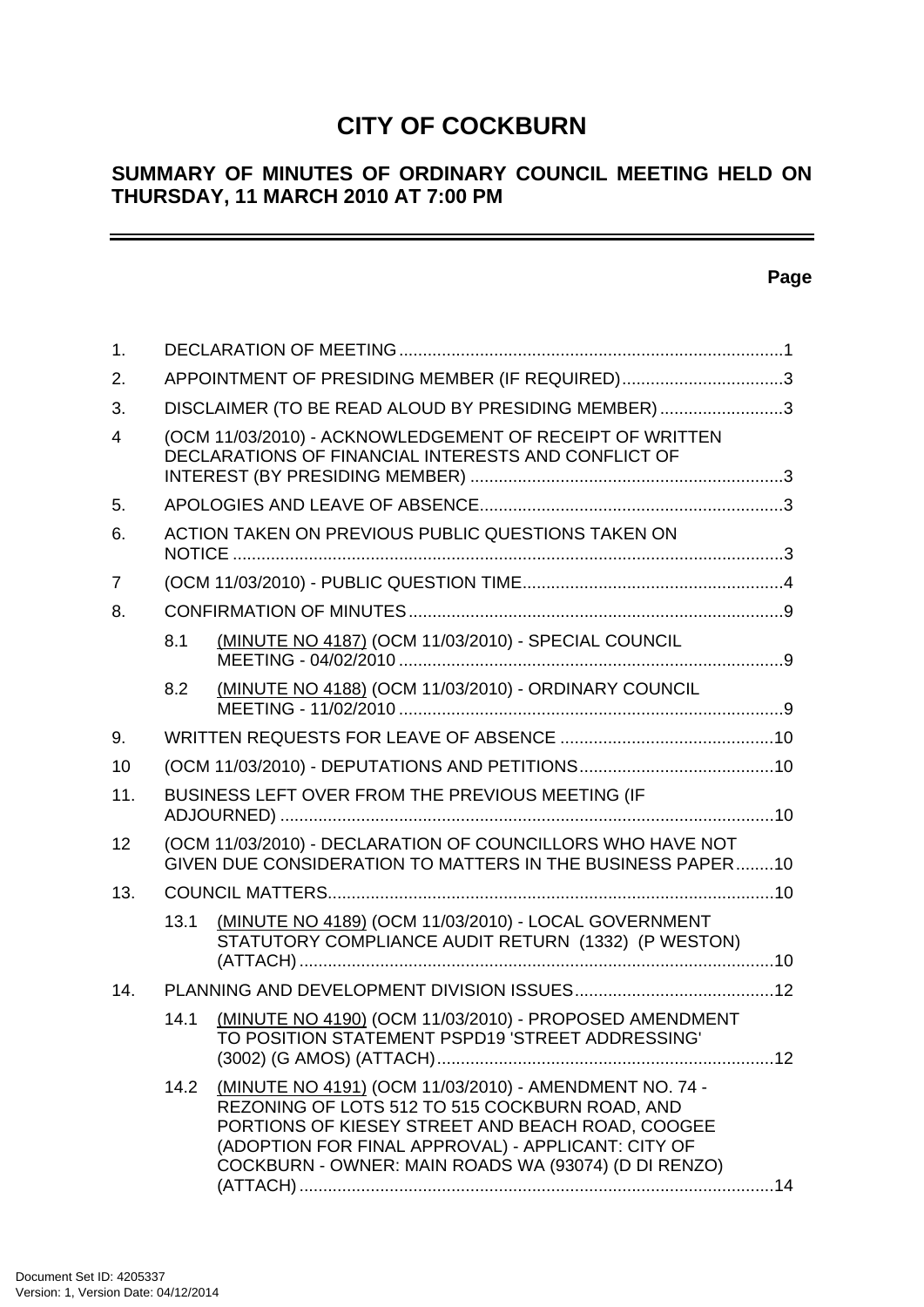# CITY OF COCKBURN

## SUMMARY OF MINUTES OF ORDINARY COUNCIL MEETING HELD ON THURSDAY, 11 MARCH 2010 AT 7:00 PM

---

**Page**

1. DECLARATION OF MEETING ................................................................................1
2. APPOINTMENT OF PRESIDING MEMBER (IF REQUIRED)..................................3
3. DISCLAIMER (TO BE READ ALOUD BY PRESIDING MEMBER) ..........................3
4 (OCM 11/03/2010) - ACKNOWLEDGEMENT OF RECEIPT OF WRITTEN DECLARATIONS OF FINANCIAL INTERESTS AND CONFLICT OF INTEREST (BY PRESIDING MEMBER) ..................................................................3
5. APOLOGIES AND LEAVE OF ABSENCE................................................................3
6. ACTION TAKEN ON PREVIOUS PUBLIC QUESTIONS TAKEN ON NOTICE ....................................................................................................................3
7 (OCM 11/03/2010) - PUBLIC QUESTION TIME.......................................................4
8. CONFIRMATION OF MINUTES...............................................................................9
   - 8.1 (MINUTE NO 4187) (OCM 11/03/2010) - SPECIAL COUNCIL MEETING - 04/02/2010 .................................................................................9
   - 8.2 (MINUTE NO 4188) (OCM 11/03/2010) - ORDINARY COUNCIL MEETING - 11/02/2010 .................................................................................9
9. WRITTEN REQUESTS FOR LEAVE OF ABSENCE .............................................10
10 (OCM 11/03/2010) - DEPUTATIONS AND PETITIONS.........................................10
11. BUSINESS LEFT OVER FROM THE PREVIOUS MEETING (IF ADJOURNED) ........................................................................................................10
12 (OCM 11/03/2010) - DECLARATION OF COUNCILLORS WHO HAVE NOT GIVEN DUE CONSIDERATION TO MATTERS IN THE BUSINESS PAPER........10
13. COUNCIL MATTERS.............................................................................................10
   - 13.1 (MINUTE NO 4189) (OCM 11/03/2010) - LOCAL GOVERNMENT STATUTORY COMPLIANCE AUDIT RETURN (1332) (P WESTON) (ATTACH) ....................................................................................................10
14. PLANNING AND DEVELOPMENT DIVISION ISSUES..........................................12
   - 14.1 (MINUTE NO 4190) (OCM 11/03/2010) - PROPOSED AMENDMENT TO POSITION STATEMENT PSPD19 'STREET ADDRESSING' (3002) (G AMOS) (ATTACH).......................................................................12
   - 14.2 (MINUTE NO 4191) (OCM 11/03/2010) - AMENDMENT NO. 74 - REZONING OF LOTS 512 TO 515 COCKBURN ROAD, AND PORTIONS OF KIESEY STREET AND BEACH ROAD, COOGEE (ADOPTION FOR FINAL APPROVAL) - APPLICANT: CITY OF COCKBURN - OWNER: MAIN ROADS WA (93074) (D DI RENZO) (ATTACH) ....................................................................................................14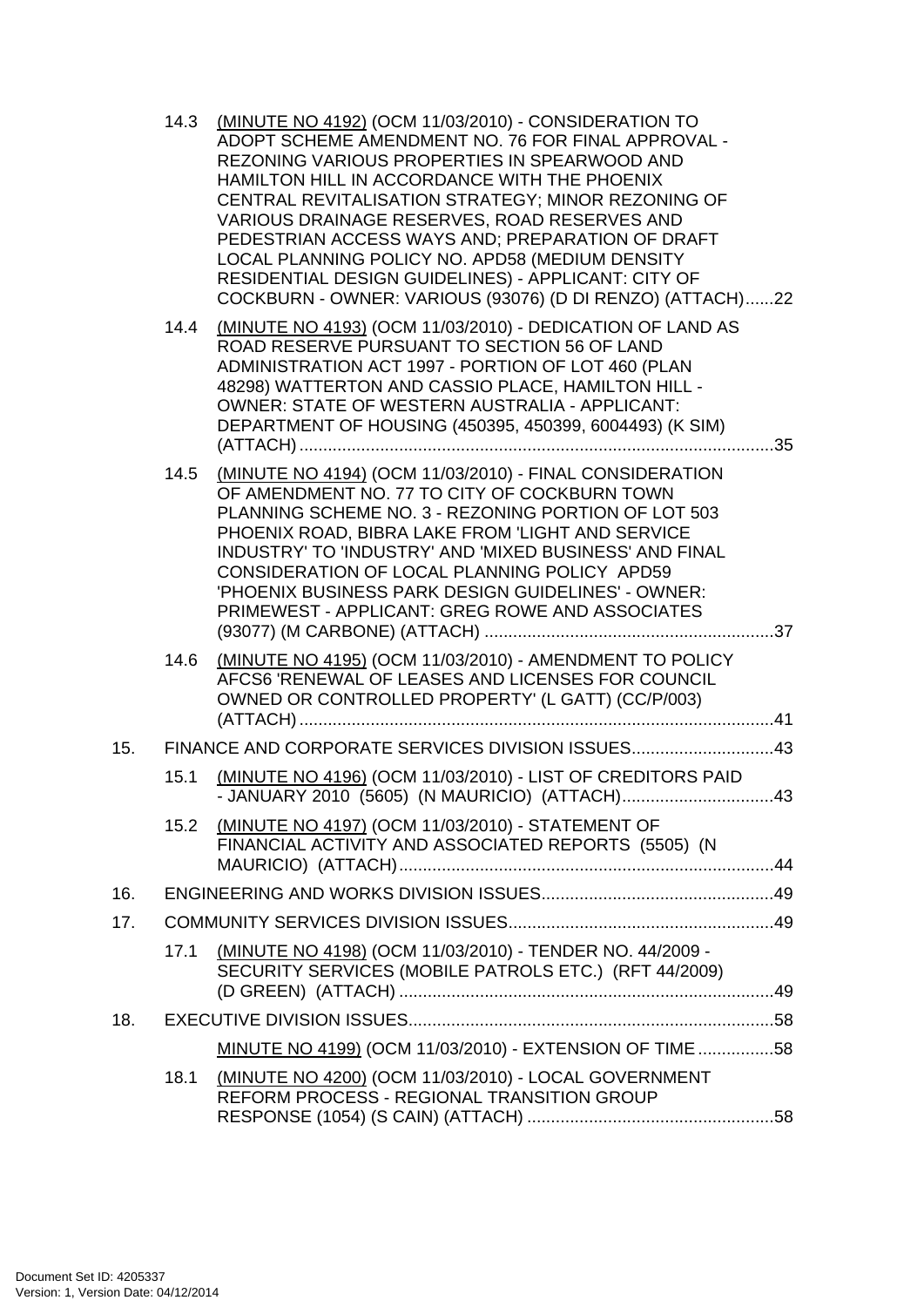14.3 (MINUTE NO 4192) (OCM 11/03/2010) - CONSIDERATION TO ADOPT SCHEME AMENDMENT NO. 76 FOR FINAL APPROVAL - REZONING VARIOUS PROPERTIES IN SPEARWOOD AND HAMILTON HILL IN ACCORDANCE WITH THE PHOENIX CENTRAL REVITALISATION STRATEGY; MINOR REZONING OF VARIOUS DRAINAGE RESERVES, ROAD RESERVES AND PEDESTRIAN ACCESS WAYS AND; PREPARATION OF DRAFT LOCAL PLANNING POLICY NO. APD58 (MEDIUM DENSITY RESIDENTIAL DESIGN GUIDELINES) - APPLICANT: CITY OF COCKBURN - OWNER: VARIOUS (93076) (D DI RENZO) (ATTACH)......22

14.4 (MINUTE NO 4193) (OCM 11/03/2010) - DEDICATION OF LAND AS ROAD RESERVE PURSUANT TO SECTION 56 OF LAND ADMINISTRATION ACT 1997 - PORTION OF LOT 460 (PLAN 48298) WATTERTON AND CASSIO PLACE, HAMILTON HILL - OWNER: STATE OF WESTERN AUSTRALIA - APPLICANT: DEPARTMENT OF HOUSING (450395, 450399, 6004493) (K SIM) (ATTACH)......35

14.5 (MINUTE NO 4194) (OCM 11/03/2010) - FINAL CONSIDERATION OF AMENDMENT NO. 77 TO CITY OF COCKBURN TOWN PLANNING SCHEME NO. 3 - REZONING PORTION OF LOT 503 PHOENIX ROAD, BIBRA LAKE FROM 'LIGHT AND SERVICE INDUSTRY' TO 'INDUSTRY' AND 'MIXED BUSINESS' AND FINAL CONSIDERATION OF LOCAL PLANNING POLICY APD59 'PHOENIX BUSINESS PARK DESIGN GUIDELINES' - OWNER: PRIMEWEST - APPLICANT: GREG ROWE AND ASSOCIATES (93077) (M CARBONE) (ATTACH)......37

14.6 (MINUTE NO 4195) (OCM 11/03/2010) - AMENDMENT TO POLICY AFCS6 'RENEWAL OF LEASES AND LICENSES FOR COUNCIL OWNED OR CONTROLLED PROPERTY' (L GATT) (CC/P/003) (ATTACH)......41

15. FINANCE AND CORPORATE SERVICES DIVISION ISSUES......43

15.1 (MINUTE NO 4196) (OCM 11/03/2010) - LIST OF CREDITORS PAID - JANUARY 2010 (5605) (N MAURICIO) (ATTACH)......43

15.2 (MINUTE NO 4197) (OCM 11/03/2010) - STATEMENT OF FINANCIAL ACTIVITY AND ASSOCIATED REPORTS (5505) (N MAURICIO) (ATTACH)......44

16. ENGINEERING AND WORKS DIVISION ISSUES......49

17. COMMUNITY SERVICES DIVISION ISSUES......49

17.1 (MINUTE NO 4198) (OCM 11/03/2010) - TENDER NO. 44/2009 - SECURITY SERVICES (MOBILE PATROLS ETC.) (RFT 44/2009) (D GREEN) (ATTACH)......49

18. EXECUTIVE DIVISION ISSUES......58

MINUTE NO 4199) (OCM 11/03/2010) - EXTENSION OF TIME......58

18.1 (MINUTE NO 4200) (OCM 11/03/2010) - LOCAL GOVERNMENT REFORM PROCESS - REGIONAL TRANSITION GROUP RESPONSE (1054) (S CAIN) (ATTACH)......58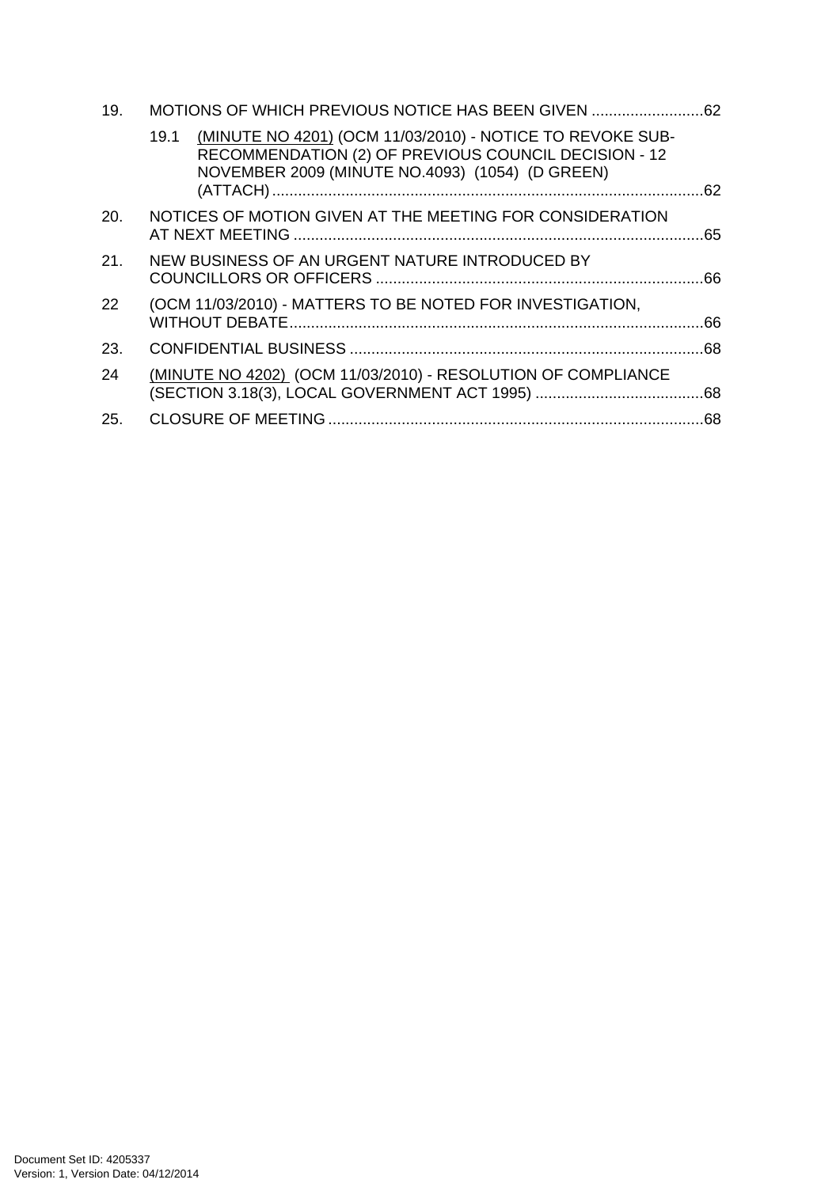19. MOTIONS OF WHICH PREVIOUS NOTICE HAS BEEN GIVEN ..........................62

   19.1 (MINUTE NO 4201) (OCM 11/03/2010) - NOTICE TO REVOKE SUB-RECOMMENDATION (2) OF PREVIOUS COUNCIL DECISION - 12 NOVEMBER 2009 (MINUTE NO.4093) (1054) (D GREEN) (ATTACH) ....................................................................................................62

20. NOTICES OF MOTION GIVEN AT THE MEETING FOR CONSIDERATION AT NEXT MEETING ..............................................................................................65

21. NEW BUSINESS OF AN URGENT NATURE INTRODUCED BY COUNCILLORS OR OFFICERS ...........................................................................66

22 (OCM 11/03/2010) - MATTERS TO BE NOTED FOR INVESTIGATION, WITHOUT DEBATE................................................................................................66

23. CONFIDENTIAL BUSINESS ..................................................................................68

24 (MINUTE NO 4202) (OCM 11/03/2010) - RESOLUTION OF COMPLIANCE (SECTION 3.18(3), LOCAL GOVERNMENT ACT 1995) .......................................68

25. CLOSURE OF MEETING .......................................................................................68

Document Set ID: 4205337
Version: 1, Version Date: 04/12/2014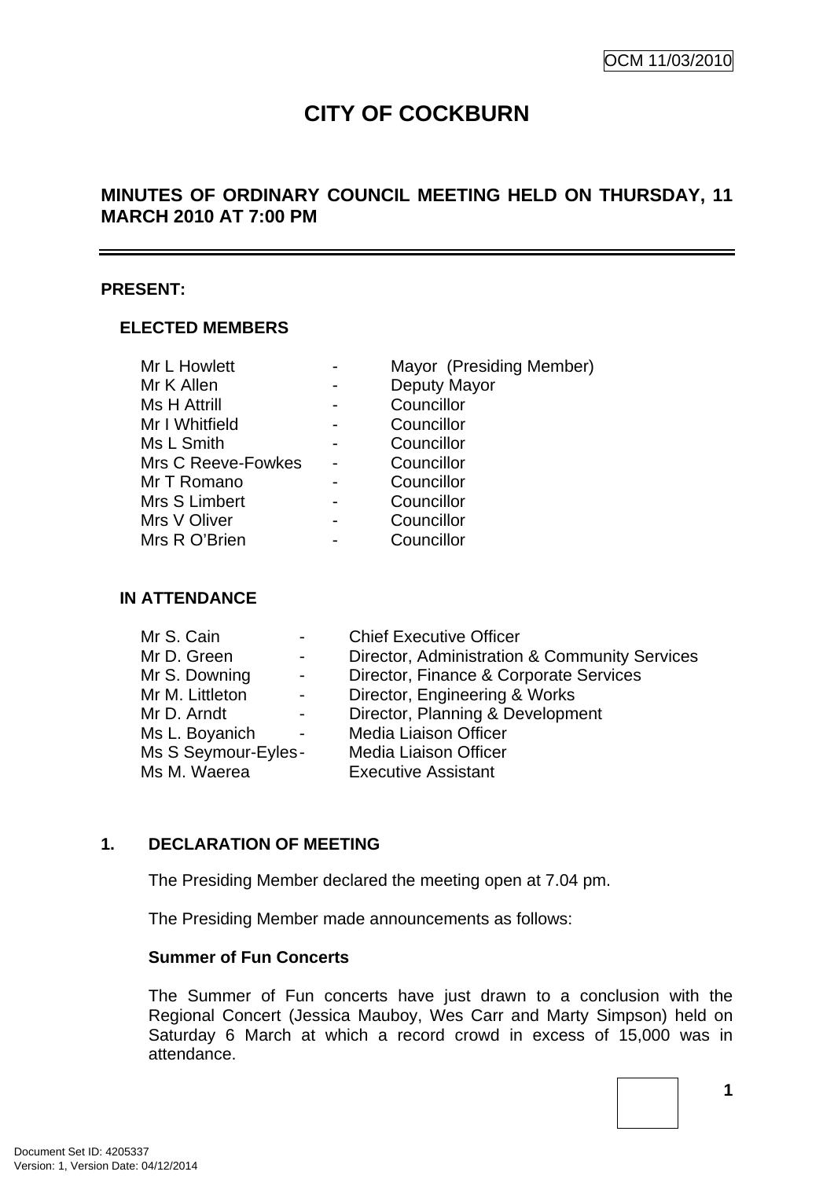OCM 11/03/2010

# CITY OF COCKBURN

## MINUTES OF ORDINARY COUNCIL MEETING HELD ON THURSDAY, 11 MARCH 2010 AT 7:00 PM

**PRESENT:**

### ELECTED MEMBERS

| | | |
|---|---|---|
| Mr L Howlett | - | Mayor (Presiding Member) |
| Mr K Allen | - | Deputy Mayor |
| Ms H Attrill | - | Councillor |
| Mr I Whitfield | - | Councillor |
| Ms L Smith | - | Councillor |
| Mrs C Reeve-Fowkes | - | Councillor |
| Mr T Romano | - | Councillor |
| Mrs S Limbert | - | Councillor |
| Mrs V Oliver | - | Councillor |
| Mrs R O'Brien | - | Councillor |

### IN ATTENDANCE

| | | |
|---|---|---|
| Mr S. Cain | - | Chief Executive Officer |
| Mr D. Green | - | Director, Administration & Community Services |
| Mr S. Downing | - | Director, Finance & Corporate Services |
| Mr M. Littleton | - | Director, Engineering & Works |
| Mr D. Arndt | - | Director, Planning & Development |
| Ms L. Boyanich | - | Media Liaison Officer |
| Ms S Seymour-Eyles | - | Media Liaison Officer |
| Ms M. Waerea | | Executive Assistant |

**1. DECLARATION OF MEETING**

The Presiding Member declared the meeting open at 7.04 pm.

The Presiding Member made announcements as follows:

**Summer of Fun Concerts**

The Summer of Fun concerts have just drawn to a conclusion with the Regional Concert (Jessica Mauboy, Wes Carr and Marty Simpson) held on Saturday 6 March at which a record crowd in excess of 15,000 was in attendance.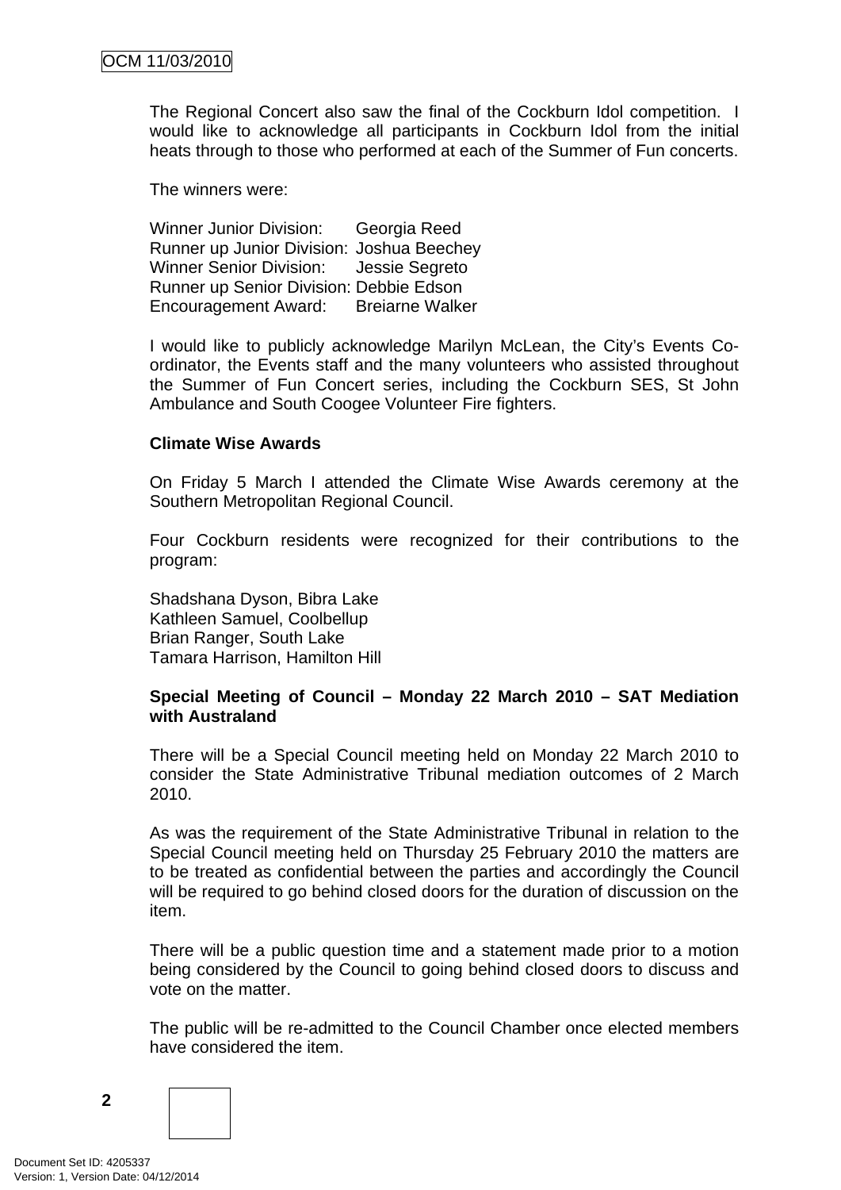The Regional Concert also saw the final of the Cockburn Idol competition. I would like to acknowledge all participants in Cockburn Idol from the initial heats through to those who performed at each of the Summer of Fun concerts.

The winners were:

Winner Junior Division: Georgia Reed
Runner up Junior Division: Joshua Beechey
Winner Senior Division: Jessie Segreto
Runner up Senior Division: Debbie Edson
Encouragement Award: Breiarne Walker

I would like to publicly acknowledge Marilyn McLean, the City's Events Co-ordinator, the Events staff and the many volunteers who assisted throughout the Summer of Fun Concert series, including the Cockburn SES, St John Ambulance and South Coogee Volunteer Fire fighters.

**Climate Wise Awards**

On Friday 5 March I attended the Climate Wise Awards ceremony at the Southern Metropolitan Regional Council.

Four Cockburn residents were recognized for their contributions to the program:

Shadshana Dyson, Bibra Lake
Kathleen Samuel, Coolbellup
Brian Ranger, South Lake
Tamara Harrison, Hamilton Hill

**Special Meeting of Council – Monday 22 March 2010 – SAT Mediation with Australand**

There will be a Special Council meeting held on Monday 22 March 2010 to consider the State Administrative Tribunal mediation outcomes of 2 March 2010.

As was the requirement of the State Administrative Tribunal in relation to the Special Council meeting held on Thursday 25 February 2010 the matters are to be treated as confidential between the parties and accordingly the Council will be required to go behind closed doors for the duration of discussion on the item.

There will be a public question time and a statement made prior to a motion being considered by the Council to going behind closed doors to discuss and vote on the matter.

The public will be re-admitted to the Council Chamber once elected members have considered the item.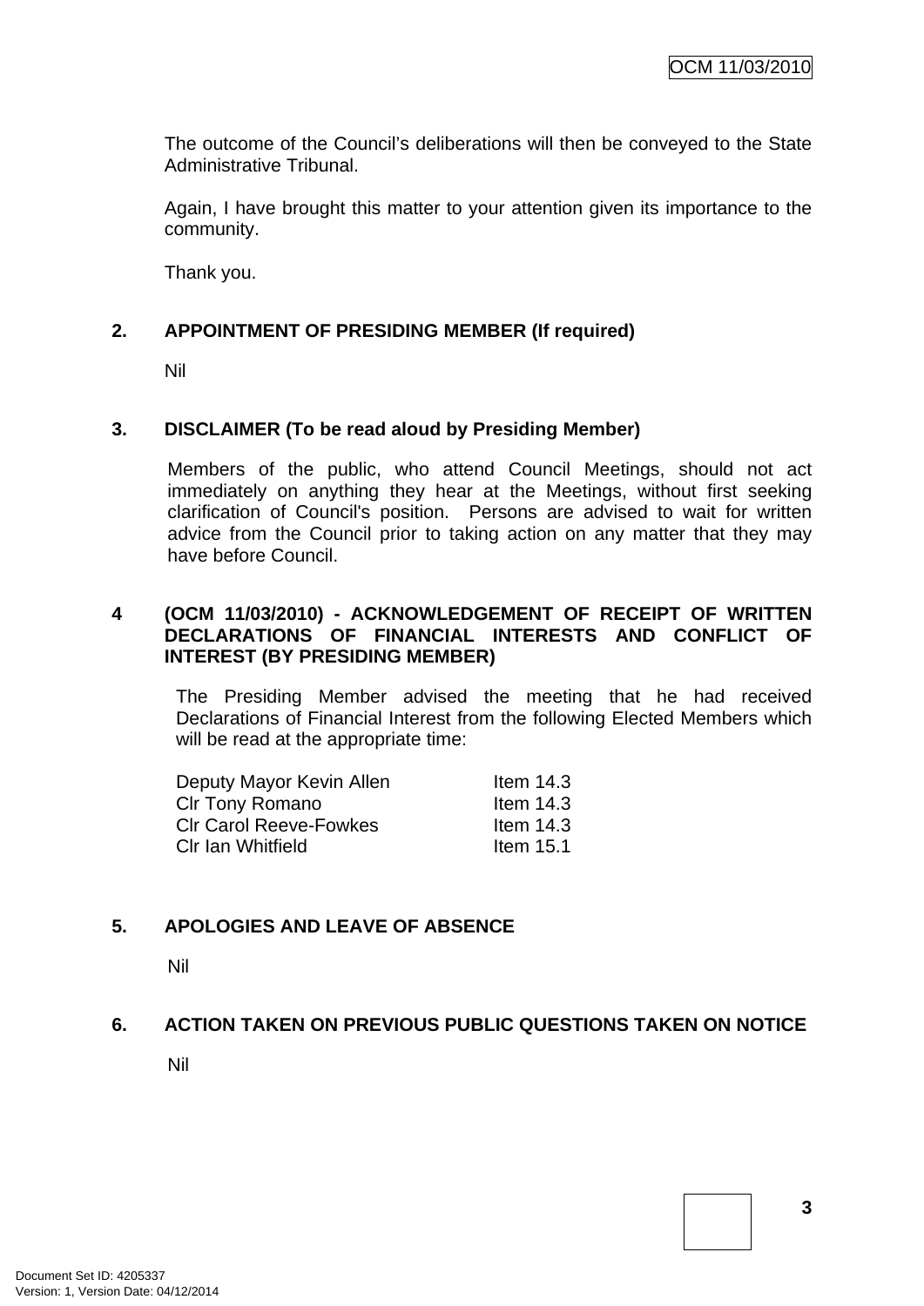The outcome of the Council's deliberations will then be conveyed to the State Administrative Tribunal.

Again, I have brought this matter to your attention given its importance to the community.

Thank you.

## 2. APPOINTMENT OF PRESIDING MEMBER (If required)

Nil

## 3. DISCLAIMER (To be read aloud by Presiding Member)

Members of the public, who attend Council Meetings, should not act immediately on anything they hear at the Meetings, without first seeking clarification of Council's position. Persons are advised to wait for written advice from the Council prior to taking action on any matter that they may have before Council.

## 4 (OCM 11/03/2010) - ACKNOWLEDGEMENT OF RECEIPT OF WRITTEN DECLARATIONS OF FINANCIAL INTERESTS AND CONFLICT OF INTEREST (BY PRESIDING MEMBER)

The Presiding Member advised the meeting that he had received Declarations of Financial Interest from the following Elected Members which will be read at the appropriate time:

| | |
|---|---|
| Deputy Mayor Kevin Allen | Item 14.3 |
| Clr Tony Romano | Item 14.3 |
| Clr Carol Reeve-Fowkes | Item 14.3 |
| Clr Ian Whitfield | Item 15.1 |

## 5. APOLOGIES AND LEAVE OF ABSENCE

Nil

## 6. ACTION TAKEN ON PREVIOUS PUBLIC QUESTIONS TAKEN ON NOTICE

Nil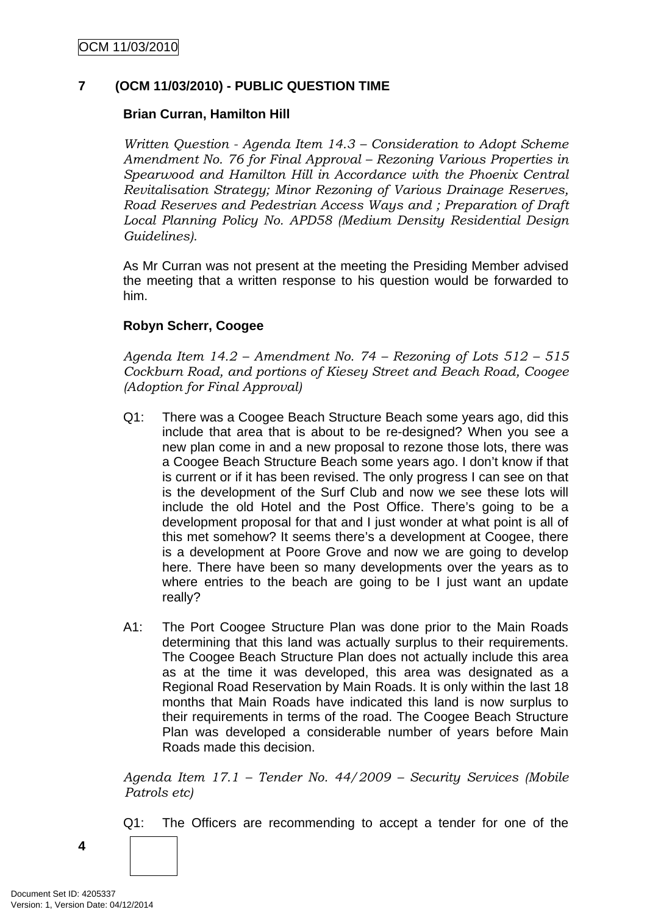## 7 (OCM 11/03/2010) - PUBLIC QUESTION TIME

**Brian Curran, Hamilton Hill**

*Written Question - Agenda Item 14.3 – Consideration to Adopt Scheme Amendment No. 76 for Final Approval – Rezoning Various Properties in Spearwood and Hamilton Hill in Accordance with the Phoenix Central Revitalisation Strategy; Minor Rezoning of Various Drainage Reserves, Road Reserves and Pedestrian Access Ways and ; Preparation of Draft Local Planning Policy No. APD58 (Medium Density Residential Design Guidelines).*

As Mr Curran was not present at the meeting the Presiding Member advised the meeting that a written response to his question would be forwarded to him.

**Robyn Scherr, Coogee**

*Agenda Item 14.2 – Amendment No. 74 – Rezoning of Lots 512 – 515 Cockburn Road, and portions of Kiesey Street and Beach Road, Coogee (Adoption for Final Approval)*

Q1: There was a Coogee Beach Structure Beach some years ago, did this include that area that is about to be re-designed? When you see a new plan come in and a new proposal to rezone those lots, there was a Coogee Beach Structure Beach some years ago. I don't know if that is current or if it has been revised. The only progress I can see on that is the development of the Surf Club and now we see these lots will include the old Hotel and the Post Office. There's going to be a development proposal for that and I just wonder at what point is all of this met somehow? It seems there's a development at Coogee, there is a development at Poore Grove and now we are going to develop here. There have been so many developments over the years as to where entries to the beach are going to be I just want an update really?

A1: The Port Coogee Structure Plan was done prior to the Main Roads determining that this land was actually surplus to their requirements. The Coogee Beach Structure Plan does not actually include this area as at the time it was developed, this area was designated as a Regional Road Reservation by Main Roads. It is only within the last 18 months that Main Roads have indicated this land is now surplus to their requirements in terms of the road. The Coogee Beach Structure Plan was developed a considerable number of years before Main Roads made this decision.

*Agenda Item 17.1 – Tender No. 44/2009 – Security Services (Mobile Patrols etc)*

Q1: The Officers are recommending to accept a tender for one of the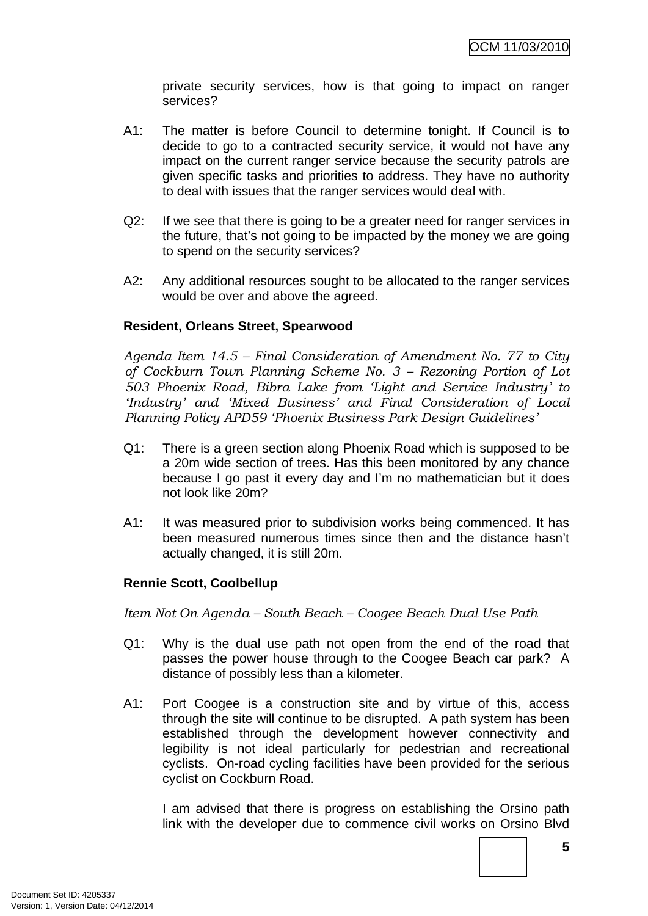private security services, how is that going to impact on ranger services?

A1: The matter is before Council to determine tonight. If Council is to decide to go to a contracted security service, it would not have any impact on the current ranger service because the security patrols are given specific tasks and priorities to address. They have no authority to deal with issues that the ranger services would deal with.

Q2: If we see that there is going to be a greater need for ranger services in the future, that's not going to be impacted by the money we are going to spend on the security services?

A2: Any additional resources sought to be allocated to the ranger services would be over and above the agreed.

**Resident, Orleans Street, Spearwood**

*Agenda Item 14.5 – Final Consideration of Amendment No. 77 to City of Cockburn Town Planning Scheme No. 3 – Rezoning Portion of Lot 503 Phoenix Road, Bibra Lake from 'Light and Service Industry' to 'Industry' and 'Mixed Business' and Final Consideration of Local Planning Policy APD59 'Phoenix Business Park Design Guidelines'*

Q1: There is a green section along Phoenix Road which is supposed to be a 20m wide section of trees. Has this been monitored by any chance because I go past it every day and I'm no mathematician but it does not look like 20m?

A1: It was measured prior to subdivision works being commenced. It has been measured numerous times since then and the distance hasn't actually changed, it is still 20m.

**Rennie Scott, Coolbellup**

*Item Not On Agenda – South Beach – Coogee Beach Dual Use Path*

Q1: Why is the dual use path not open from the end of the road that passes the power house through to the Coogee Beach car park? A distance of possibly less than a kilometer.

A1: Port Coogee is a construction site and by virtue of this, access through the site will continue to be disrupted. A path system has been established through the development however connectivity and legibility is not ideal particularly for pedestrian and recreational cyclists. On-road cycling facilities have been provided for the serious cyclist on Cockburn Road.

I am advised that there is progress on establishing the Orsino path link with the developer due to commence civil works on Orsino Blvd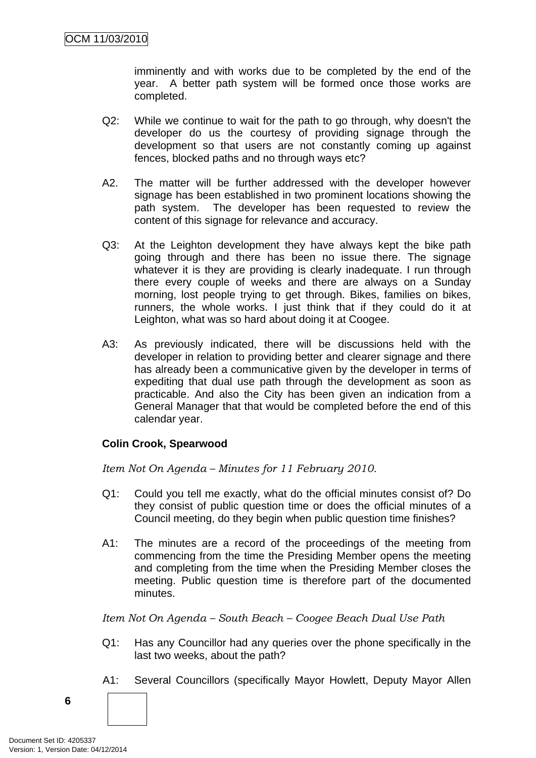imminently and with works due to be completed by the end of the year. A better path system will be formed once those works are completed.

Q2: While we continue to wait for the path to go through, why doesn't the developer do us the courtesy of providing signage through the development so that users are not constantly coming up against fences, blocked paths and no through ways etc?

A2. The matter will be further addressed with the developer however signage has been established in two prominent locations showing the path system. The developer has been requested to review the content of this signage for relevance and accuracy.

Q3: At the Leighton development they have always kept the bike path going through and there has been no issue there. The signage whatever it is they are providing is clearly inadequate. I run through there every couple of weeks and there are always on a Sunday morning, lost people trying to get through. Bikes, families on bikes, runners, the whole works. I just think that if they could do it at Leighton, what was so hard about doing it at Coogee.

A3: As previously indicated, there will be discussions held with the developer in relation to providing better and clearer signage and there has already been a communicative given by the developer in terms of expediting that dual use path through the development as soon as practicable. And also the City has been given an indication from a General Manager that that would be completed before the end of this calendar year.

**Colin Crook, Spearwood**

*Item Not On Agenda – Minutes for 11 February 2010.*

Q1: Could you tell me exactly, what do the official minutes consist of? Do they consist of public question time or does the official minutes of a Council meeting, do they begin when public question time finishes?

A1: The minutes are a record of the proceedings of the meeting from commencing from the time the Presiding Member opens the meeting and completing from the time when the Presiding Member closes the meeting. Public question time is therefore part of the documented minutes.

*Item Not On Agenda – South Beach – Coogee Beach Dual Use Path*

Q1: Has any Councillor had any queries over the phone specifically in the last two weeks, about the path?

A1: Several Councillors (specifically Mayor Howlett, Deputy Mayor Allen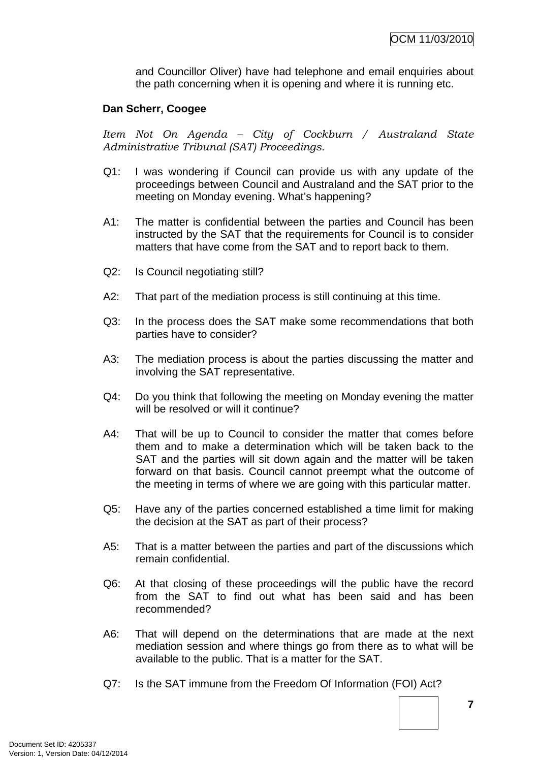and Councillor Oliver) have had telephone and email enquiries about the path concerning when it is opening and where it is running etc.

**Dan Scherr, Coogee**

*Item Not On Agenda – City of Cockburn / Australand State Administrative Tribunal (SAT) Proceedings.*

Q1: I was wondering if Council can provide us with any update of the proceedings between Council and Australand and the SAT prior to the meeting on Monday evening. What's happening?

A1: The matter is confidential between the parties and Council has been instructed by the SAT that the requirements for Council is to consider matters that have come from the SAT and to report back to them.

Q2: Is Council negotiating still?

A2: That part of the mediation process is still continuing at this time.

Q3: In the process does the SAT make some recommendations that both parties have to consider?

A3: The mediation process is about the parties discussing the matter and involving the SAT representative.

Q4: Do you think that following the meeting on Monday evening the matter will be resolved or will it continue?

A4: That will be up to Council to consider the matter that comes before them and to make a determination which will be taken back to the SAT and the parties will sit down again and the matter will be taken forward on that basis. Council cannot preempt what the outcome of the meeting in terms of where we are going with this particular matter.

Q5: Have any of the parties concerned established a time limit for making the decision at the SAT as part of their process?

A5: That is a matter between the parties and part of the discussions which remain confidential.

Q6: At that closing of these proceedings will the public have the record from the SAT to find out what has been said and has been recommended?

A6: That will depend on the determinations that are made at the next mediation session and where things go from there as to what will be available to the public. That is a matter for the SAT.

Q7: Is the SAT immune from the Freedom Of Information (FOI) Act?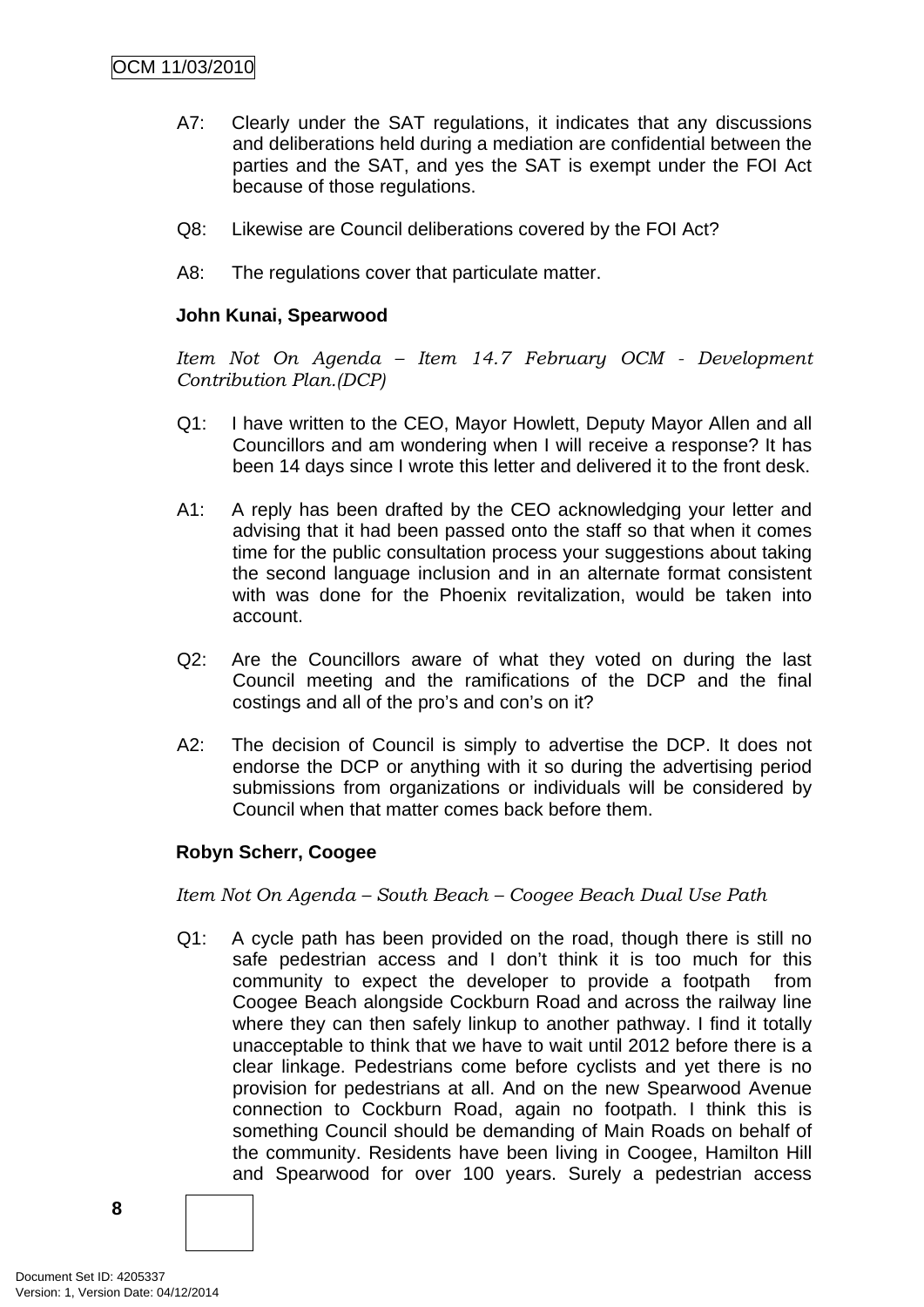A7: Clearly under the SAT regulations, it indicates that any discussions and deliberations held during a mediation are confidential between the parties and the SAT, and yes the SAT is exempt under the FOI Act because of those regulations.

Q8: Likewise are Council deliberations covered by the FOI Act?

A8: The regulations cover that particulate matter.

**John Kunai, Spearwood**

*Item Not On Agenda – Item 14.7 February OCM - Development Contribution Plan.(DCP)*

Q1: I have written to the CEO, Mayor Howlett, Deputy Mayor Allen and all Councillors and am wondering when I will receive a response? It has been 14 days since I wrote this letter and delivered it to the front desk.

A1: A reply has been drafted by the CEO acknowledging your letter and advising that it had been passed onto the staff so that when it comes time for the public consultation process your suggestions about taking the second language inclusion and in an alternate format consistent with was done for the Phoenix revitalization, would be taken into account.

Q2: Are the Councillors aware of what they voted on during the last Council meeting and the ramifications of the DCP and the final costings and all of the pro's and con's on it?

A2: The decision of Council is simply to advertise the DCP. It does not endorse the DCP or anything with it so during the advertising period submissions from organizations or individuals will be considered by Council when that matter comes back before them.

**Robyn Scherr, Coogee**

*Item Not On Agenda – South Beach – Coogee Beach Dual Use Path*

Q1: A cycle path has been provided on the road, though there is still no safe pedestrian access and I don't think it is too much for this community to expect the developer to provide a footpath from Coogee Beach alongside Cockburn Road and across the railway line where they can then safely linkup to another pathway. I find it totally unacceptable to think that we have to wait until 2012 before there is a clear linkage. Pedestrians come before cyclists and yet there is no provision for pedestrians at all. And on the new Spearwood Avenue connection to Cockburn Road, again no footpath. I think this is something Council should be demanding of Main Roads on behalf of the community. Residents have been living in Coogee, Hamilton Hill and Spearwood for over 100 years. Surely a pedestrian access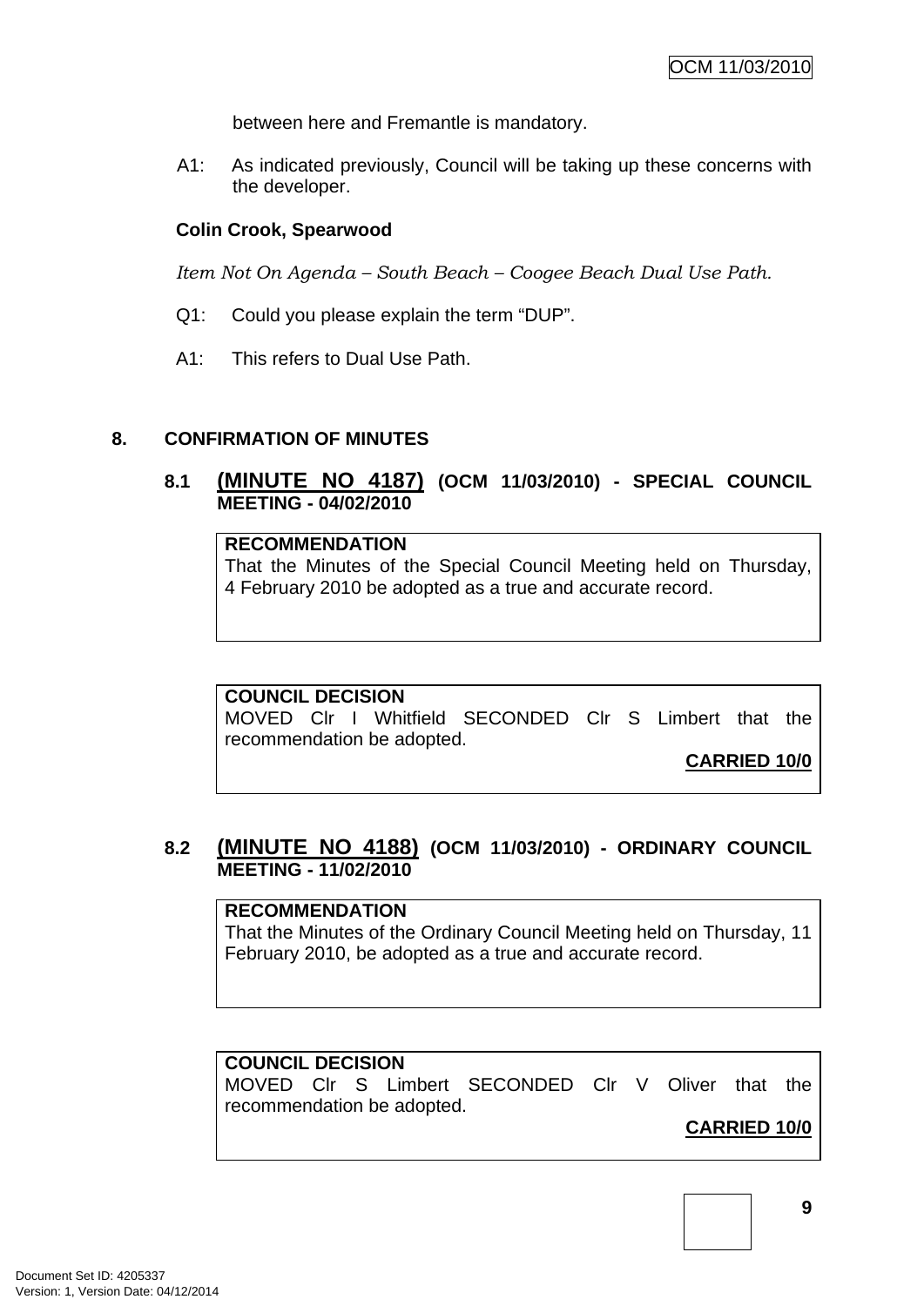between here and Fremantle is mandatory.

A1: As indicated previously, Council will be taking up these concerns with the developer.

**Colin Crook, Spearwood**

*Item Not On Agenda – South Beach – Coogee Beach Dual Use Path.*

Q1: Could you please explain the term "DUP".

A1: This refers to Dual Use Path.

## 8. CONFIRMATION OF MINUTES

### 8.1 (MINUTE NO 4187) (OCM 11/03/2010) - SPECIAL COUNCIL MEETING - 04/02/2010

**RECOMMENDATION**
That the Minutes of the Special Council Meeting held on Thursday, 4 February 2010 be adopted as a true and accurate record.

**COUNCIL DECISION**
MOVED Clr I Whitfield SECONDED Clr S Limbert that the recommendation be adopted.

**CARRIED 10/0**

### 8.2 (MINUTE NO 4188) (OCM 11/03/2010) - ORDINARY COUNCIL MEETING - 11/02/2010

**RECOMMENDATION**
That the Minutes of the Ordinary Council Meeting held on Thursday, 11 February 2010, be adopted as a true and accurate record.

**COUNCIL DECISION**
MOVED Clr S Limbert SECONDED Clr V Oliver that the recommendation be adopted.

**CARRIED 10/0**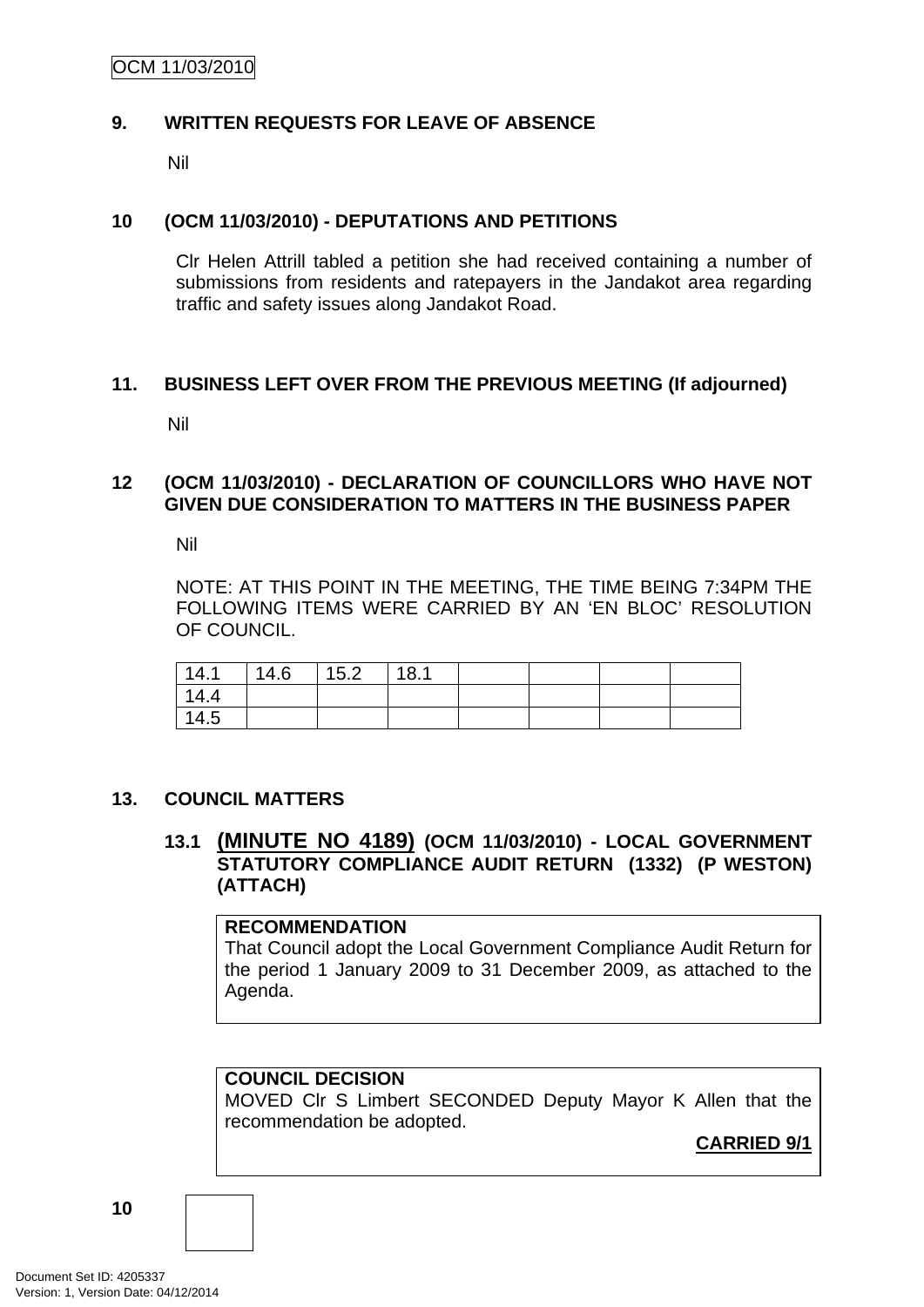## 9. WRITTEN REQUESTS FOR LEAVE OF ABSENCE

Nil

## 10 (OCM 11/03/2010) - DEPUTATIONS AND PETITIONS

Clr Helen Attrill tabled a petition she had received containing a number of submissions from residents and ratepayers in the Jandakot area regarding traffic and safety issues along Jandakot Road.

## 11. BUSINESS LEFT OVER FROM THE PREVIOUS MEETING (If adjourned)

Nil

## 12 (OCM 11/03/2010) - DECLARATION OF COUNCILLORS WHO HAVE NOT GIVEN DUE CONSIDERATION TO MATTERS IN THE BUSINESS PAPER

Nil

NOTE: AT THIS POINT IN THE MEETING, THE TIME BEING 7:34PM THE FOLLOWING ITEMS WERE CARRIED BY AN 'EN BLOC' RESOLUTION OF COUNCIL.

| 14.1 | 14.6 | 15.2 | 18.1 | | | | |
|---|---|---|---|---|---|---|---|
| 14.4 | | | | | | | |
| 14.5 | | | | | | | |

## 13. COUNCIL MATTERS

### 13.1 (MINUTE NO 4189) (OCM 11/03/2010) - LOCAL GOVERNMENT STATUTORY COMPLIANCE AUDIT RETURN (1332) (P WESTON) (ATTACH)

**RECOMMENDATION**
That Council adopt the Local Government Compliance Audit Return for the period 1 January 2009 to 31 December 2009, as attached to the Agenda.

**COUNCIL DECISION**
MOVED Clr S Limbert SECONDED Deputy Mayor K Allen that the recommendation be adopted.

**CARRIED 9/1**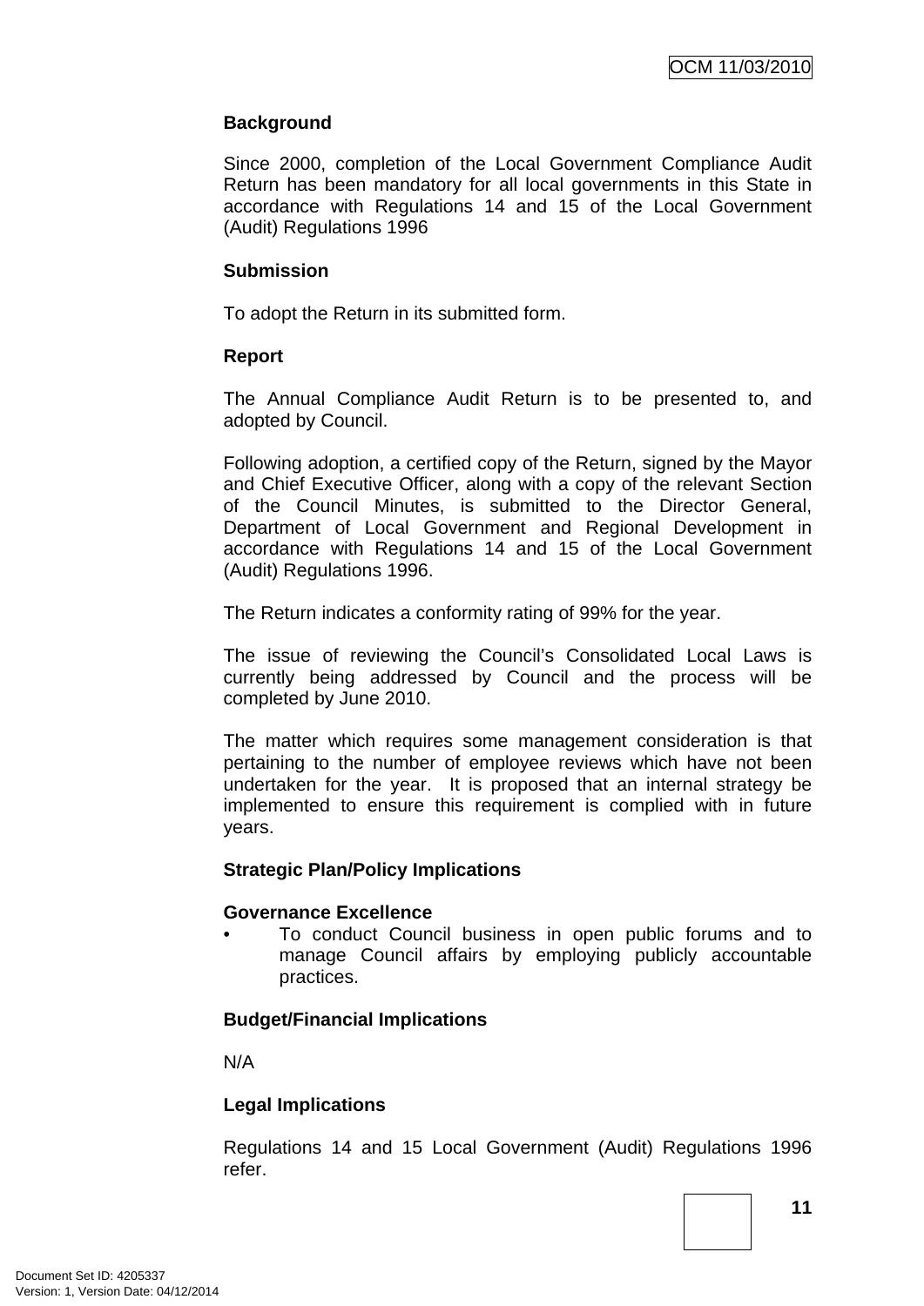**Background**

Since 2000, completion of the Local Government Compliance Audit Return has been mandatory for all local governments in this State in accordance with Regulations 14 and 15 of the Local Government (Audit) Regulations 1996

**Submission**

To adopt the Return in its submitted form.

**Report**

The Annual Compliance Audit Return is to be presented to, and adopted by Council.

Following adoption, a certified copy of the Return, signed by the Mayor and Chief Executive Officer, along with a copy of the relevant Section of the Council Minutes, is submitted to the Director General, Department of Local Government and Regional Development in accordance with Regulations 14 and 15 of the Local Government (Audit) Regulations 1996.

The Return indicates a conformity rating of 99% for the year.

The issue of reviewing the Council's Consolidated Local Laws is currently being addressed by Council and the process will be completed by June 2010.

The matter which requires some management consideration is that pertaining to the number of employee reviews which have not been undertaken for the year. It is proposed that an internal strategy be implemented to ensure this requirement is complied with in future years.

**Strategic Plan/Policy Implications**

**Governance Excellence**

- To conduct Council business in open public forums and to manage Council affairs by employing publicly accountable practices.

**Budget/Financial Implications**

N/A

**Legal Implications**

Regulations 14 and 15 Local Government (Audit) Regulations 1996 refer.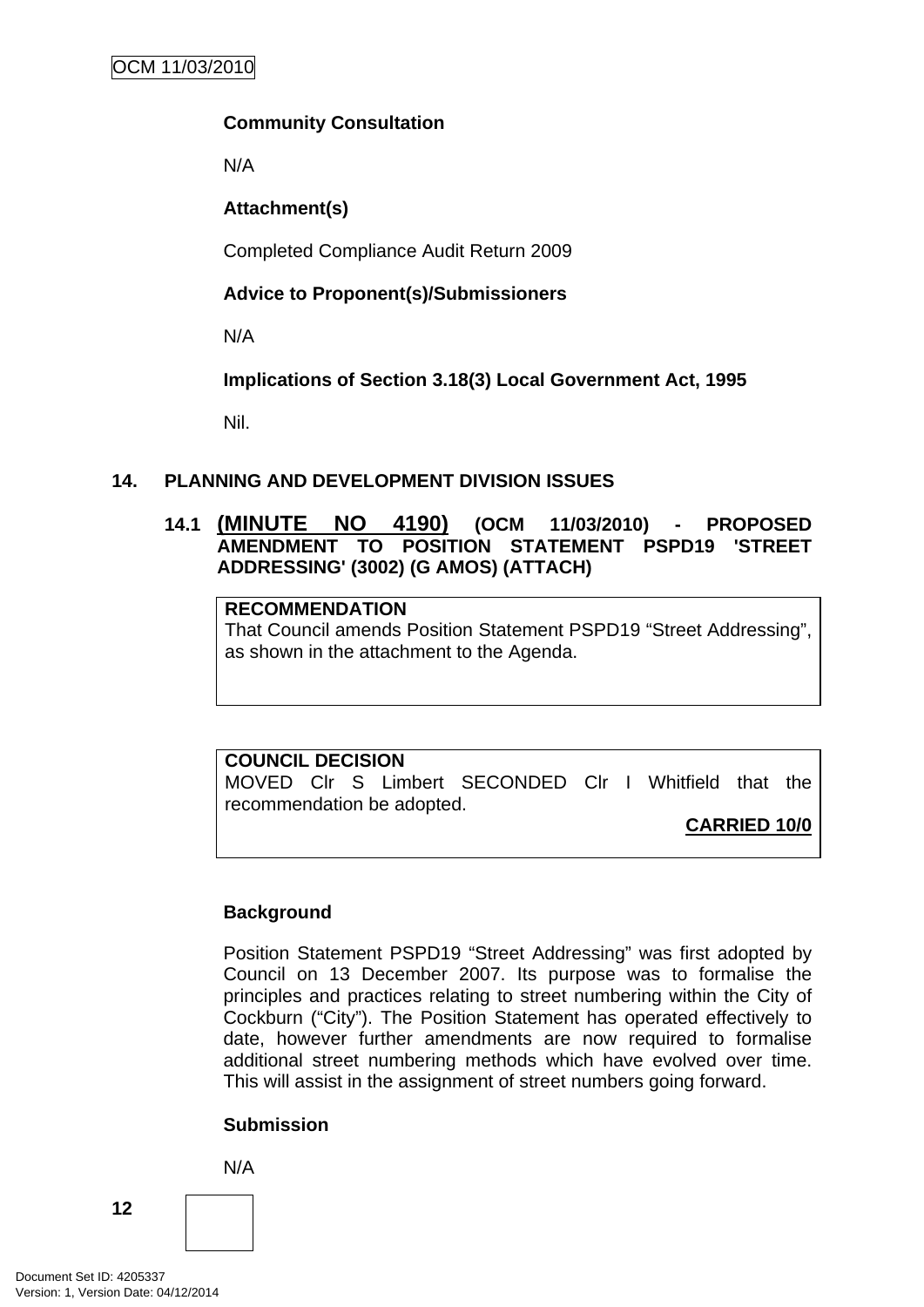**Community Consultation**

N/A

**Attachment(s)**

Completed Compliance Audit Return 2009

**Advice to Proponent(s)/Submissioners**

N/A

**Implications of Section 3.18(3) Local Government Act, 1995**

Nil.

## 14. PLANNING AND DEVELOPMENT DIVISION ISSUES

### 14.1 (MINUTE NO 4190) (OCM 11/03/2010) - PROPOSED AMENDMENT TO POSITION STATEMENT PSPD19 'STREET ADDRESSING' (3002) (G AMOS) (ATTACH)

**RECOMMENDATION**
That Council amends Position Statement PSPD19 "Street Addressing", as shown in the attachment to the Agenda.

**COUNCIL DECISION**
MOVED Clr S Limbert SECONDED Clr I Whitfield that the recommendation be adopted.

**CARRIED 10/0**

**Background**

Position Statement PSPD19 "Street Addressing" was first adopted by Council on 13 December 2007. Its purpose was to formalise the principles and practices relating to street numbering within the City of Cockburn ("City"). The Position Statement has operated effectively to date, however further amendments are now required to formalise additional street numbering methods which have evolved over time. This will assist in the assignment of street numbers going forward.

**Submission**

N/A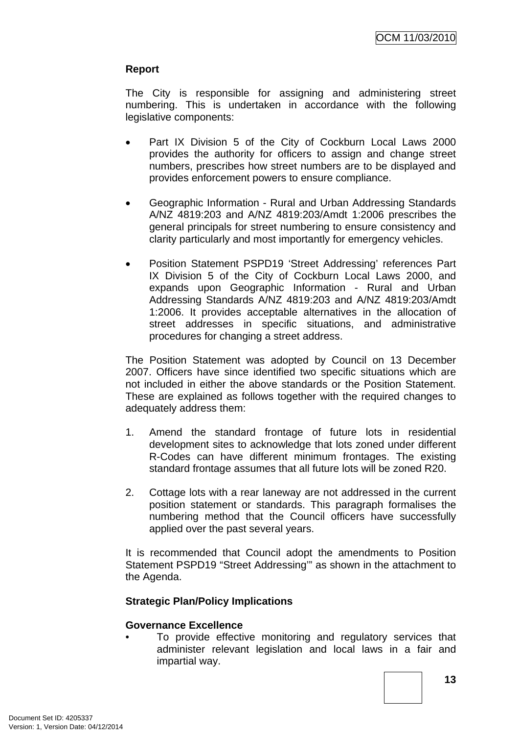**Report**

The City is responsible for assigning and administering street numbering. This is undertaken in accordance with the following legislative components:

- Part IX Division 5 of the City of Cockburn Local Laws 2000 provides the authority for officers to assign and change street numbers, prescribes how street numbers are to be displayed and provides enforcement powers to ensure compliance.

- Geographic Information - Rural and Urban Addressing Standards A/NZ 4819:203 and A/NZ 4819:203/Amdt 1:2006 prescribes the general principals for street numbering to ensure consistency and clarity particularly and most importantly for emergency vehicles.

- Position Statement PSPD19 'Street Addressing' references Part IX Division 5 of the City of Cockburn Local Laws 2000, and expands upon Geographic Information - Rural and Urban Addressing Standards A/NZ 4819:203 and A/NZ 4819:203/Amdt 1:2006. It provides acceptable alternatives in the allocation of street addresses in specific situations, and administrative procedures for changing a street address.

The Position Statement was adopted by Council on 13 December 2007. Officers have since identified two specific situations which are not included in either the above standards or the Position Statement. These are explained as follows together with the required changes to adequately address them:

1. Amend the standard frontage of future lots in residential development sites to acknowledge that lots zoned under different R-Codes can have different minimum frontages. The existing standard frontage assumes that all future lots will be zoned R20.

2. Cottage lots with a rear laneway are not addressed in the current position statement or standards. This paragraph formalises the numbering method that the Council officers have successfully applied over the past several years.

It is recommended that Council adopt the amendments to Position Statement PSPD19 "Street Addressing'" as shown in the attachment to the Agenda.

**Strategic Plan/Policy Implications**

**Governance Excellence**

- To provide effective monitoring and regulatory services that administer relevant legislation and local laws in a fair and impartial way.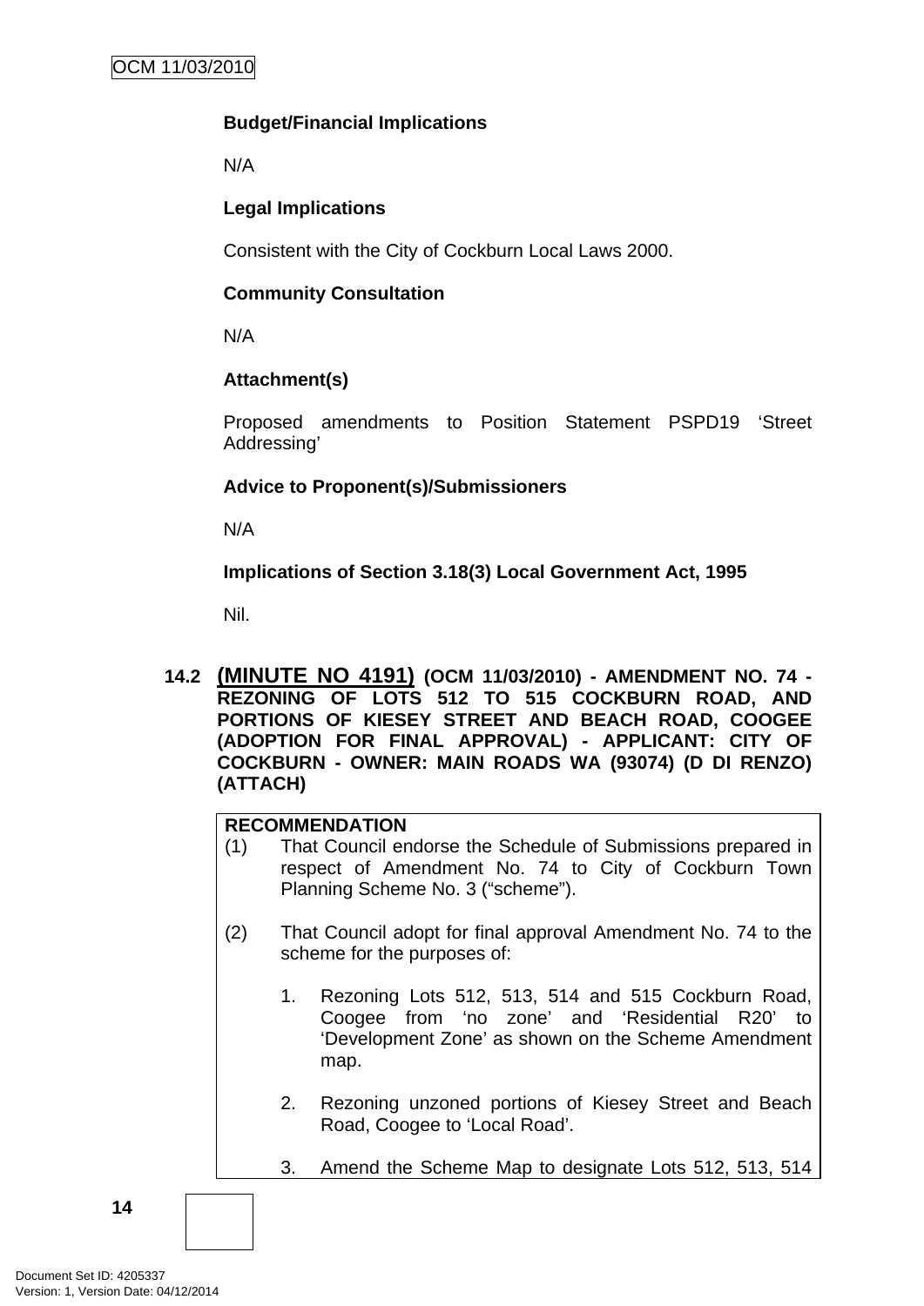**Budget/Financial Implications**

N/A

**Legal Implications**

Consistent with the City of Cockburn Local Laws 2000.

**Community Consultation**

N/A

**Attachment(s)**

Proposed amendments to Position Statement PSPD19 'Street Addressing'

**Advice to Proponent(s)/Submissioners**

N/A

**Implications of Section 3.18(3) Local Government Act, 1995**

Nil.

### 14.2 (MINUTE NO 4191) (OCM 11/03/2010) - AMENDMENT NO. 74 - REZONING OF LOTS 512 TO 515 COCKBURN ROAD, AND PORTIONS OF KIESEY STREET AND BEACH ROAD, COOGEE (ADOPTION FOR FINAL APPROVAL) - APPLICANT: CITY OF COCKBURN - OWNER: MAIN ROADS WA (93074) (D DI RENZO) (ATTACH)

**RECOMMENDATION**

(1) That Council endorse the Schedule of Submissions prepared in respect of Amendment No. 74 to City of Cockburn Town Planning Scheme No. 3 ("scheme").

(2) That Council adopt for final approval Amendment No. 74 to the scheme for the purposes of:

1. Rezoning Lots 512, 513, 514 and 515 Cockburn Road, Coogee from 'no zone' and 'Residential R20' to 'Development Zone' as shown on the Scheme Amendment map.

2. Rezoning unzoned portions of Kiesey Street and Beach Road, Coogee to 'Local Road'.

3. Amend the Scheme Map to designate Lots 512, 513, 514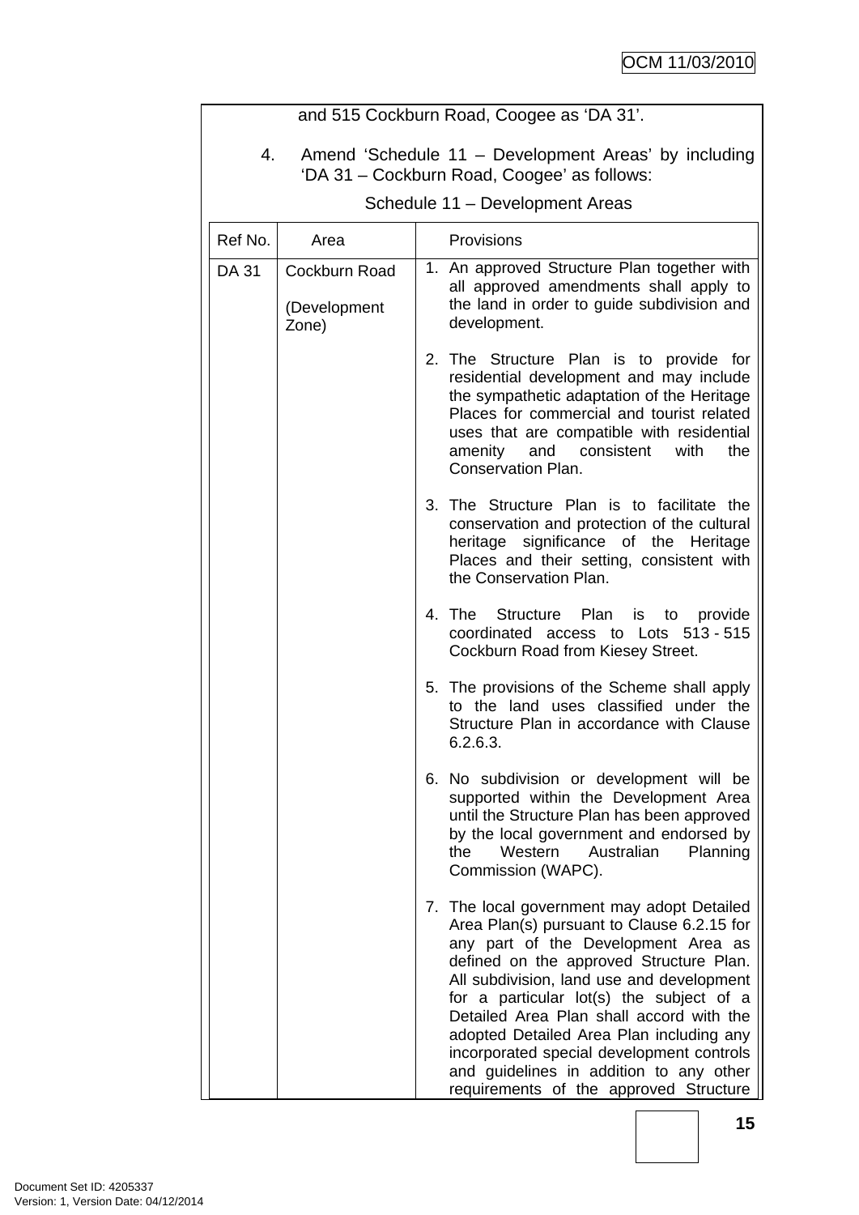and 515 Cockburn Road, Coogee as 'DA 31'.

4. Amend 'Schedule 11 – Development Areas' by including 'DA 31 – Cockburn Road, Coogee' as follows:

Schedule 11 – Development Areas

| Ref No. | Area | Provisions |
|---|---|---|
| DA 31 | Cockburn Road<br><br>(Development Zone) | 1. An approved Structure Plan together with all approved amendments shall apply to the land in order to guide subdivision and development.<br><br>2. The Structure Plan is to provide for residential development and may include the sympathetic adaptation of the Heritage Places for commercial and tourist related uses that are compatible with residential amenity and consistent with the Conservation Plan.<br><br>3. The Structure Plan is to facilitate the conservation and protection of the cultural heritage significance of the Heritage Places and their setting, consistent with the Conservation Plan.<br><br>4. The Structure Plan is to provide coordinated access to Lots 513 - 515 Cockburn Road from Kiesey Street.<br><br>5. The provisions of the Scheme shall apply to the land uses classified under the Structure Plan in accordance with Clause 6.2.6.3.<br><br>6. No subdivision or development will be supported within the Development Area until the Structure Plan has been approved by the local government and endorsed by the Western Australian Planning Commission (WAPC).<br><br>7. The local government may adopt Detailed Area Plan(s) pursuant to Clause 6.2.15 for any part of the Development Area as defined on the approved Structure Plan. All subdivision, land use and development for a particular lot(s) the subject of a Detailed Area Plan shall accord with the adopted Detailed Area Plan including any incorporated special development controls and guidelines in addition to any other requirements of the approved Structure |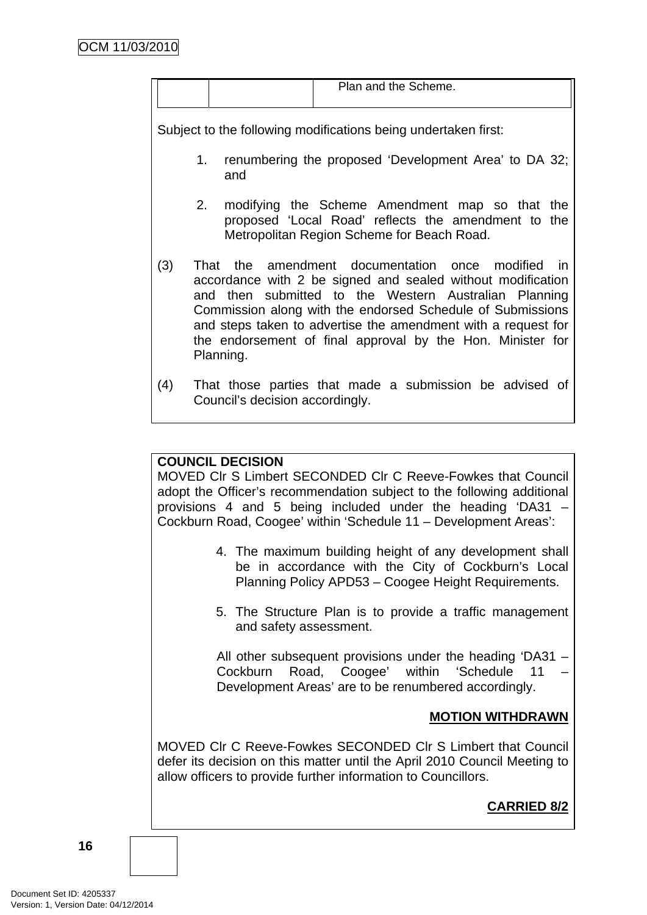| | | Plan and the Scheme. |
|---|---|---|

Subject to the following modifications being undertaken first:

1. renumbering the proposed 'Development Area' to DA 32; and

2. modifying the Scheme Amendment map so that the proposed 'Local Road' reflects the amendment to the Metropolitan Region Scheme for Beach Road.

(3) That the amendment documentation once modified in accordance with 2 be signed and sealed without modification and then submitted to the Western Australian Planning Commission along with the endorsed Schedule of Submissions and steps taken to advertise the amendment with a request for the endorsement of final approval by the Hon. Minister for Planning.

(4) That those parties that made a submission be advised of Council's decision accordingly.

**COUNCIL DECISION**

MOVED Clr S Limbert SECONDED Clr C Reeve-Fowkes that Council adopt the Officer's recommendation subject to the following additional provisions 4 and 5 being included under the heading 'DA31 – Cockburn Road, Coogee' within 'Schedule 11 – Development Areas':

4. The maximum building height of any development shall be in accordance with the City of Cockburn's Local Planning Policy APD53 – Coogee Height Requirements.

5. The Structure Plan is to provide a traffic management and safety assessment.

All other subsequent provisions under the heading 'DA31 – Cockburn Road, Coogee' within 'Schedule 11 – Development Areas' are to be renumbered accordingly.

**MOTION WITHDRAWN**

MOVED Clr C Reeve-Fowkes SECONDED Clr S Limbert that Council defer its decision on this matter until the April 2010 Council Meeting to allow officers to provide further information to Councillors.

**CARRIED 8/2**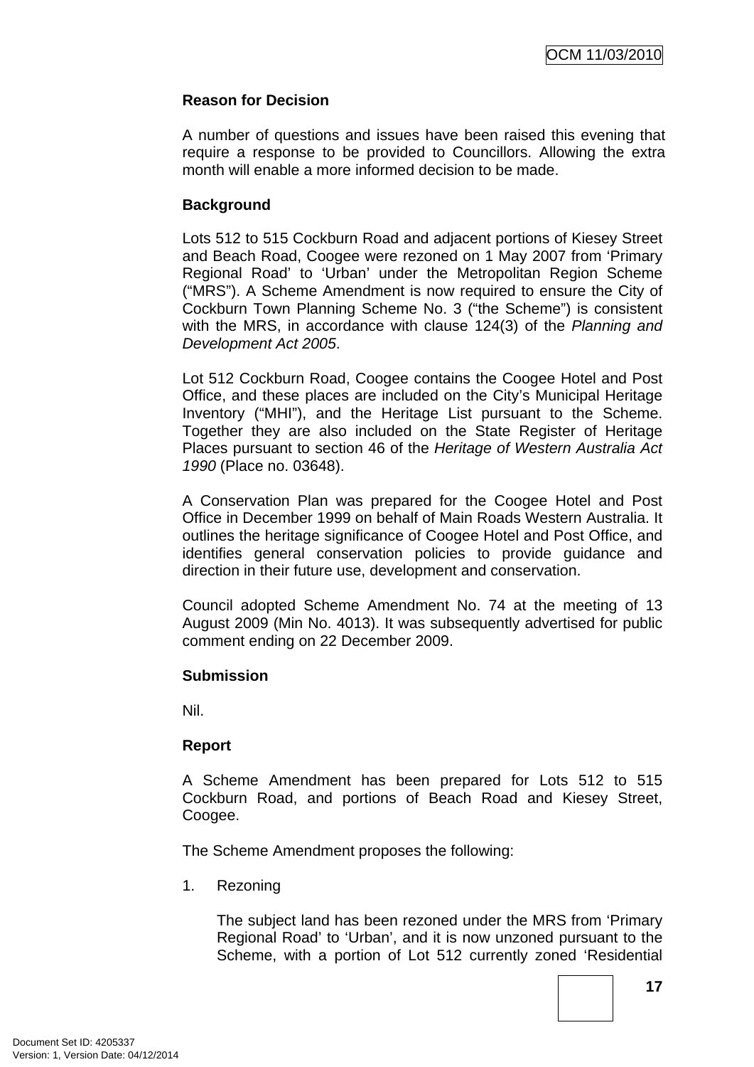**Reason for Decision**

A number of questions and issues have been raised this evening that require a response to be provided to Councillors. Allowing the extra month will enable a more informed decision to be made.

**Background**

Lots 512 to 515 Cockburn Road and adjacent portions of Kiesey Street and Beach Road, Coogee were rezoned on 1 May 2007 from 'Primary Regional Road' to 'Urban' under the Metropolitan Region Scheme ("MRS"). A Scheme Amendment is now required to ensure the City of Cockburn Town Planning Scheme No. 3 ("the Scheme") is consistent with the MRS, in accordance with clause 124(3) of the *Planning and Development Act 2005*.

Lot 512 Cockburn Road, Coogee contains the Coogee Hotel and Post Office, and these places are included on the City's Municipal Heritage Inventory ("MHI"), and the Heritage List pursuant to the Scheme. Together they are also included on the State Register of Heritage Places pursuant to section 46 of the *Heritage of Western Australia Act 1990* (Place no. 03648).

A Conservation Plan was prepared for the Coogee Hotel and Post Office in December 1999 on behalf of Main Roads Western Australia. It outlines the heritage significance of Coogee Hotel and Post Office, and identifies general conservation policies to provide guidance and direction in their future use, development and conservation.

Council adopted Scheme Amendment No. 74 at the meeting of 13 August 2009 (Min No. 4013). It was subsequently advertised for public comment ending on 22 December 2009.

**Submission**

Nil.

**Report**

A Scheme Amendment has been prepared for Lots 512 to 515 Cockburn Road, and portions of Beach Road and Kiesey Street, Coogee.

The Scheme Amendment proposes the following:

1. Rezoning

   The subject land has been rezoned under the MRS from 'Primary Regional Road' to 'Urban', and it is now unzoned pursuant to the Scheme, with a portion of Lot 512 currently zoned 'Residential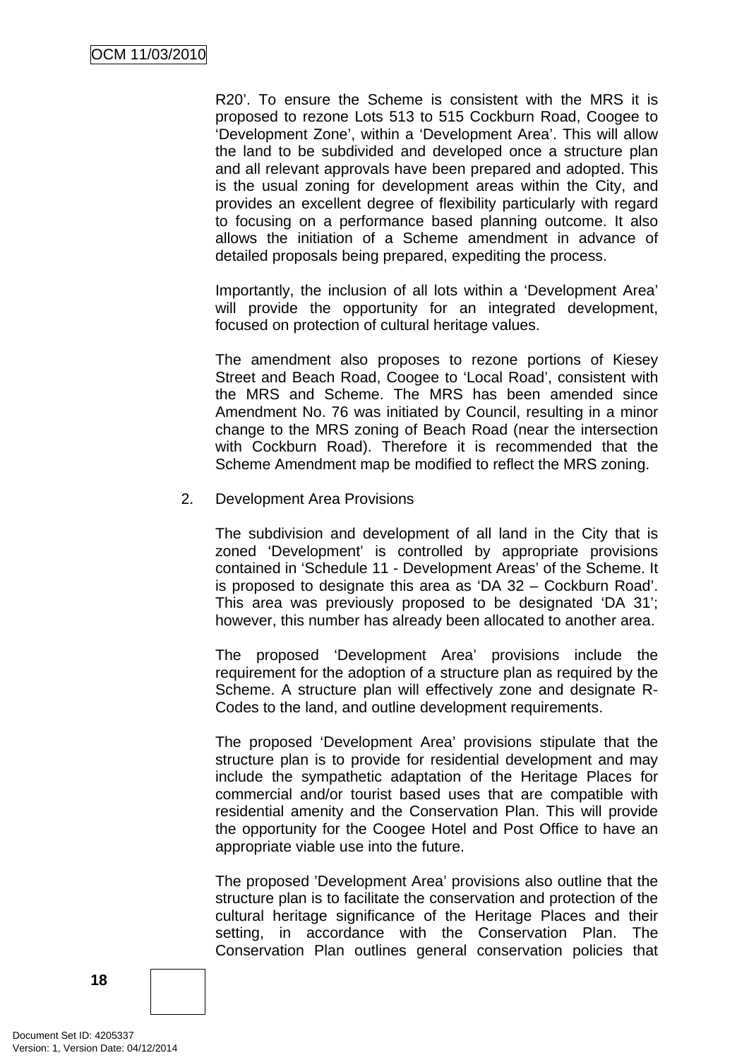R20'. To ensure the Scheme is consistent with the MRS it is proposed to rezone Lots 513 to 515 Cockburn Road, Coogee to 'Development Zone', within a 'Development Area'. This will allow the land to be subdivided and developed once a structure plan and all relevant approvals have been prepared and adopted. This is the usual zoning for development areas within the City, and provides an excellent degree of flexibility particularly with regard to focusing on a performance based planning outcome. It also allows the initiation of a Scheme amendment in advance of detailed proposals being prepared, expediting the process.

Importantly, the inclusion of all lots within a 'Development Area' will provide the opportunity for an integrated development, focused on protection of cultural heritage values.

The amendment also proposes to rezone portions of Kiesey Street and Beach Road, Coogee to 'Local Road', consistent with the MRS and Scheme. The MRS has been amended since Amendment No. 76 was initiated by Council, resulting in a minor change to the MRS zoning of Beach Road (near the intersection with Cockburn Road). Therefore it is recommended that the Scheme Amendment map be modified to reflect the MRS zoning.

2. Development Area Provisions

The subdivision and development of all land in the City that is zoned 'Development' is controlled by appropriate provisions contained in 'Schedule 11 - Development Areas' of the Scheme. It is proposed to designate this area as 'DA 32 – Cockburn Road'. This area was previously proposed to be designated 'DA 31'; however, this number has already been allocated to another area.

The proposed 'Development Area' provisions include the requirement for the adoption of a structure plan as required by the Scheme. A structure plan will effectively zone and designate R-Codes to the land, and outline development requirements.

The proposed 'Development Area' provisions stipulate that the structure plan is to provide for residential development and may include the sympathetic adaptation of the Heritage Places for commercial and/or tourist based uses that are compatible with residential amenity and the Conservation Plan. This will provide the opportunity for the Coogee Hotel and Post Office to have an appropriate viable use into the future.

The proposed 'Development Area' provisions also outline that the structure plan is to facilitate the conservation and protection of the cultural heritage significance of the Heritage Places and their setting, in accordance with the Conservation Plan. The Conservation Plan outlines general conservation policies that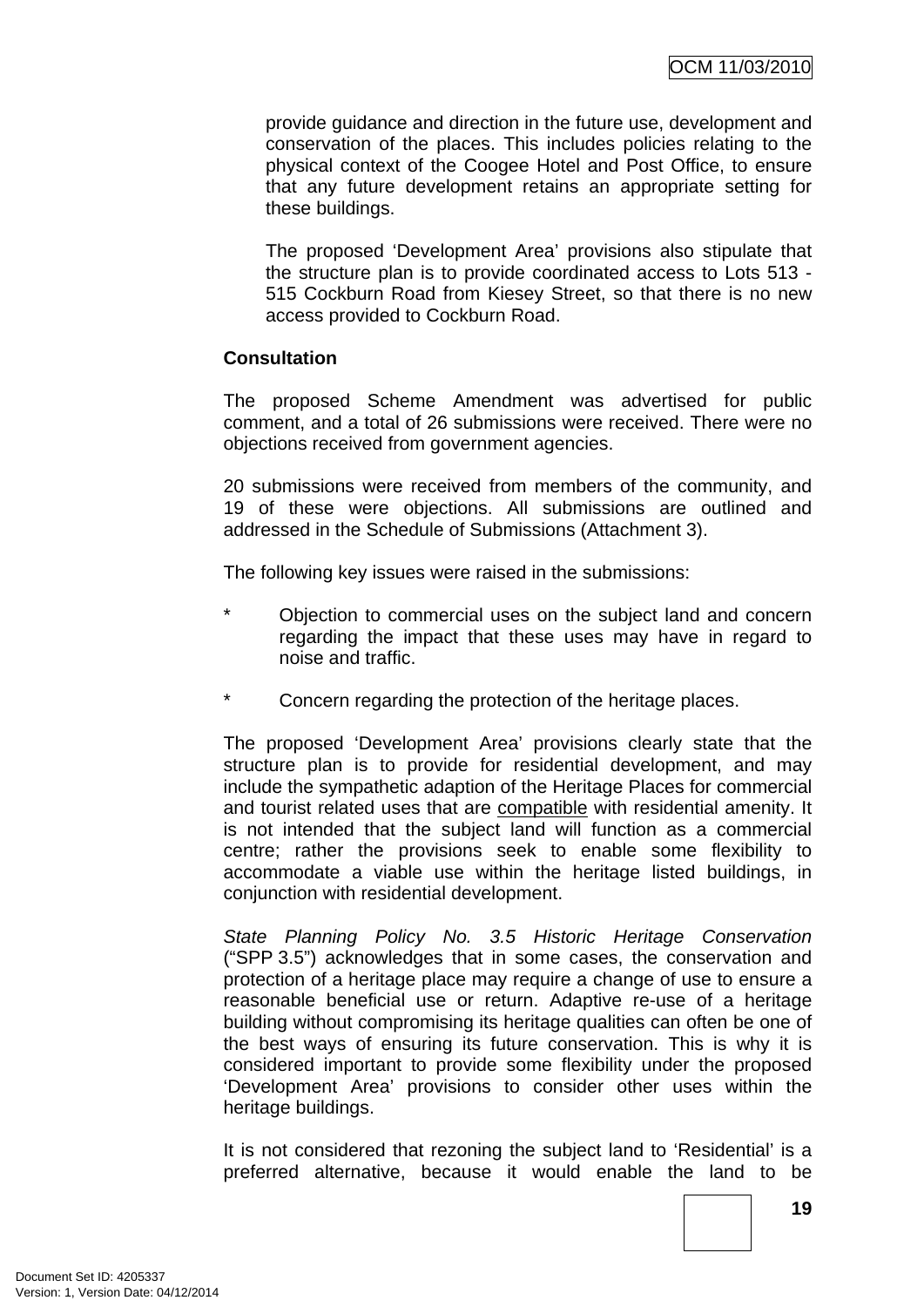provide guidance and direction in the future use, development and conservation of the places. This includes policies relating to the physical context of the Coogee Hotel and Post Office, to ensure that any future development retains an appropriate setting for these buildings.

The proposed 'Development Area' provisions also stipulate that the structure plan is to provide coordinated access to Lots 513 - 515 Cockburn Road from Kiesey Street, so that there is no new access provided to Cockburn Road.

**Consultation**

The proposed Scheme Amendment was advertised for public comment, and a total of 26 submissions were received. There were no objections received from government agencies.

20 submissions were received from members of the community, and 19 of these were objections. All submissions are outlined and addressed in the Schedule of Submissions (Attachment 3).

The following key issues were raised in the submissions:

* Objection to commercial uses on the subject land and concern regarding the impact that these uses may have in regard to noise and traffic.

* Concern regarding the protection of the heritage places.

The proposed 'Development Area' provisions clearly state that the structure plan is to provide for residential development, and may include the sympathetic adaption of the Heritage Places for commercial and tourist related uses that are <u>compatible</u> with residential amenity. It is not intended that the subject land will function as a commercial centre; rather the provisions seek to enable some flexibility to accommodate a viable use within the heritage listed buildings, in conjunction with residential development.

*State Planning Policy No. 3.5 Historic Heritage Conservation* ("SPP 3.5") acknowledges that in some cases, the conservation and protection of a heritage place may require a change of use to ensure a reasonable beneficial use or return. Adaptive re-use of a heritage building without compromising its heritage qualities can often be one of the best ways of ensuring its future conservation. This is why it is considered important to provide some flexibility under the proposed 'Development Area' provisions to consider other uses within the heritage buildings.

It is not considered that rezoning the subject land to 'Residential' is a preferred alternative, because it would enable the land to be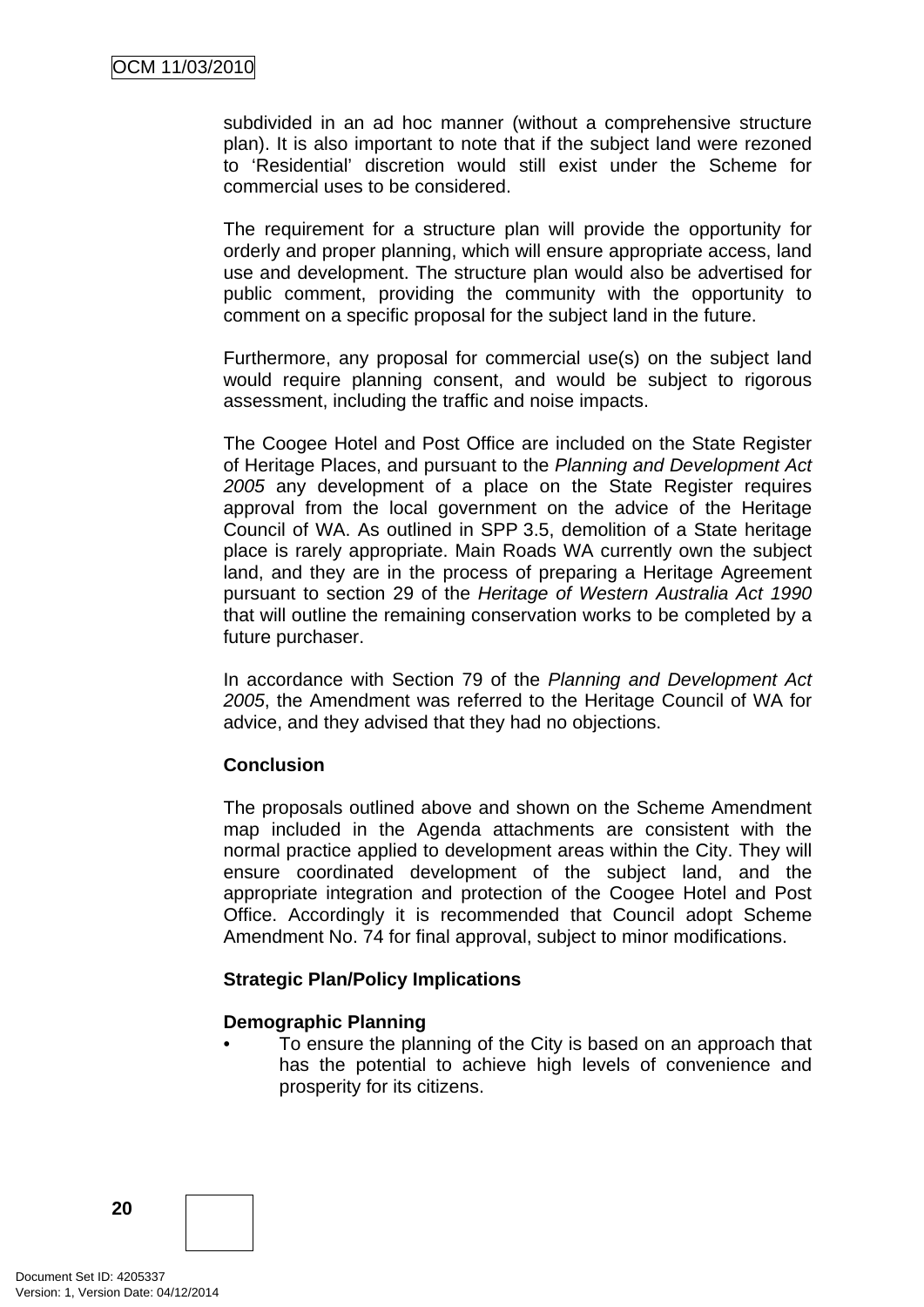subdivided in an ad hoc manner (without a comprehensive structure plan). It is also important to note that if the subject land were rezoned to 'Residential' discretion would still exist under the Scheme for commercial uses to be considered.

The requirement for a structure plan will provide the opportunity for orderly and proper planning, which will ensure appropriate access, land use and development. The structure plan would also be advertised for public comment, providing the community with the opportunity to comment on a specific proposal for the subject land in the future.

Furthermore, any proposal for commercial use(s) on the subject land would require planning consent, and would be subject to rigorous assessment, including the traffic and noise impacts.

The Coogee Hotel and Post Office are included on the State Register of Heritage Places, and pursuant to the *Planning and Development Act 2005* any development of a place on the State Register requires approval from the local government on the advice of the Heritage Council of WA. As outlined in SPP 3.5, demolition of a State heritage place is rarely appropriate. Main Roads WA currently own the subject land, and they are in the process of preparing a Heritage Agreement pursuant to section 29 of the *Heritage of Western Australia Act 1990* that will outline the remaining conservation works to be completed by a future purchaser.

In accordance with Section 79 of the *Planning and Development Act 2005*, the Amendment was referred to the Heritage Council of WA for advice, and they advised that they had no objections.

**Conclusion**

The proposals outlined above and shown on the Scheme Amendment map included in the Agenda attachments are consistent with the normal practice applied to development areas within the City. They will ensure coordinated development of the subject land, and the appropriate integration and protection of the Coogee Hotel and Post Office. Accordingly it is recommended that Council adopt Scheme Amendment No. 74 for final approval, subject to minor modifications.

**Strategic Plan/Policy Implications**

**Demographic Planning**

- To ensure the planning of the City is based on an approach that has the potential to achieve high levels of convenience and prosperity for its citizens.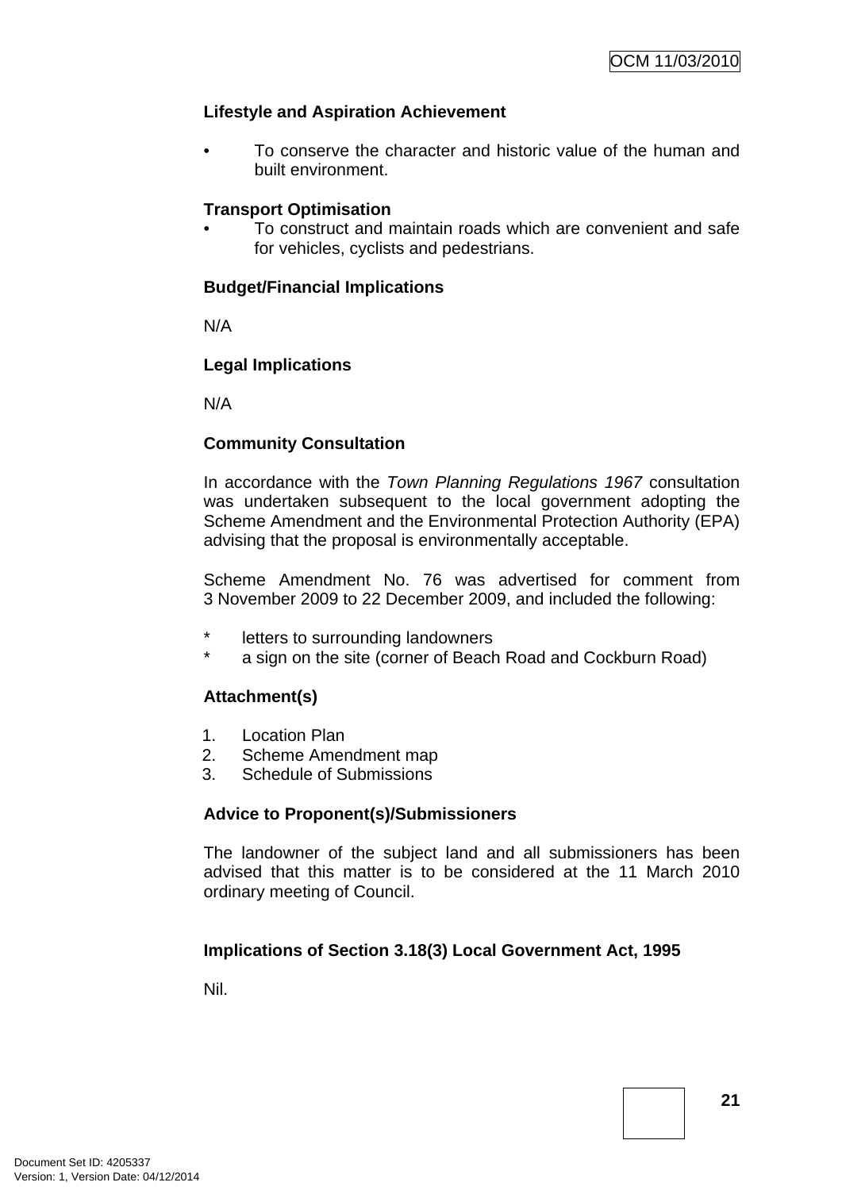**Lifestyle and Aspiration Achievement**

- To conserve the character and historic value of the human and built environment.

**Transport Optimisation**

- To construct and maintain roads which are convenient and safe for vehicles, cyclists and pedestrians.

**Budget/Financial Implications**

N/A

**Legal Implications**

N/A

**Community Consultation**

In accordance with the *Town Planning Regulations 1967* consultation was undertaken subsequent to the local government adopting the Scheme Amendment and the Environmental Protection Authority (EPA) advising that the proposal is environmentally acceptable.

Scheme Amendment No. 76 was advertised for comment from 3 November 2009 to 22 December 2009, and included the following:

* letters to surrounding landowners
* a sign on the site (corner of Beach Road and Cockburn Road)

**Attachment(s)**

1. Location Plan
2. Scheme Amendment map
3. Schedule of Submissions

**Advice to Proponent(s)/Submissioners**

The landowner of the subject land and all submissioners has been advised that this matter is to be considered at the 11 March 2010 ordinary meeting of Council.

**Implications of Section 3.18(3) Local Government Act, 1995**

Nil.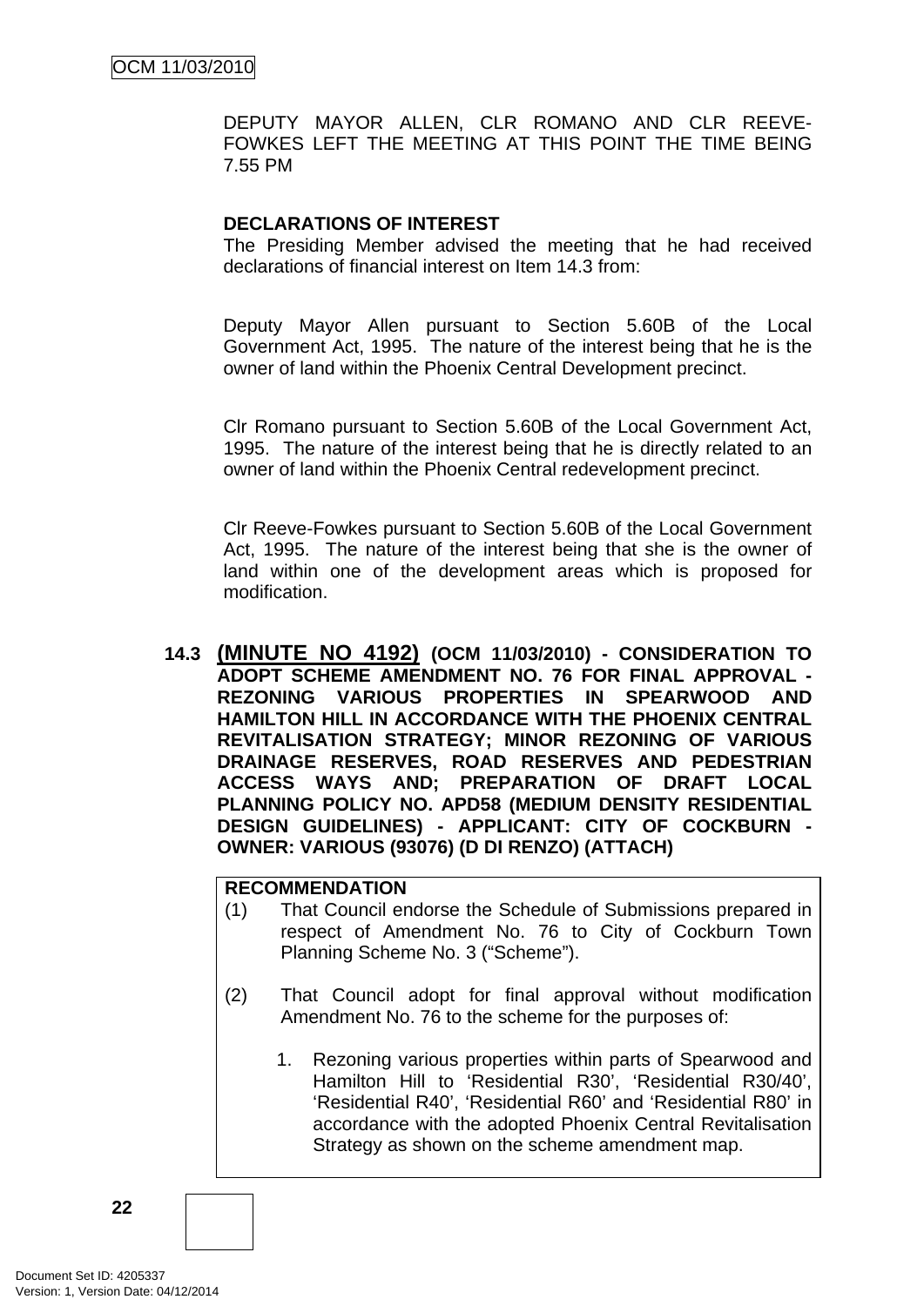DEPUTY MAYOR ALLEN, CLR ROMANO AND CLR REEVE-FOWKES LEFT THE MEETING AT THIS POINT THE TIME BEING 7.55 PM

**DECLARATIONS OF INTEREST**

The Presiding Member advised the meeting that he had received declarations of financial interest on Item 14.3 from:

Deputy Mayor Allen pursuant to Section 5.60B of the Local Government Act, 1995. The nature of the interest being that he is the owner of land within the Phoenix Central Development precinct.

Clr Romano pursuant to Section 5.60B of the Local Government Act, 1995. The nature of the interest being that he is directly related to an owner of land within the Phoenix Central redevelopment precinct.

Clr Reeve-Fowkes pursuant to Section 5.60B of the Local Government Act, 1995. The nature of the interest being that she is the owner of land within one of the development areas which is proposed for modification.

## 14.3 (MINUTE NO 4192) (OCM 11/03/2010) - CONSIDERATION TO ADOPT SCHEME AMENDMENT NO. 76 FOR FINAL APPROVAL - REZONING VARIOUS PROPERTIES IN SPEARWOOD AND HAMILTON HILL IN ACCORDANCE WITH THE PHOENIX CENTRAL REVITALISATION STRATEGY; MINOR REZONING OF VARIOUS DRAINAGE RESERVES, ROAD RESERVES AND PEDESTRIAN ACCESS WAYS AND; PREPARATION OF DRAFT LOCAL PLANNING POLICY NO. APD58 (MEDIUM DENSITY RESIDENTIAL DESIGN GUIDELINES) - APPLICANT: CITY OF COCKBURN - OWNER: VARIOUS (93076) (D DI RENZO) (ATTACH)

**RECOMMENDATION**

(1) That Council endorse the Schedule of Submissions prepared in respect of Amendment No. 76 to City of Cockburn Town Planning Scheme No. 3 ("Scheme").

(2) That Council adopt for final approval without modification Amendment No. 76 to the scheme for the purposes of:

1. Rezoning various properties within parts of Spearwood and Hamilton Hill to 'Residential R30', 'Residential R30/40', 'Residential R40', 'Residential R60' and 'Residential R80' in accordance with the adopted Phoenix Central Revitalisation Strategy as shown on the scheme amendment map.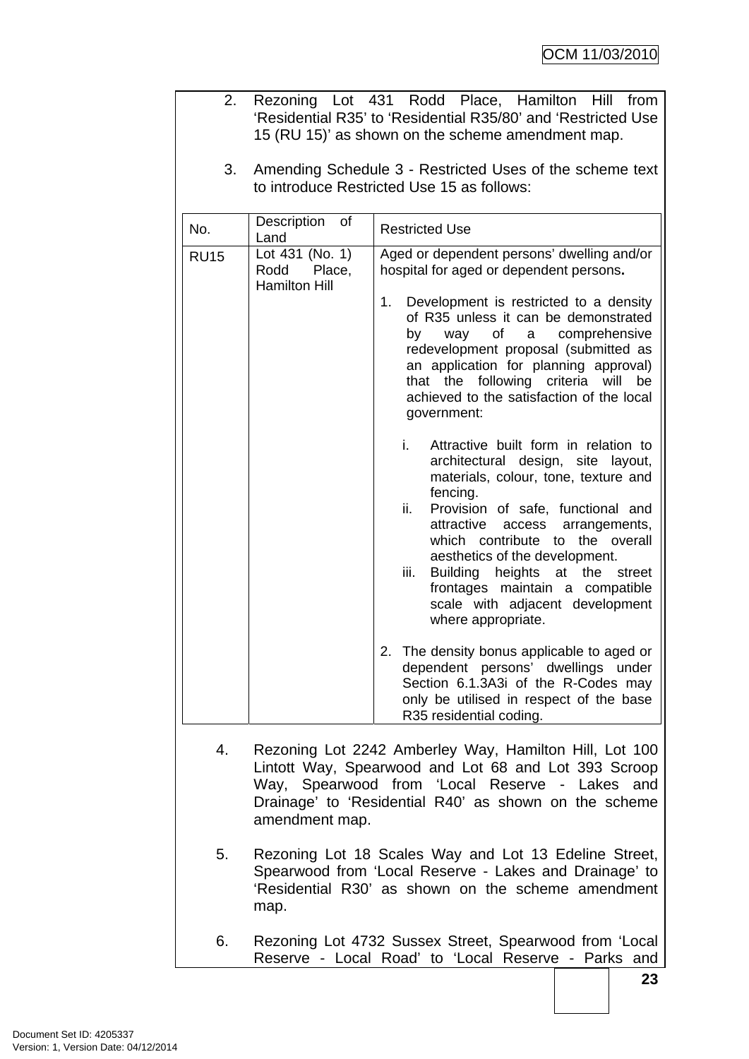2. Rezoning Lot 431 Rodd Place, Hamilton Hill from 'Residential R35' to 'Residential R35/80' and 'Restricted Use 15 (RU 15)' as shown on the scheme amendment map.

3. Amending Schedule 3 - Restricted Uses of the scheme text to introduce Restricted Use 15 as follows:

| No. | Description of Land | Restricted Use |
|---|---|---|
| RU15 | Lot 431 (No. 1) Rodd Place, Hamilton Hill | Aged or dependent persons' dwelling and/or hospital for aged or dependent persons.<br><br>1. Development is restricted to a density of R35 unless it can be demonstrated by way of a comprehensive redevelopment proposal (submitted as an application for planning approval) that the following criteria will be achieved to the satisfaction of the local government:<br><br>i. Attractive built form in relation to architectural design, site layout, materials, colour, tone, texture and fencing.<br>ii. Provision of safe, functional and attractive access arrangements, which contribute to the overall aesthetics of the development.<br>iii. Building heights at the street frontages maintain a compatible scale with adjacent development where appropriate.<br><br>2. The density bonus applicable to aged or dependent persons' dwellings under Section 6.1.3A3i of the R-Codes may only be utilised in respect of the base R35 residential coding. |

4. Rezoning Lot 2242 Amberley Way, Hamilton Hill, Lot 100 Lintott Way, Spearwood and Lot 68 and Lot 393 Scroop Way, Spearwood from 'Local Reserve - Lakes and Drainage' to 'Residential R40' as shown on the scheme amendment map.

5. Rezoning Lot 18 Scales Way and Lot 13 Edeline Street, Spearwood from 'Local Reserve - Lakes and Drainage' to 'Residential R30' as shown on the scheme amendment map.

6. Rezoning Lot 4732 Sussex Street, Spearwood from 'Local Reserve - Local Road' to 'Local Reserve - Parks and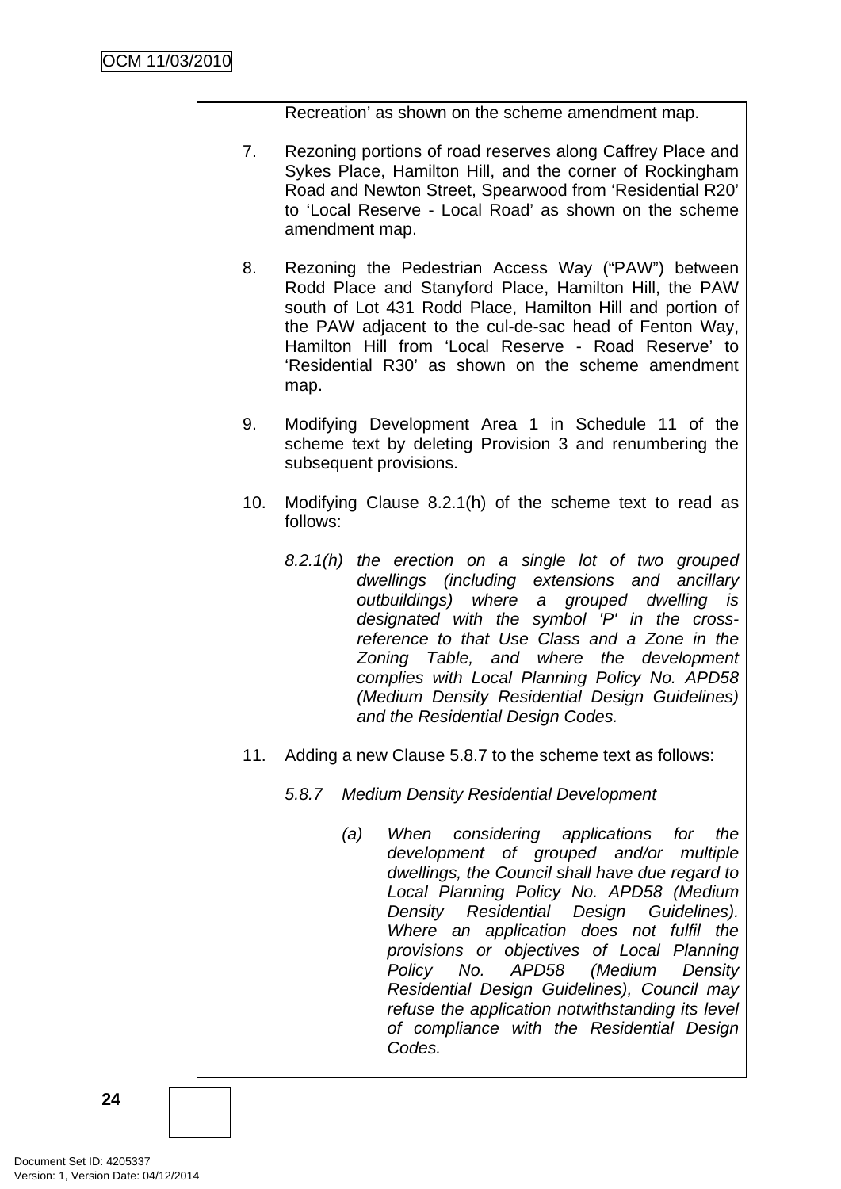Recreation' as shown on the scheme amendment map.

7. Rezoning portions of road reserves along Caffrey Place and Sykes Place, Hamilton Hill, and the corner of Rockingham Road and Newton Street, Spearwood from 'Residential R20' to 'Local Reserve - Local Road' as shown on the scheme amendment map.

8. Rezoning the Pedestrian Access Way ("PAW") between Rodd Place and Stanyford Place, Hamilton Hill, the PAW south of Lot 431 Rodd Place, Hamilton Hill and portion of the PAW adjacent to the cul-de-sac head of Fenton Way, Hamilton Hill from 'Local Reserve - Road Reserve' to 'Residential R30' as shown on the scheme amendment map.

9. Modifying Development Area 1 in Schedule 11 of the scheme text by deleting Provision 3 and renumbering the subsequent provisions.

10. Modifying Clause 8.2.1(h) of the scheme text to read as follows:

    *8.2.1(h) the erection on a single lot of two grouped dwellings (including extensions and ancillary outbuildings) where a grouped dwelling is designated with the symbol 'P' in the cross-reference to that Use Class and a Zone in the Zoning Table, and where the development complies with Local Planning Policy No. APD58 (Medium Density Residential Design Guidelines) and the Residential Design Codes.*

11. Adding a new Clause 5.8.7 to the scheme text as follows:

    *5.8.7 Medium Density Residential Development*

    *(a) When considering applications for the development of grouped and/or multiple dwellings, the Council shall have due regard to Local Planning Policy No. APD58 (Medium Density Residential Design Guidelines). Where an application does not fulfil the provisions or objectives of Local Planning Policy No. APD58 (Medium Density Residential Design Guidelines), Council may refuse the application notwithstanding its level of compliance with the Residential Design Codes.*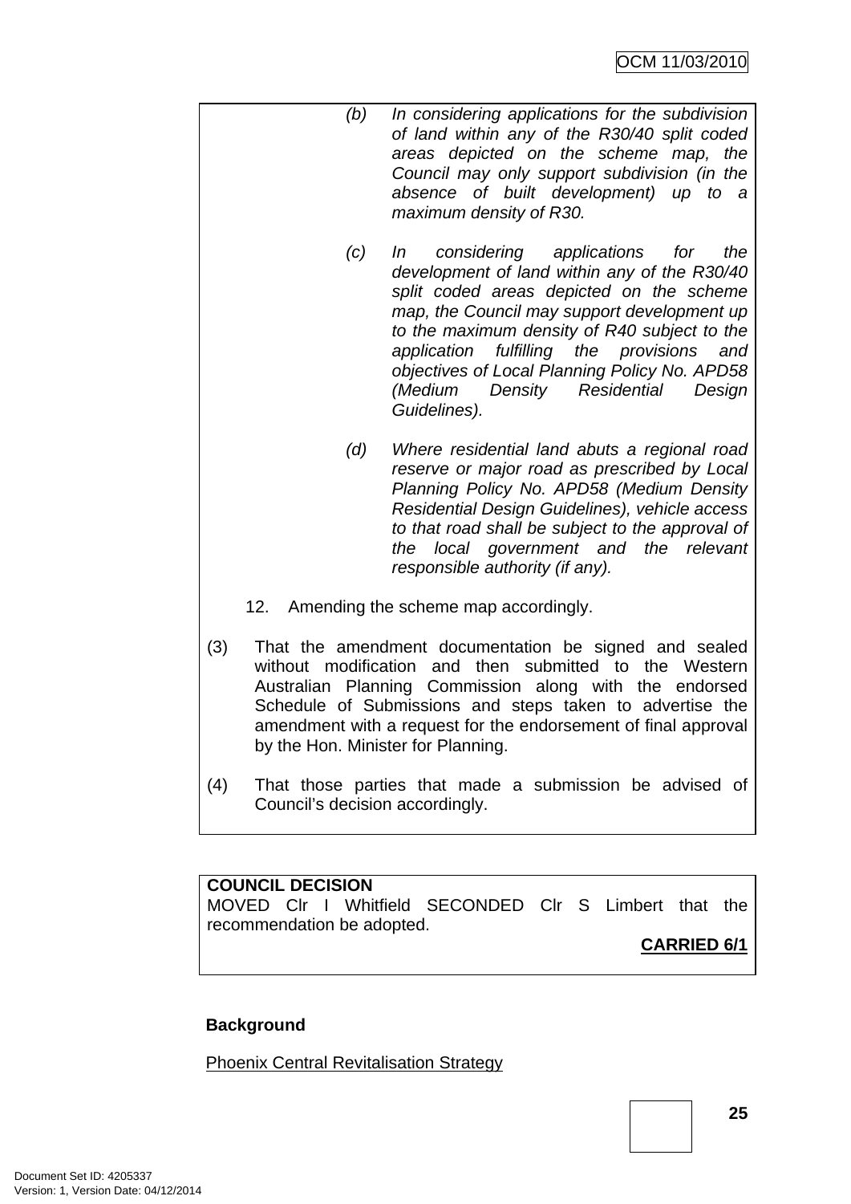*(b) In considering applications for the subdivision of land within any of the R30/40 split coded areas depicted on the scheme map, the Council may only support subdivision (in the absence of built development) up to a maximum density of R30.*

*(c) In considering applications for the development of land within any of the R30/40 split coded areas depicted on the scheme map, the Council may support development up to the maximum density of R40 subject to the application fulfilling the provisions and objectives of Local Planning Policy No. APD58 (Medium Density Residential Design Guidelines).*

*(d) Where residential land abuts a regional road reserve or major road as prescribed by Local Planning Policy No. APD58 (Medium Density Residential Design Guidelines), vehicle access to that road shall be subject to the approval of the local government and the relevant responsible authority (if any).*

12. Amending the scheme map accordingly.

(3) That the amendment documentation be signed and sealed without modification and then submitted to the Western Australian Planning Commission along with the endorsed Schedule of Submissions and steps taken to advertise the amendment with a request for the endorsement of final approval by the Hon. Minister for Planning.

(4) That those parties that made a submission be advised of Council's decision accordingly.

**COUNCIL DECISION**
MOVED Clr I Whitfield SECONDED Clr S Limbert that the recommendation be adopted.

**CARRIED 6/1**

**Background**

Phoenix Central Revitalisation Strategy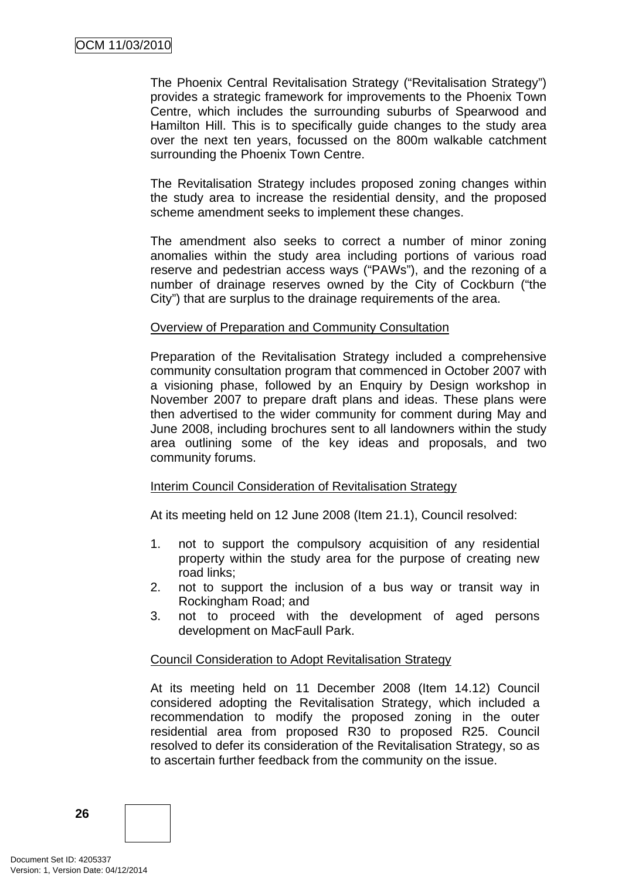The Phoenix Central Revitalisation Strategy ("Revitalisation Strategy") provides a strategic framework for improvements to the Phoenix Town Centre, which includes the surrounding suburbs of Spearwood and Hamilton Hill. This is to specifically guide changes to the study area over the next ten years, focussed on the 800m walkable catchment surrounding the Phoenix Town Centre.

The Revitalisation Strategy includes proposed zoning changes within the study area to increase the residential density, and the proposed scheme amendment seeks to implement these changes.

The amendment also seeks to correct a number of minor zoning anomalies within the study area including portions of various road reserve and pedestrian access ways ("PAWs"), and the rezoning of a number of drainage reserves owned by the City of Cockburn ("the City") that are surplus to the drainage requirements of the area.

<u>Overview of Preparation and Community Consultation</u>

Preparation of the Revitalisation Strategy included a comprehensive community consultation program that commenced in October 2007 with a visioning phase, followed by an Enquiry by Design workshop in November 2007 to prepare draft plans and ideas. These plans were then advertised to the wider community for comment during May and June 2008, including brochures sent to all landowners within the study area outlining some of the key ideas and proposals, and two community forums.

<u>Interim Council Consideration of Revitalisation Strategy</u>

At its meeting held on 12 June 2008 (Item 21.1), Council resolved:

1. not to support the compulsory acquisition of any residential property within the study area for the purpose of creating new road links;
2. not to support the inclusion of a bus way or transit way in Rockingham Road; and
3. not to proceed with the development of aged persons development on MacFaull Park.

<u>Council Consideration to Adopt Revitalisation Strategy</u>

At its meeting held on 11 December 2008 (Item 14.12) Council considered adopting the Revitalisation Strategy, which included a recommendation to modify the proposed zoning in the outer residential area from proposed R30 to proposed R25. Council resolved to defer its consideration of the Revitalisation Strategy, so as to ascertain further feedback from the community on the issue.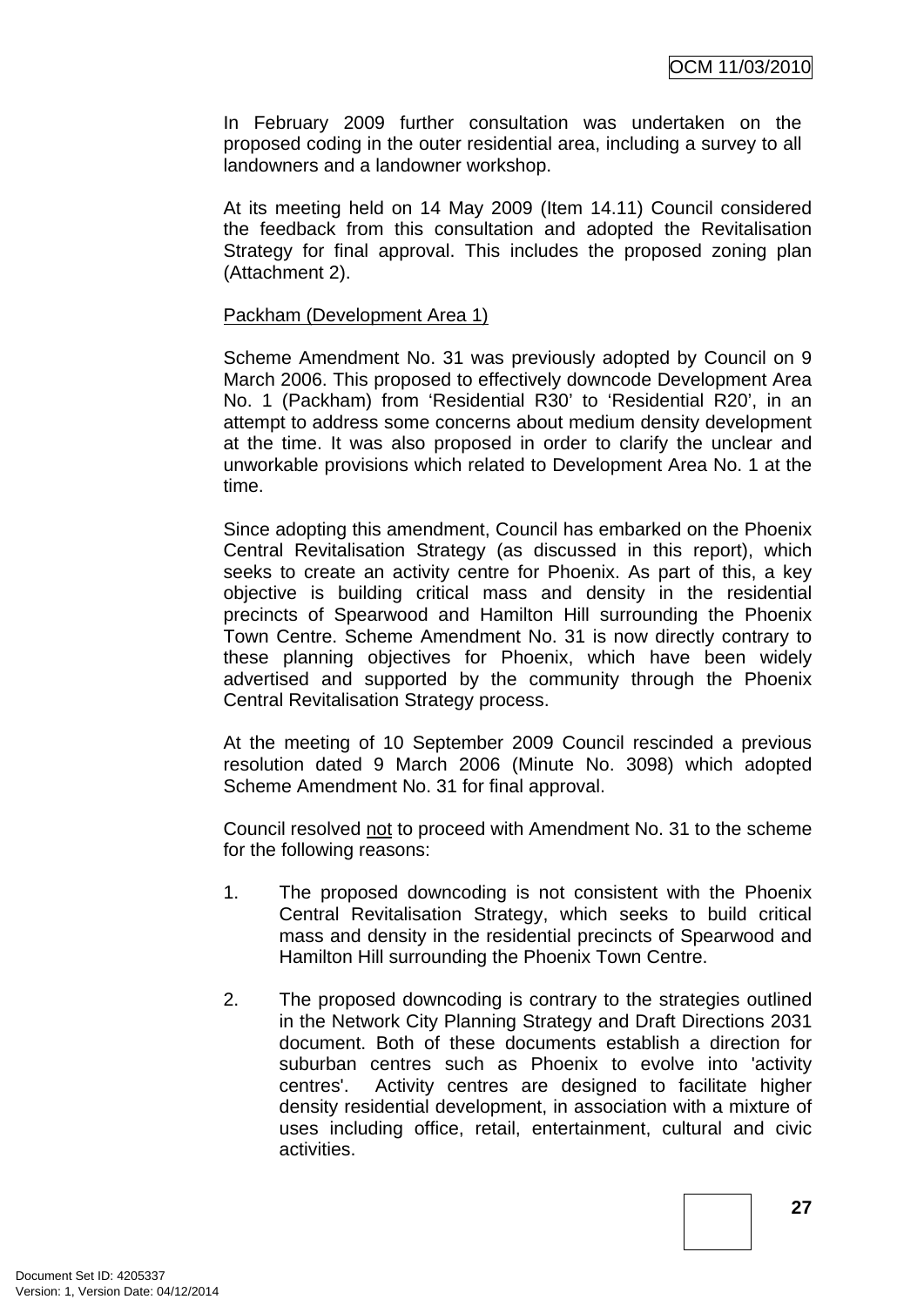In February 2009 further consultation was undertaken on the proposed coding in the outer residential area, including a survey to all landowners and a landowner workshop.

At its meeting held on 14 May 2009 (Item 14.11) Council considered the feedback from this consultation and adopted the Revitalisation Strategy for final approval. This includes the proposed zoning plan (Attachment 2).

Packham (Development Area 1)

Scheme Amendment No. 31 was previously adopted by Council on 9 March 2006. This proposed to effectively downcode Development Area No. 1 (Packham) from 'Residential R30' to 'Residential R20', in an attempt to address some concerns about medium density development at the time. It was also proposed in order to clarify the unclear and unworkable provisions which related to Development Area No. 1 at the time.

Since adopting this amendment, Council has embarked on the Phoenix Central Revitalisation Strategy (as discussed in this report), which seeks to create an activity centre for Phoenix. As part of this, a key objective is building critical mass and density in the residential precincts of Spearwood and Hamilton Hill surrounding the Phoenix Town Centre. Scheme Amendment No. 31 is now directly contrary to these planning objectives for Phoenix, which have been widely advertised and supported by the community through the Phoenix Central Revitalisation Strategy process.

At the meeting of 10 September 2009 Council rescinded a previous resolution dated 9 March 2006 (Minute No. 3098) which adopted Scheme Amendment No. 31 for final approval.

Council resolved not to proceed with Amendment No. 31 to the scheme for the following reasons:

1. The proposed downcoding is not consistent with the Phoenix Central Revitalisation Strategy, which seeks to build critical mass and density in the residential precincts of Spearwood and Hamilton Hill surrounding the Phoenix Town Centre.

2. The proposed downcoding is contrary to the strategies outlined in the Network City Planning Strategy and Draft Directions 2031 document. Both of these documents establish a direction for suburban centres such as Phoenix to evolve into 'activity centres'. Activity centres are designed to facilitate higher density residential development, in association with a mixture of uses including office, retail, entertainment, cultural and civic activities.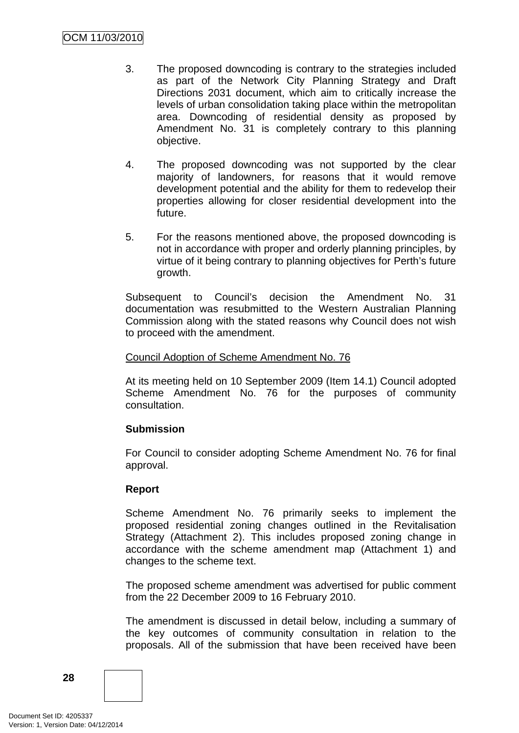3. The proposed downcoding is contrary to the strategies included as part of the Network City Planning Strategy and Draft Directions 2031 document, which aim to critically increase the levels of urban consolidation taking place within the metropolitan area. Downcoding of residential density as proposed by Amendment No. 31 is completely contrary to this planning objective.

4. The proposed downcoding was not supported by the clear majority of landowners, for reasons that it would remove development potential and the ability for them to redevelop their properties allowing for closer residential development into the future.

5. For the reasons mentioned above, the proposed downcoding is not in accordance with proper and orderly planning principles, by virtue of it being contrary to planning objectives for Perth's future growth.

Subsequent to Council's decision the Amendment No. 31 documentation was resubmitted to the Western Australian Planning Commission along with the stated reasons why Council does not wish to proceed with the amendment.

<u>Council Adoption of Scheme Amendment No. 76</u>

At its meeting held on 10 September 2009 (Item 14.1) Council adopted Scheme Amendment No. 76 for the purposes of community consultation.

**Submission**

For Council to consider adopting Scheme Amendment No. 76 for final approval.

**Report**

Scheme Amendment No. 76 primarily seeks to implement the proposed residential zoning changes outlined in the Revitalisation Strategy (Attachment 2). This includes proposed zoning change in accordance with the scheme amendment map (Attachment 1) and changes to the scheme text.

The proposed scheme amendment was advertised for public comment from the 22 December 2009 to 16 February 2010.

The amendment is discussed in detail below, including a summary of the key outcomes of community consultation in relation to the proposals. All of the submission that have been received have been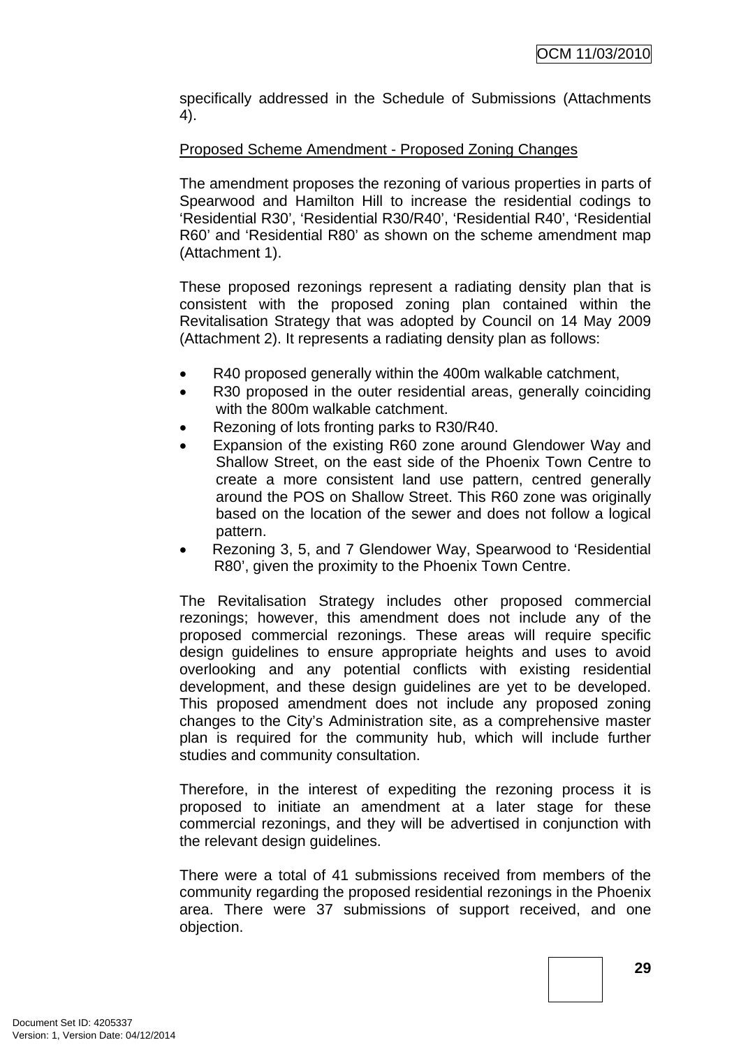specifically addressed in the Schedule of Submissions (Attachments 4).

Proposed Scheme Amendment - Proposed Zoning Changes

The amendment proposes the rezoning of various properties in parts of Spearwood and Hamilton Hill to increase the residential codings to 'Residential R30', 'Residential R30/R40', 'Residential R40', 'Residential R60' and 'Residential R80' as shown on the scheme amendment map (Attachment 1).

These proposed rezonings represent a radiating density plan that is consistent with the proposed zoning plan contained within the Revitalisation Strategy that was adopted by Council on 14 May 2009 (Attachment 2). It represents a radiating density plan as follows:

- R40 proposed generally within the 400m walkable catchment,
- R30 proposed in the outer residential areas, generally coinciding with the 800m walkable catchment.
- Rezoning of lots fronting parks to R30/R40.
- Expansion of the existing R60 zone around Glendower Way and Shallow Street, on the east side of the Phoenix Town Centre to create a more consistent land use pattern, centred generally around the POS on Shallow Street. This R60 zone was originally based on the location of the sewer and does not follow a logical pattern.
- Rezoning 3, 5, and 7 Glendower Way, Spearwood to 'Residential R80', given the proximity to the Phoenix Town Centre.

The Revitalisation Strategy includes other proposed commercial rezonings; however, this amendment does not include any of the proposed commercial rezonings. These areas will require specific design guidelines to ensure appropriate heights and uses to avoid overlooking and any potential conflicts with existing residential development, and these design guidelines are yet to be developed. This proposed amendment does not include any proposed zoning changes to the City's Administration site, as a comprehensive master plan is required for the community hub, which will include further studies and community consultation.

Therefore, in the interest of expediting the rezoning process it is proposed to initiate an amendment at a later stage for these commercial rezonings, and they will be advertised in conjunction with the relevant design guidelines.

There were a total of 41 submissions received from members of the community regarding the proposed residential rezonings in the Phoenix area. There were 37 submissions of support received, and one objection.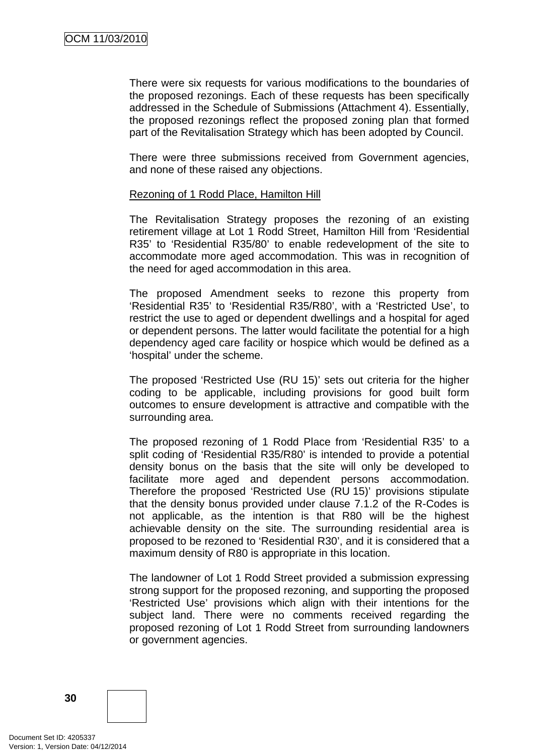There were six requests for various modifications to the boundaries of the proposed rezonings. Each of these requests has been specifically addressed in the Schedule of Submissions (Attachment 4). Essentially, the proposed rezonings reflect the proposed zoning plan that formed part of the Revitalisation Strategy which has been adopted by Council.

There were three submissions received from Government agencies, and none of these raised any objections.

Rezoning of 1 Rodd Place, Hamilton Hill

The Revitalisation Strategy proposes the rezoning of an existing retirement village at Lot 1 Rodd Street, Hamilton Hill from 'Residential R35' to 'Residential R35/80' to enable redevelopment of the site to accommodate more aged accommodation. This was in recognition of the need for aged accommodation in this area.

The proposed Amendment seeks to rezone this property from 'Residential R35' to 'Residential R35/R80', with a 'Restricted Use', to restrict the use to aged or dependent dwellings and a hospital for aged or dependent persons. The latter would facilitate the potential for a high dependency aged care facility or hospice which would be defined as a 'hospital' under the scheme.

The proposed 'Restricted Use (RU 15)' sets out criteria for the higher coding to be applicable, including provisions for good built form outcomes to ensure development is attractive and compatible with the surrounding area.

The proposed rezoning of 1 Rodd Place from 'Residential R35' to a split coding of 'Residential R35/R80' is intended to provide a potential density bonus on the basis that the site will only be developed to facilitate more aged and dependent persons accommodation. Therefore the proposed 'Restricted Use (RU 15)' provisions stipulate that the density bonus provided under clause 7.1.2 of the R-Codes is not applicable, as the intention is that R80 will be the highest achievable density on the site. The surrounding residential area is proposed to be rezoned to 'Residential R30', and it is considered that a maximum density of R80 is appropriate in this location.

The landowner of Lot 1 Rodd Street provided a submission expressing strong support for the proposed rezoning, and supporting the proposed 'Restricted Use' provisions which align with their intentions for the subject land. There were no comments received regarding the proposed rezoning of Lot 1 Rodd Street from surrounding landowners or government agencies.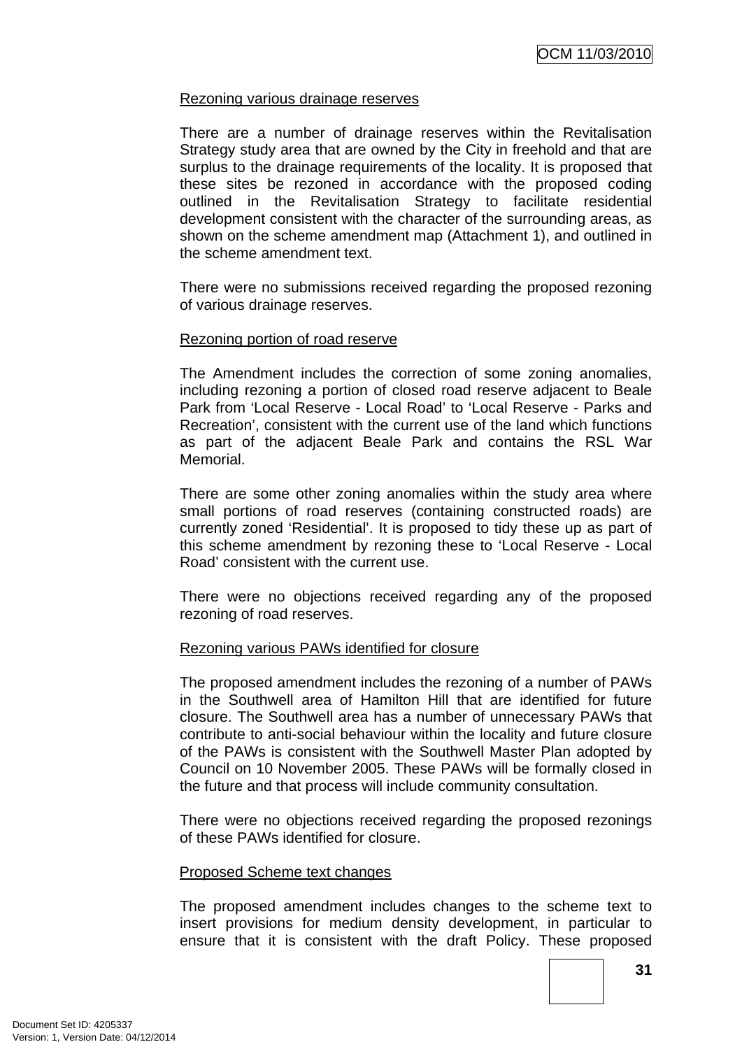Rezoning various drainage reserves

There are a number of drainage reserves within the Revitalisation Strategy study area that are owned by the City in freehold and that are surplus to the drainage requirements of the locality. It is proposed that these sites be rezoned in accordance with the proposed coding outlined in the Revitalisation Strategy to facilitate residential development consistent with the character of the surrounding areas, as shown on the scheme amendment map (Attachment 1), and outlined in the scheme amendment text.

There were no submissions received regarding the proposed rezoning of various drainage reserves.

Rezoning portion of road reserve

The Amendment includes the correction of some zoning anomalies, including rezoning a portion of closed road reserve adjacent to Beale Park from 'Local Reserve - Local Road' to 'Local Reserve - Parks and Recreation', consistent with the current use of the land which functions as part of the adjacent Beale Park and contains the RSL War Memorial.

There are some other zoning anomalies within the study area where small portions of road reserves (containing constructed roads) are currently zoned 'Residential'. It is proposed to tidy these up as part of this scheme amendment by rezoning these to 'Local Reserve - Local Road' consistent with the current use.

There were no objections received regarding any of the proposed rezoning of road reserves.

Rezoning various PAWs identified for closure

The proposed amendment includes the rezoning of a number of PAWs in the Southwell area of Hamilton Hill that are identified for future closure. The Southwell area has a number of unnecessary PAWs that contribute to anti-social behaviour within the locality and future closure of the PAWs is consistent with the Southwell Master Plan adopted by Council on 10 November 2005. These PAWs will be formally closed in the future and that process will include community consultation.

There were no objections received regarding the proposed rezonings of these PAWs identified for closure.

Proposed Scheme text changes

The proposed amendment includes changes to the scheme text to insert provisions for medium density development, in particular to ensure that it is consistent with the draft Policy. These proposed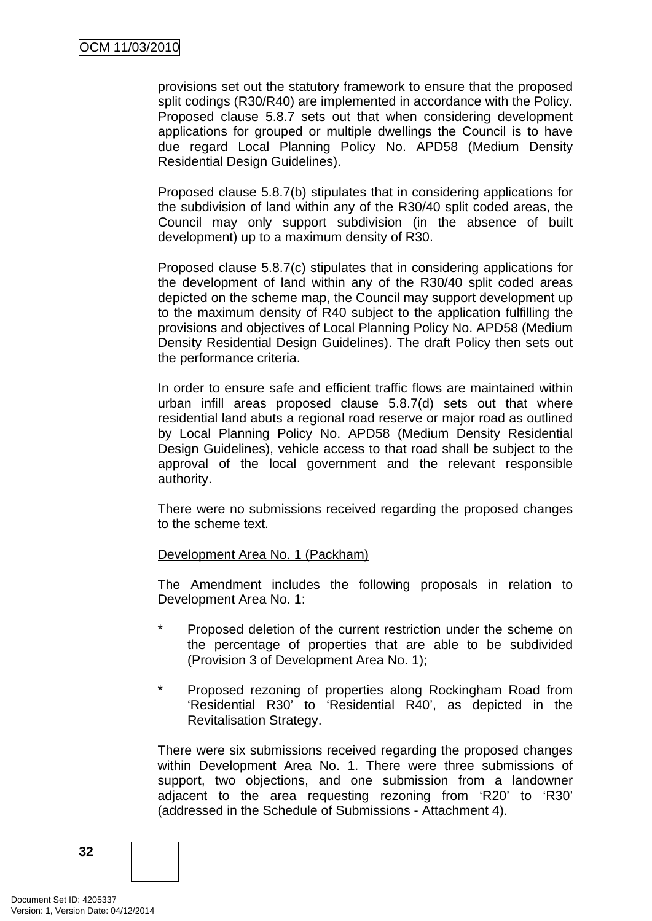provisions set out the statutory framework to ensure that the proposed split codings (R30/R40) are implemented in accordance with the Policy. Proposed clause 5.8.7 sets out that when considering development applications for grouped or multiple dwellings the Council is to have due regard Local Planning Policy No. APD58 (Medium Density Residential Design Guidelines).

Proposed clause 5.8.7(b) stipulates that in considering applications for the subdivision of land within any of the R30/40 split coded areas, the Council may only support subdivision (in the absence of built development) up to a maximum density of R30.

Proposed clause 5.8.7(c) stipulates that in considering applications for the development of land within any of the R30/40 split coded areas depicted on the scheme map, the Council may support development up to the maximum density of R40 subject to the application fulfilling the provisions and objectives of Local Planning Policy No. APD58 (Medium Density Residential Design Guidelines). The draft Policy then sets out the performance criteria.

In order to ensure safe and efficient traffic flows are maintained within urban infill areas proposed clause 5.8.7(d) sets out that where residential land abuts a regional road reserve or major road as outlined by Local Planning Policy No. APD58 (Medium Density Residential Design Guidelines), vehicle access to that road shall be subject to the approval of the local government and the relevant responsible authority.

There were no submissions received regarding the proposed changes to the scheme text.

<u>Development Area No. 1 (Packham)</u>

The Amendment includes the following proposals in relation to Development Area No. 1:

* Proposed deletion of the current restriction under the scheme on the percentage of properties that are able to be subdivided (Provision 3 of Development Area No. 1);

* Proposed rezoning of properties along Rockingham Road from 'Residential R30' to 'Residential R40', as depicted in the Revitalisation Strategy.

There were six submissions received regarding the proposed changes within Development Area No. 1. There were three submissions of support, two objections, and one submission from a landowner adjacent to the area requesting rezoning from 'R20' to 'R30' (addressed in the Schedule of Submissions - Attachment 4).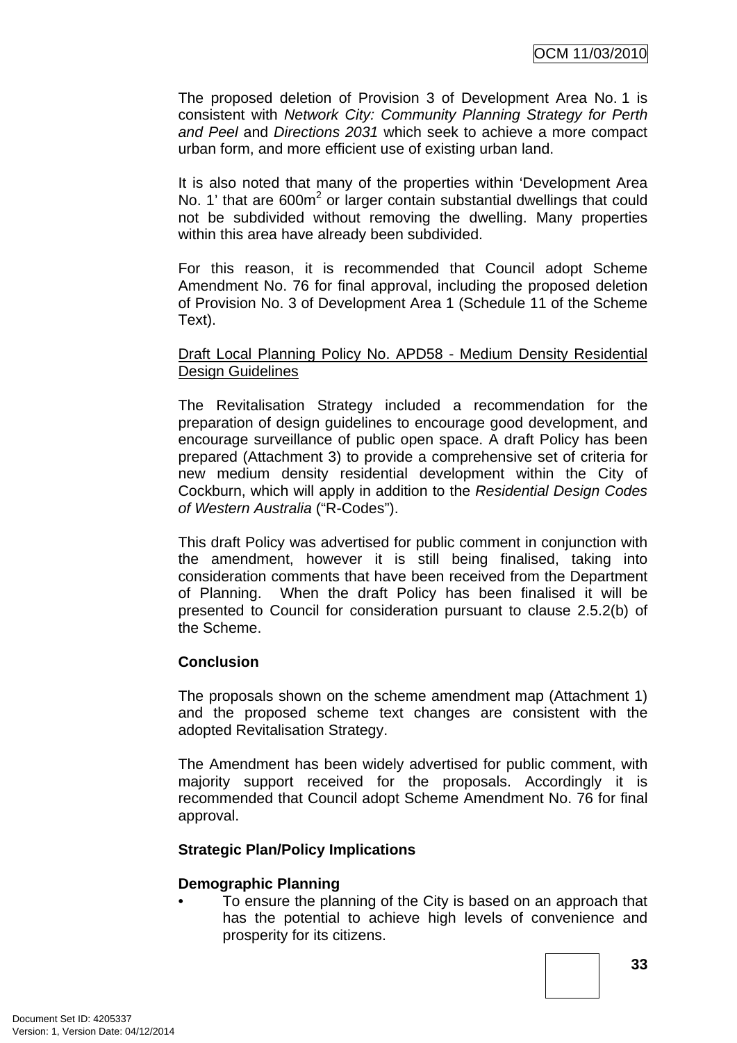The proposed deletion of Provision 3 of Development Area No. 1 is consistent with *Network City: Community Planning Strategy for Perth and Peel* and *Directions 2031* which seek to achieve a more compact urban form, and more efficient use of existing urban land.

It is also noted that many of the properties within 'Development Area No. 1' that are 600m$^2$ or larger contain substantial dwellings that could not be subdivided without removing the dwelling. Many properties within this area have already been subdivided.

For this reason, it is recommended that Council adopt Scheme Amendment No. 76 for final approval, including the proposed deletion of Provision No. 3 of Development Area 1 (Schedule 11 of the Scheme Text).

<u>Draft Local Planning Policy No. APD58 - Medium Density Residential Design Guidelines</u>

The Revitalisation Strategy included a recommendation for the preparation of design guidelines to encourage good development, and encourage surveillance of public open space. A draft Policy has been prepared (Attachment 3) to provide a comprehensive set of criteria for new medium density residential development within the City of Cockburn, which will apply in addition to the *Residential Design Codes of Western Australia* ("R-Codes").

This draft Policy was advertised for public comment in conjunction with the amendment, however it is still being finalised, taking into consideration comments that have been received from the Department of Planning. When the draft Policy has been finalised it will be presented to Council for consideration pursuant to clause 2.5.2(b) of the Scheme.

**Conclusion**

The proposals shown on the scheme amendment map (Attachment 1) and the proposed scheme text changes are consistent with the adopted Revitalisation Strategy.

The Amendment has been widely advertised for public comment, with majority support received for the proposals. Accordingly it is recommended that Council adopt Scheme Amendment No. 76 for final approval.

**Strategic Plan/Policy Implications**

**Demographic Planning**

- To ensure the planning of the City is based on an approach that has the potential to achieve high levels of convenience and prosperity for its citizens.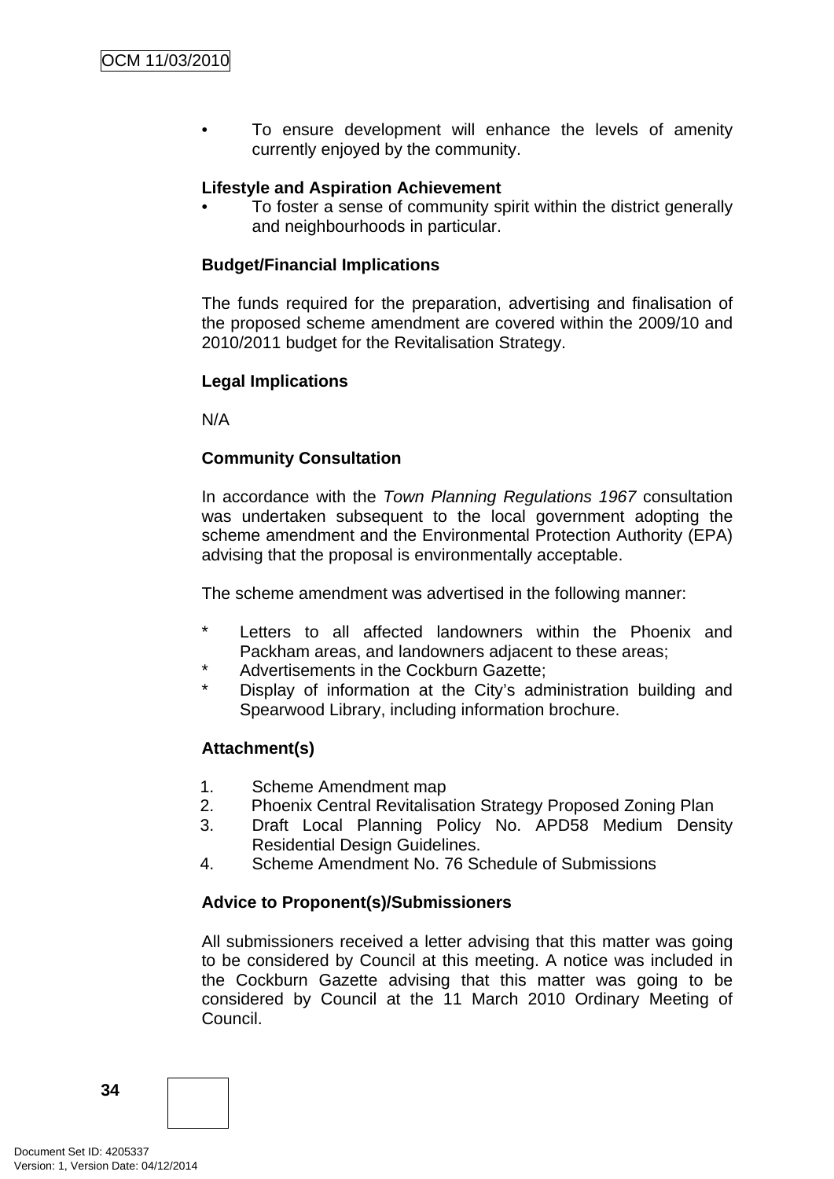- To ensure development will enhance the levels of amenity currently enjoyed by the community.

**Lifestyle and Aspiration Achievement**

- To foster a sense of community spirit within the district generally and neighbourhoods in particular.

**Budget/Financial Implications**

The funds required for the preparation, advertising and finalisation of the proposed scheme amendment are covered within the 2009/10 and 2010/2011 budget for the Revitalisation Strategy.

**Legal Implications**

N/A

**Community Consultation**

In accordance with the *Town Planning Regulations 1967* consultation was undertaken subsequent to the local government adopting the scheme amendment and the Environmental Protection Authority (EPA) advising that the proposal is environmentally acceptable.

The scheme amendment was advertised in the following manner:

* Letters to all affected landowners within the Phoenix and Packham areas, and landowners adjacent to these areas;
* Advertisements in the Cockburn Gazette;
* Display of information at the City's administration building and Spearwood Library, including information brochure.

**Attachment(s)**

1. Scheme Amendment map
2. Phoenix Central Revitalisation Strategy Proposed Zoning Plan
3. Draft Local Planning Policy No. APD58 Medium Density Residential Design Guidelines.
4. Scheme Amendment No. 76 Schedule of Submissions

**Advice to Proponent(s)/Submissioners**

All submissioners received a letter advising that this matter was going to be considered by Council at this meeting. A notice was included in the Cockburn Gazette advising that this matter was going to be considered by Council at the 11 March 2010 Ordinary Meeting of Council.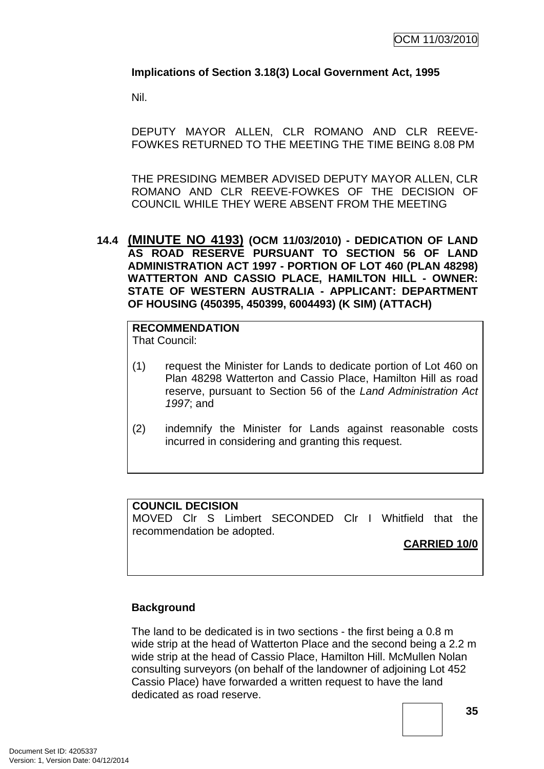**Implications of Section 3.18(3) Local Government Act, 1995**

Nil.

DEPUTY MAYOR ALLEN, CLR ROMANO AND CLR REEVE-FOWKES RETURNED TO THE MEETING THE TIME BEING 8.08 PM

THE PRESIDING MEMBER ADVISED DEPUTY MAYOR ALLEN, CLR ROMANO AND CLR REEVE-FOWKES OF THE DECISION OF COUNCIL WHILE THEY WERE ABSENT FROM THE MEETING

## 14.4 (MINUTE NO 4193) (OCM 11/03/2010) - DEDICATION OF LAND AS ROAD RESERVE PURSUANT TO SECTION 56 OF LAND ADMINISTRATION ACT 1997 - PORTION OF LOT 460 (PLAN 48298) WATTERTON AND CASSIO PLACE, HAMILTON HILL - OWNER: STATE OF WESTERN AUSTRALIA - APPLICANT: DEPARTMENT OF HOUSING (450395, 450399, 6004493) (K SIM) (ATTACH)

**RECOMMENDATION**
That Council:

(1) request the Minister for Lands to dedicate portion of Lot 460 on Plan 48298 Watterton and Cassio Place, Hamilton Hill as road reserve, pursuant to Section 56 of the *Land Administration Act 1997*; and

(2) indemnify the Minister for Lands against reasonable costs incurred in considering and granting this request.

**COUNCIL DECISION**
MOVED Clr S Limbert SECONDED Clr I Whitfield that the recommendation be adopted.

**CARRIED 10/0**

**Background**

The land to be dedicated is in two sections - the first being a 0.8 m wide strip at the head of Watterton Place and the second being a 2.2 m wide strip at the head of Cassio Place, Hamilton Hill. McMullen Nolan consulting surveyors (on behalf of the landowner of adjoining Lot 452 Cassio Place) have forwarded a written request to have the land dedicated as road reserve.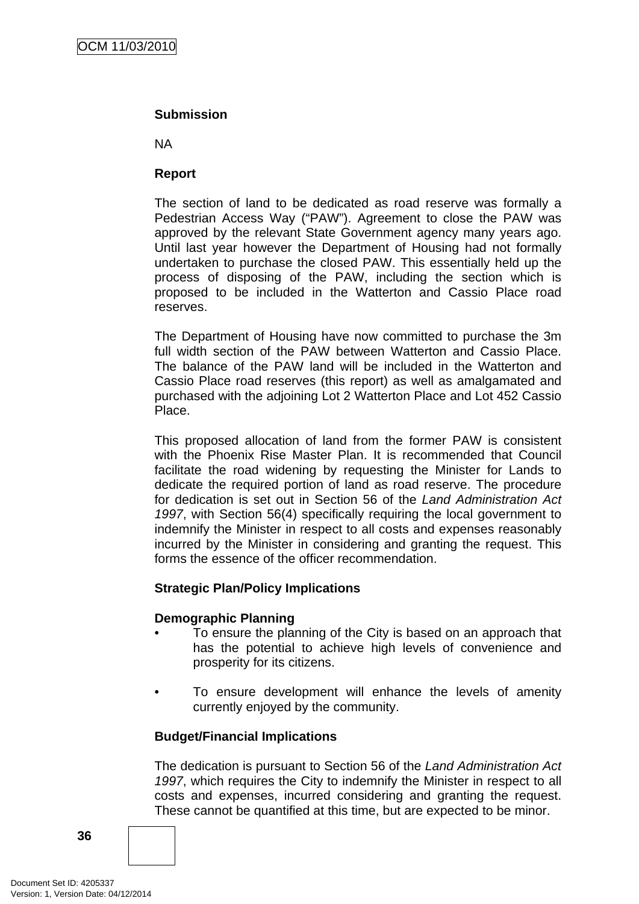**Submission**

NA

**Report**

The section of land to be dedicated as road reserve was formally a Pedestrian Access Way ("PAW"). Agreement to close the PAW was approved by the relevant State Government agency many years ago. Until last year however the Department of Housing had not formally undertaken to purchase the closed PAW. This essentially held up the process of disposing of the PAW, including the section which is proposed to be included in the Watterton and Cassio Place road reserves.

The Department of Housing have now committed to purchase the 3m full width section of the PAW between Watterton and Cassio Place. The balance of the PAW land will be included in the Watterton and Cassio Place road reserves (this report) as well as amalgamated and purchased with the adjoining Lot 2 Watterton Place and Lot 452 Cassio Place.

This proposed allocation of land from the former PAW is consistent with the Phoenix Rise Master Plan. It is recommended that Council facilitate the road widening by requesting the Minister for Lands to dedicate the required portion of land as road reserve. The procedure for dedication is set out in Section 56 of the *Land Administration Act 1997*, with Section 56(4) specifically requiring the local government to indemnify the Minister in respect to all costs and expenses reasonably incurred by the Minister in considering and granting the request. This forms the essence of the officer recommendation.

**Strategic Plan/Policy Implications**

**Demographic Planning**

- To ensure the planning of the City is based on an approach that has the potential to achieve high levels of convenience and prosperity for its citizens.

- To ensure development will enhance the levels of amenity currently enjoyed by the community.

**Budget/Financial Implications**

The dedication is pursuant to Section 56 of the *Land Administration Act 1997*, which requires the City to indemnify the Minister in respect to all costs and expenses, incurred considering and granting the request. These cannot be quantified at this time, but are expected to be minor.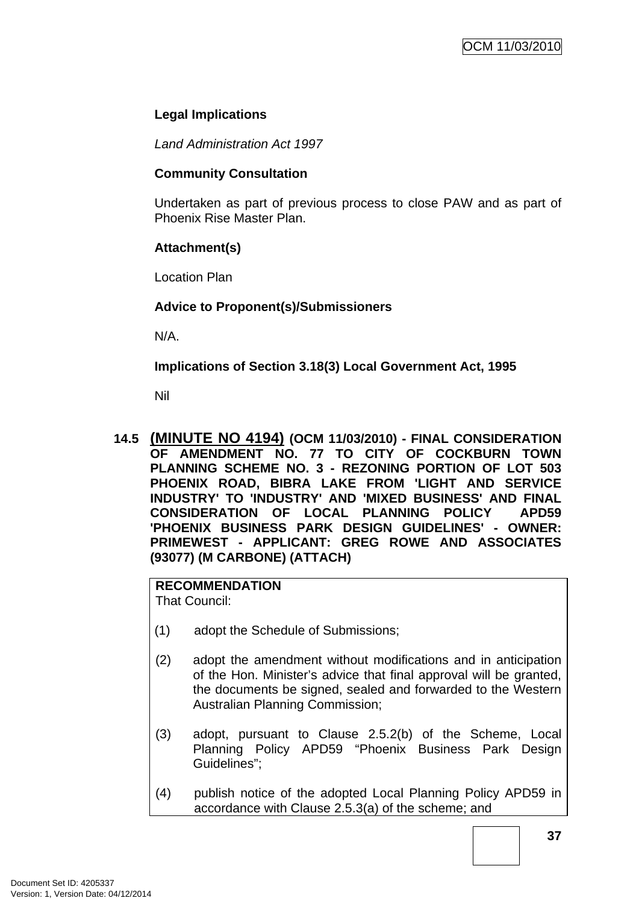**Legal Implications**

*Land Administration Act 1997*

**Community Consultation**

Undertaken as part of previous process to close PAW and as part of Phoenix Rise Master Plan.

**Attachment(s)**

Location Plan

**Advice to Proponent(s)/Submissioners**

N/A.

**Implications of Section 3.18(3) Local Government Act, 1995**

Nil

### 14.5 (MINUTE NO 4194) (OCM 11/03/2010) - FINAL CONSIDERATION OF AMENDMENT NO. 77 TO CITY OF COCKBURN TOWN PLANNING SCHEME NO. 3 - REZONING PORTION OF LOT 503 PHOENIX ROAD, BIBRA LAKE FROM 'LIGHT AND SERVICE INDUSTRY' TO 'INDUSTRY' AND 'MIXED BUSINESS' AND FINAL CONSIDERATION OF LOCAL PLANNING POLICY APD59 'PHOENIX BUSINESS PARK DESIGN GUIDELINES' - OWNER: PRIMEWEST - APPLICANT: GREG ROWE AND ASSOCIATES (93077) (M CARBONE) (ATTACH)

**RECOMMENDATION**
That Council:

(1) adopt the Schedule of Submissions;

(2) adopt the amendment without modifications and in anticipation of the Hon. Minister's advice that final approval will be granted, the documents be signed, sealed and forwarded to the Western Australian Planning Commission;

(3) adopt, pursuant to Clause 2.5.2(b) of the Scheme, Local Planning Policy APD59 "Phoenix Business Park Design Guidelines";

(4) publish notice of the adopted Local Planning Policy APD59 in accordance with Clause 2.5.3(a) of the scheme; and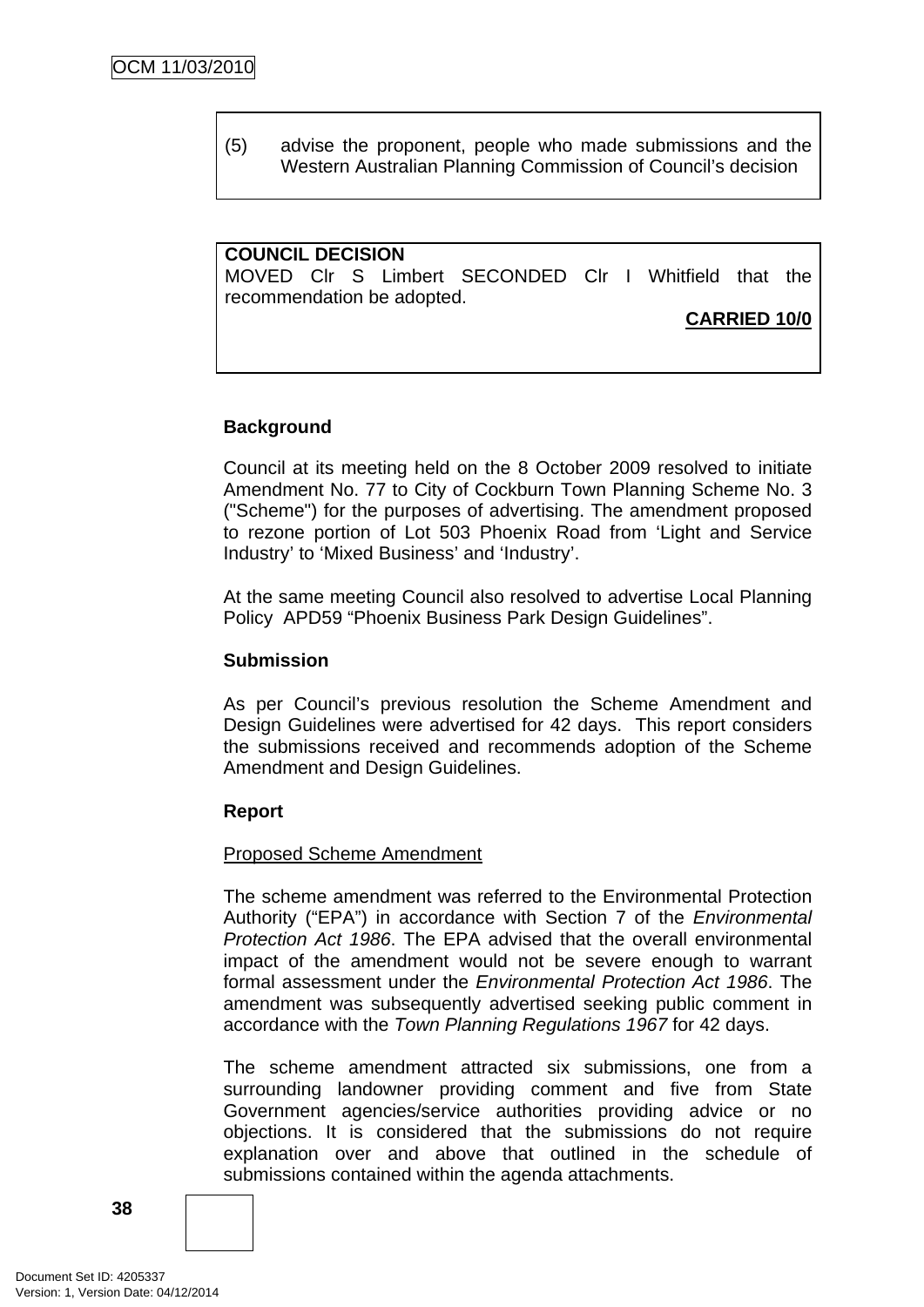(5) advise the proponent, people who made submissions and the Western Australian Planning Commission of Council's decision

**COUNCIL DECISION**
MOVED Clr S Limbert SECONDED Clr I Whitfield that the recommendation be adopted.

**CARRIED 10/0**

**Background**

Council at its meeting held on the 8 October 2009 resolved to initiate Amendment No. 77 to City of Cockburn Town Planning Scheme No. 3 ("Scheme") for the purposes of advertising. The amendment proposed to rezone portion of Lot 503 Phoenix Road from 'Light and Service Industry' to 'Mixed Business' and 'Industry'.

At the same meeting Council also resolved to advertise Local Planning Policy APD59 "Phoenix Business Park Design Guidelines".

**Submission**

As per Council's previous resolution the Scheme Amendment and Design Guidelines were advertised for 42 days. This report considers the submissions received and recommends adoption of the Scheme Amendment and Design Guidelines.

**Report**

Proposed Scheme Amendment

The scheme amendment was referred to the Environmental Protection Authority ("EPA") in accordance with Section 7 of the *Environmental Protection Act 1986*. The EPA advised that the overall environmental impact of the amendment would not be severe enough to warrant formal assessment under the *Environmental Protection Act 1986*. The amendment was subsequently advertised seeking public comment in accordance with the *Town Planning Regulations 1967* for 42 days.

The scheme amendment attracted six submissions, one from a surrounding landowner providing comment and five from State Government agencies/service authorities providing advice or no objections. It is considered that the submissions do not require explanation over and above that outlined in the schedule of submissions contained within the agenda attachments.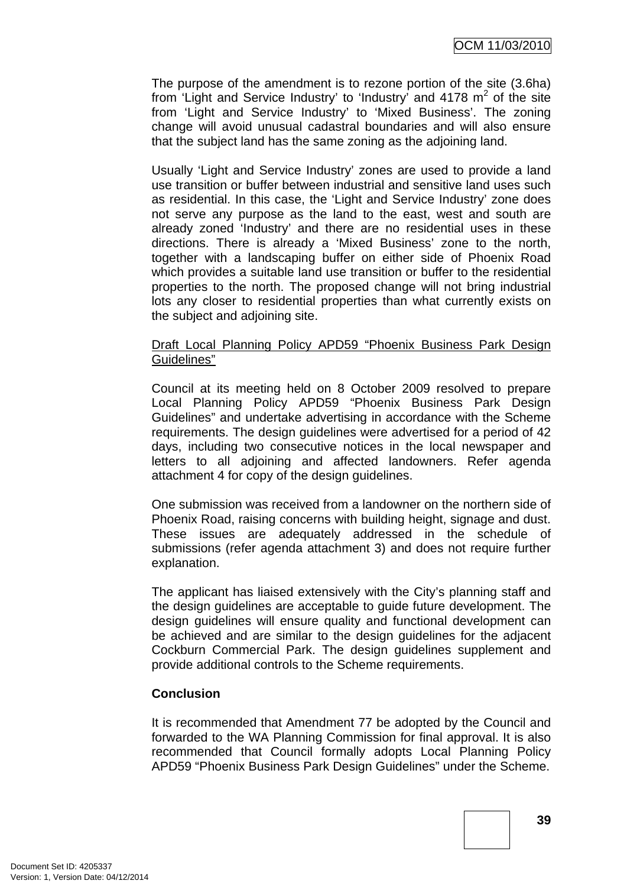The purpose of the amendment is to rezone portion of the site (3.6ha) from 'Light and Service Industry' to 'Industry' and 4178 $m^2$ of the site from 'Light and Service Industry' to 'Mixed Business'. The zoning change will avoid unusual cadastral boundaries and will also ensure that the subject land has the same zoning as the adjoining land.

Usually 'Light and Service Industry' zones are used to provide a land use transition or buffer between industrial and sensitive land uses such as residential. In this case, the 'Light and Service Industry' zone does not serve any purpose as the land to the east, west and south are already zoned 'Industry' and there are no residential uses in these directions. There is already a 'Mixed Business' zone to the north, together with a landscaping buffer on either side of Phoenix Road which provides a suitable land use transition or buffer to the residential properties to the north. The proposed change will not bring industrial lots any closer to residential properties than what currently exists on the subject and adjoining site.

Draft Local Planning Policy APD59 "Phoenix Business Park Design Guidelines"

Council at its meeting held on 8 October 2009 resolved to prepare Local Planning Policy APD59 "Phoenix Business Park Design Guidelines" and undertake advertising in accordance with the Scheme requirements. The design guidelines were advertised for a period of 42 days, including two consecutive notices in the local newspaper and letters to all adjoining and affected landowners. Refer agenda attachment 4 for copy of the design guidelines.

One submission was received from a landowner on the northern side of Phoenix Road, raising concerns with building height, signage and dust. These issues are adequately addressed in the schedule of submissions (refer agenda attachment 3) and does not require further explanation.

The applicant has liaised extensively with the City's planning staff and the design guidelines are acceptable to guide future development. The design guidelines will ensure quality and functional development can be achieved and are similar to the design guidelines for the adjacent Cockburn Commercial Park. The design guidelines supplement and provide additional controls to the Scheme requirements.

**Conclusion**

It is recommended that Amendment 77 be adopted by the Council and forwarded to the WA Planning Commission for final approval. It is also recommended that Council formally adopts Local Planning Policy APD59 "Phoenix Business Park Design Guidelines" under the Scheme.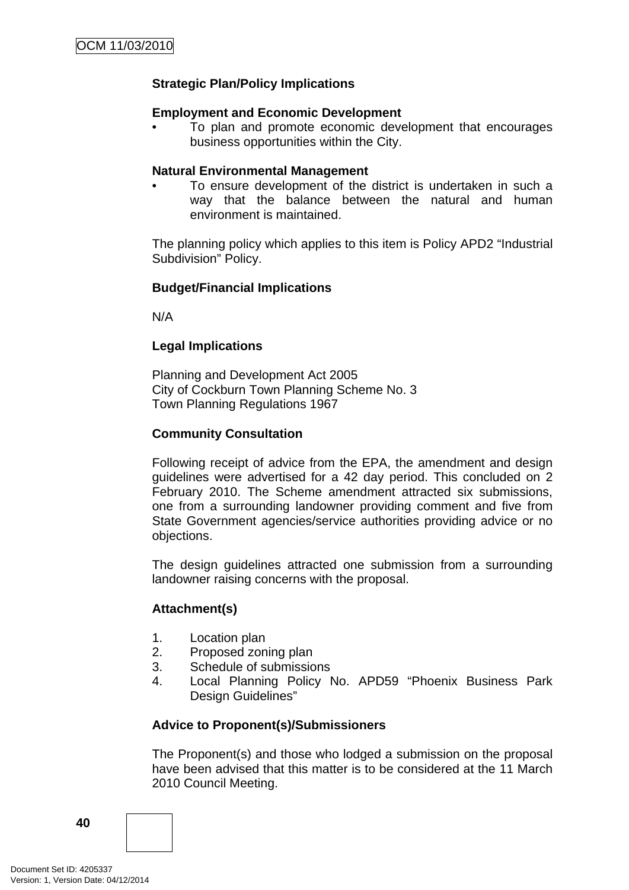**Strategic Plan/Policy Implications**

**Employment and Economic Development**

- To plan and promote economic development that encourages business opportunities within the City.

**Natural Environmental Management**

- To ensure development of the district is undertaken in such a way that the balance between the natural and human environment is maintained.

The planning policy which applies to this item is Policy APD2 "Industrial Subdivision" Policy.

**Budget/Financial Implications**

N/A

**Legal Implications**

Planning and Development Act 2005
City of Cockburn Town Planning Scheme No. 3
Town Planning Regulations 1967

**Community Consultation**

Following receipt of advice from the EPA, the amendment and design guidelines were advertised for a 42 day period. This concluded on 2 February 2010. The Scheme amendment attracted six submissions, one from a surrounding landowner providing comment and five from State Government agencies/service authorities providing advice or no objections.

The design guidelines attracted one submission from a surrounding landowner raising concerns with the proposal.

**Attachment(s)**

1. Location plan
2. Proposed zoning plan
3. Schedule of submissions
4. Local Planning Policy No. APD59 "Phoenix Business Park Design Guidelines"

**Advice to Proponent(s)/Submissioners**

The Proponent(s) and those who lodged a submission on the proposal have been advised that this matter is to be considered at the 11 March 2010 Council Meeting.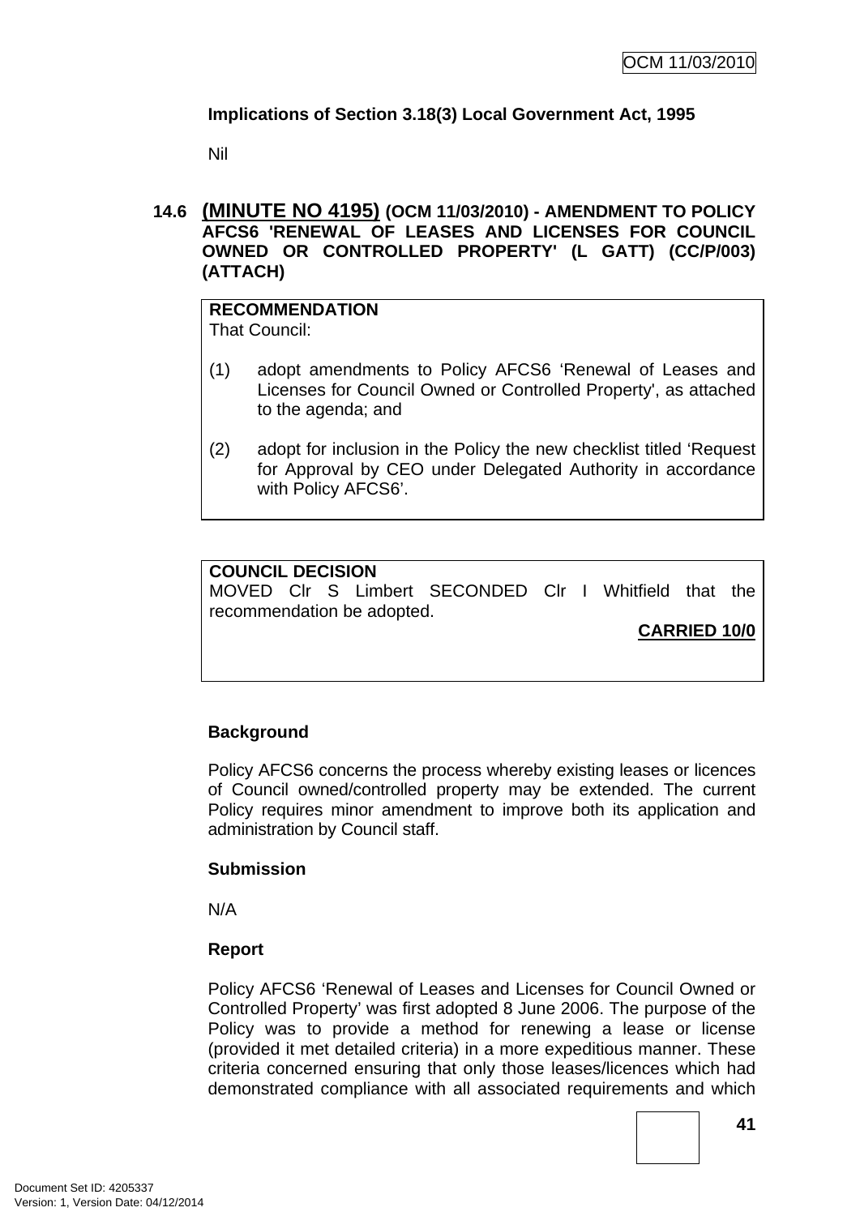**Implications of Section 3.18(3) Local Government Act, 1995**

Nil

## 14.6 (MINUTE NO 4195) (OCM 11/03/2010) - AMENDMENT TO POLICY AFCS6 'RENEWAL OF LEASES AND LICENSES FOR COUNCIL OWNED OR CONTROLLED PROPERTY' (L GATT) (CC/P/003) (ATTACH)

**RECOMMENDATION**
That Council:

(1) adopt amendments to Policy AFCS6 'Renewal of Leases and Licenses for Council Owned or Controlled Property', as attached to the agenda; and

(2) adopt for inclusion in the Policy the new checklist titled 'Request for Approval by CEO under Delegated Authority in accordance with Policy AFCS6'.

**COUNCIL DECISION**
MOVED Clr S Limbert SECONDED Clr I Whitfield that the recommendation be adopted.

**CARRIED 10/0**

**Background**

Policy AFCS6 concerns the process whereby existing leases or licences of Council owned/controlled property may be extended. The current Policy requires minor amendment to improve both its application and administration by Council staff.

**Submission**

N/A

**Report**

Policy AFCS6 'Renewal of Leases and Licenses for Council Owned or Controlled Property' was first adopted 8 June 2006. The purpose of the Policy was to provide a method for renewing a lease or license (provided it met detailed criteria) in a more expeditious manner. These criteria concerned ensuring that only those leases/licences which had demonstrated compliance with all associated requirements and which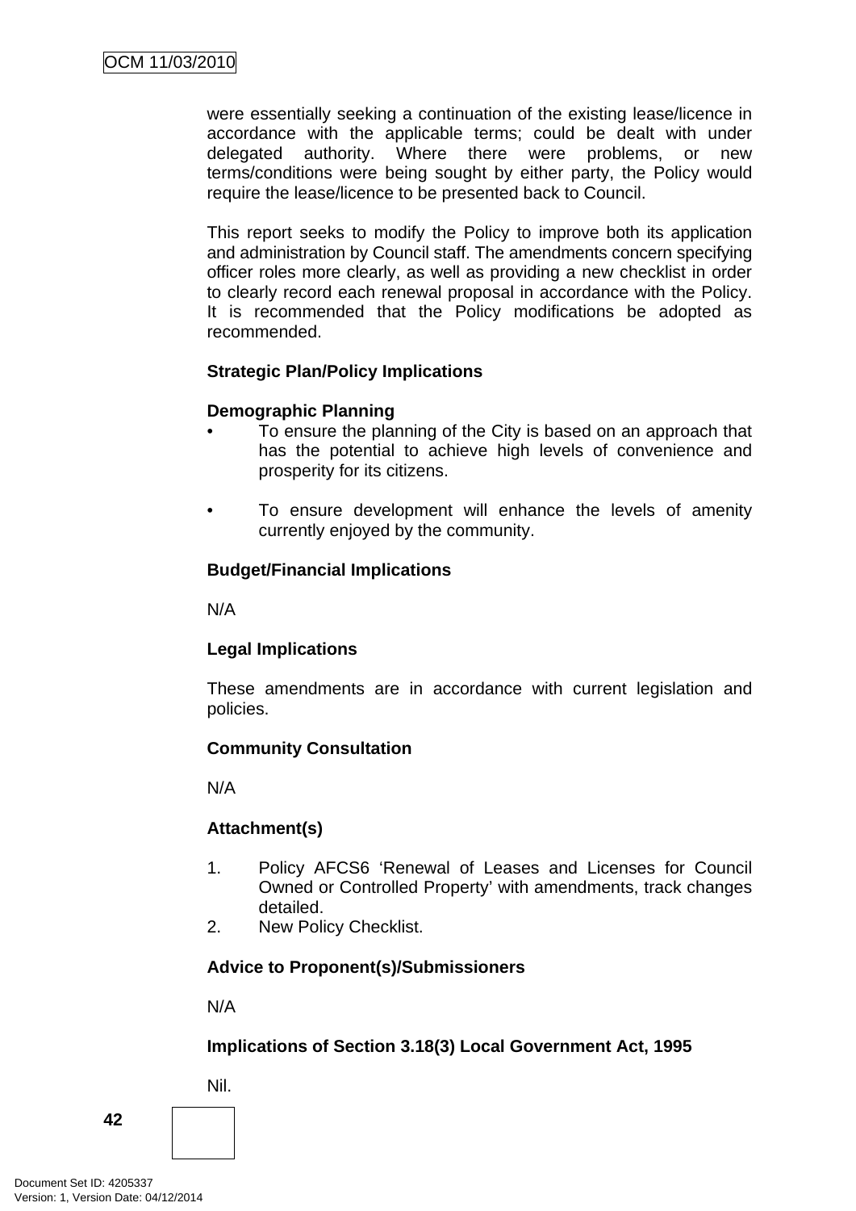were essentially seeking a continuation of the existing lease/licence in accordance with the applicable terms; could be dealt with under delegated authority. Where there were problems, or new terms/conditions were being sought by either party, the Policy would require the lease/licence to be presented back to Council.

This report seeks to modify the Policy to improve both its application and administration by Council staff. The amendments concern specifying officer roles more clearly, as well as providing a new checklist in order to clearly record each renewal proposal in accordance with the Policy. It is recommended that the Policy modifications be adopted as recommended.

**Strategic Plan/Policy Implications**

**Demographic Planning**

- To ensure the planning of the City is based on an approach that has the potential to achieve high levels of convenience and prosperity for its citizens.

- To ensure development will enhance the levels of amenity currently enjoyed by the community.

**Budget/Financial Implications**

N/A

**Legal Implications**

These amendments are in accordance with current legislation and policies.

**Community Consultation**

N/A

**Attachment(s)**

1. Policy AFCS6 'Renewal of Leases and Licenses for Council Owned or Controlled Property' with amendments, track changes detailed.
2. New Policy Checklist.

**Advice to Proponent(s)/Submissioners**

N/A

**Implications of Section 3.18(3) Local Government Act, 1995**

Nil.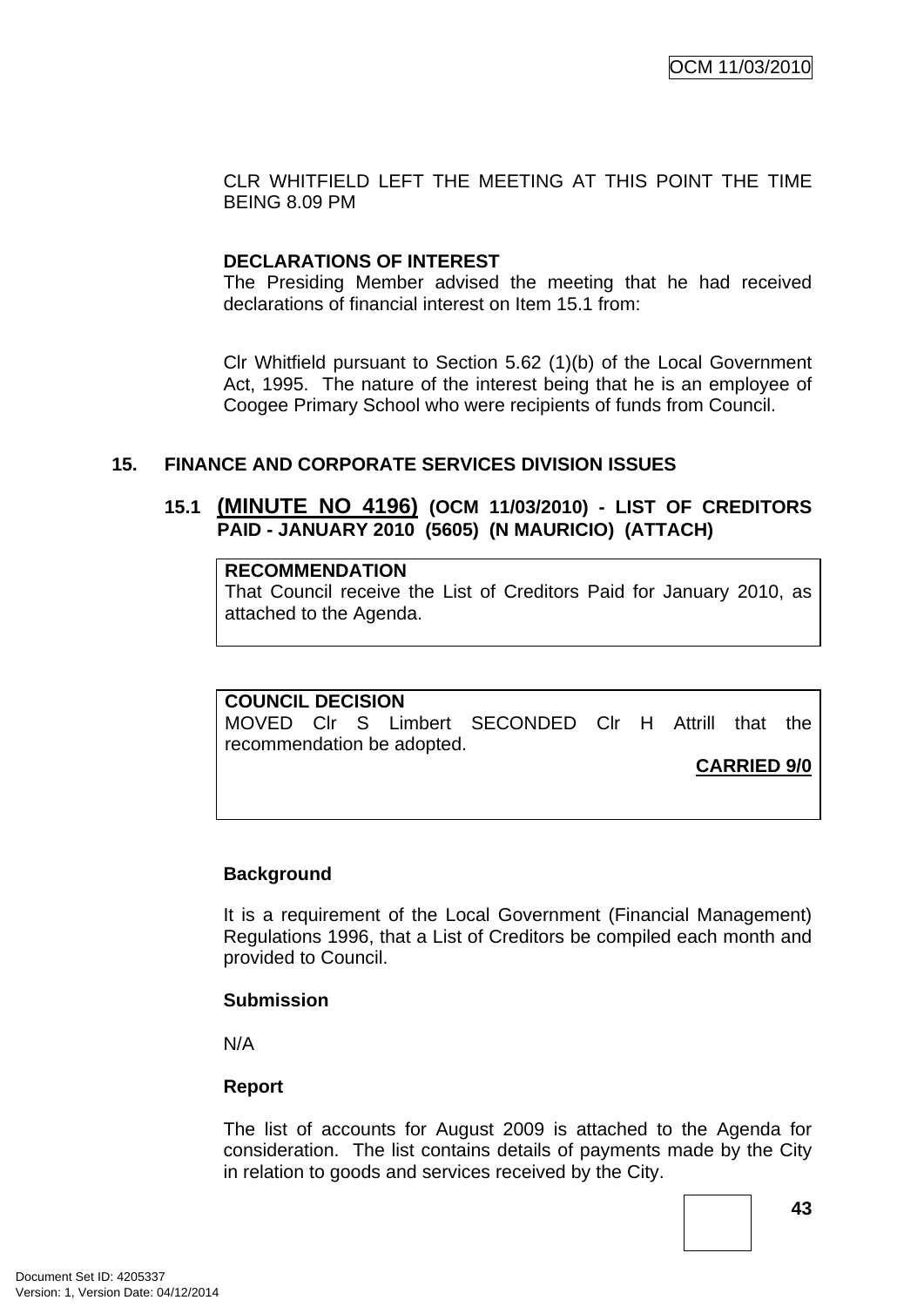CLR WHITFIELD LEFT THE MEETING AT THIS POINT THE TIME BEING 8.09 PM

**DECLARATIONS OF INTEREST**

The Presiding Member advised the meeting that he had received declarations of financial interest on Item 15.1 from:

Clr Whitfield pursuant to Section 5.62 (1)(b) of the Local Government Act, 1995. The nature of the interest being that he is an employee of Coogee Primary School who were recipients of funds from Council.

## 15. FINANCE AND CORPORATE SERVICES DIVISION ISSUES

### 15.1 (MINUTE NO 4196) (OCM 11/03/2010) - LIST OF CREDITORS PAID - JANUARY 2010 (5605) (N MAURICIO) (ATTACH)

**RECOMMENDATION**

That Council receive the List of Creditors Paid for January 2010, as attached to the Agenda.

**COUNCIL DECISION**

MOVED Clr S Limbert SECONDED Clr H Attrill that the recommendation be adopted.

**CARRIED 9/0**

**Background**

It is a requirement of the Local Government (Financial Management) Regulations 1996, that a List of Creditors be compiled each month and provided to Council.

**Submission**

N/A

**Report**

The list of accounts for August 2009 is attached to the Agenda for consideration. The list contains details of payments made by the City in relation to goods and services received by the City.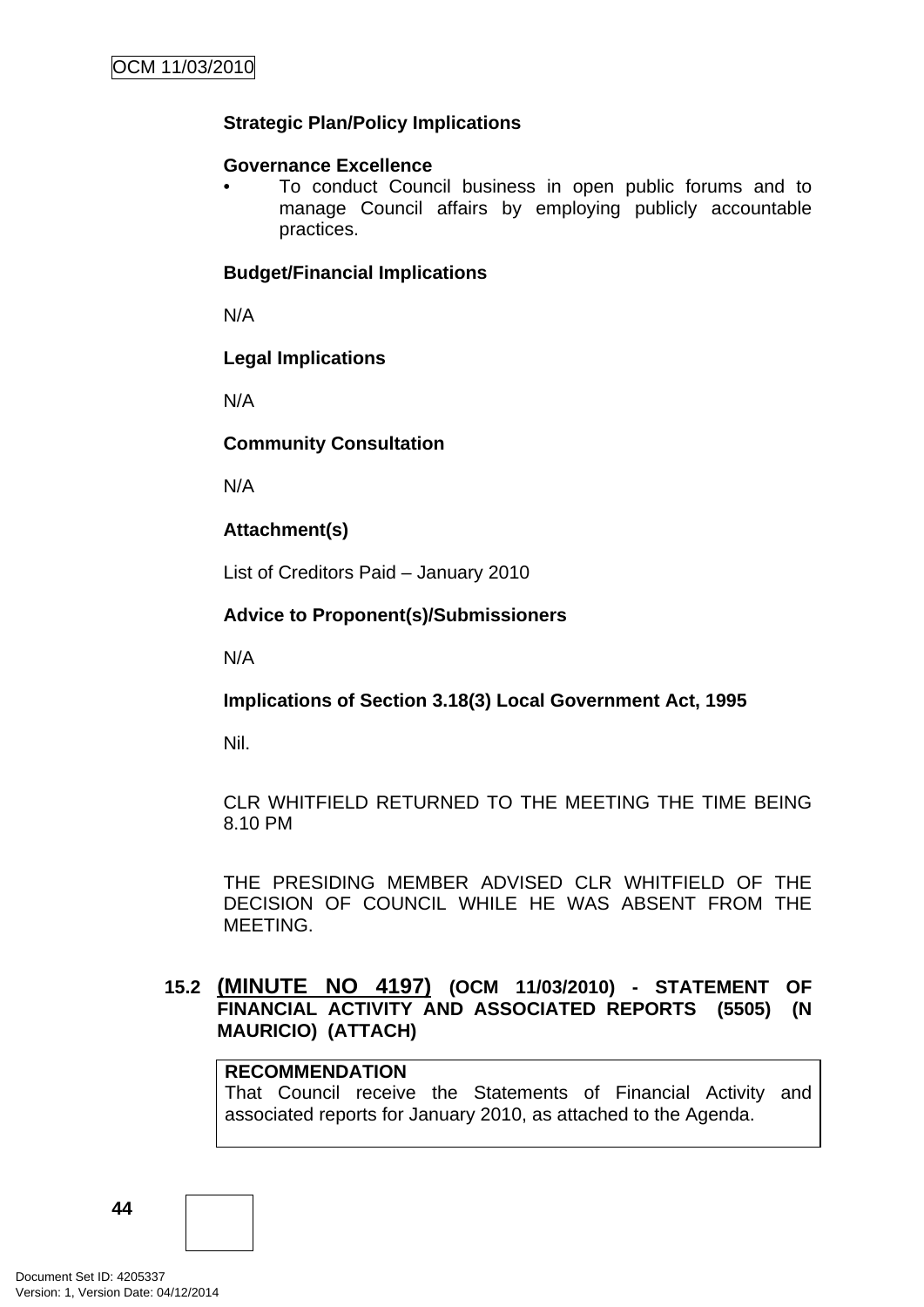**Strategic Plan/Policy Implications**

**Governance Excellence**

- To conduct Council business in open public forums and to manage Council affairs by employing publicly accountable practices.

**Budget/Financial Implications**

N/A

**Legal Implications**

N/A

**Community Consultation**

N/A

**Attachment(s)**

List of Creditors Paid – January 2010

**Advice to Proponent(s)/Submissioners**

N/A

**Implications of Section 3.18(3) Local Government Act, 1995**

Nil.

CLR WHITFIELD RETURNED TO THE MEETING THE TIME BEING 8.10 PM

THE PRESIDING MEMBER ADVISED CLR WHITFIELD OF THE DECISION OF COUNCIL WHILE HE WAS ABSENT FROM THE MEETING.

### 15.2 (MINUTE NO 4197) (OCM 11/03/2010) - STATEMENT OF FINANCIAL ACTIVITY AND ASSOCIATED REPORTS (5505) (N MAURICIO) (ATTACH)

**RECOMMENDATION**
That Council receive the Statements of Financial Activity and associated reports for January 2010, as attached to the Agenda.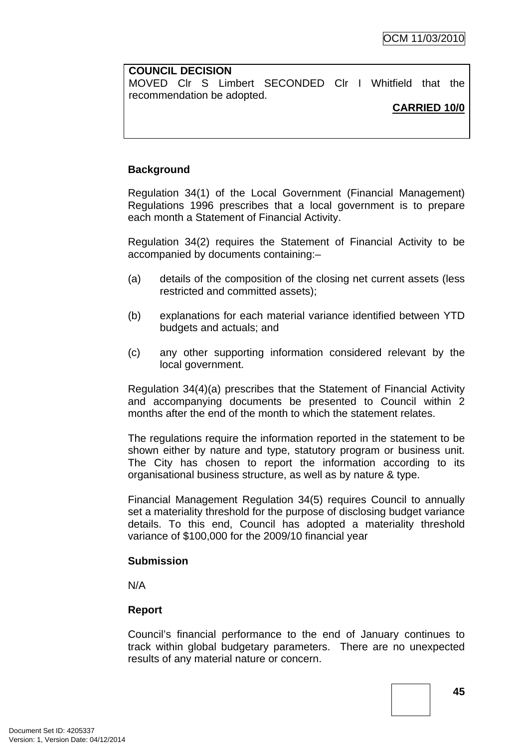**COUNCIL DECISION**
MOVED Clr S Limbert SECONDED Clr I Whitfield that the recommendation be adopted.

**CARRIED 10/0**

**Background**

Regulation 34(1) of the Local Government (Financial Management) Regulations 1996 prescribes that a local government is to prepare each month a Statement of Financial Activity.

Regulation 34(2) requires the Statement of Financial Activity to be accompanied by documents containing:–

(a) details of the composition of the closing net current assets (less restricted and committed assets);

(b) explanations for each material variance identified between YTD budgets and actuals; and

(c) any other supporting information considered relevant by the local government.

Regulation 34(4)(a) prescribes that the Statement of Financial Activity and accompanying documents be presented to Council within 2 months after the end of the month to which the statement relates.

The regulations require the information reported in the statement to be shown either by nature and type, statutory program or business unit. The City has chosen to report the information according to its organisational business structure, as well as by nature & type.

Financial Management Regulation 34(5) requires Council to annually set a materiality threshold for the purpose of disclosing budget variance details. To this end, Council has adopted a materiality threshold variance of $100,000 for the 2009/10 financial year

**Submission**

N/A

**Report**

Council's financial performance to the end of January continues to track within global budgetary parameters. There are no unexpected results of any material nature or concern.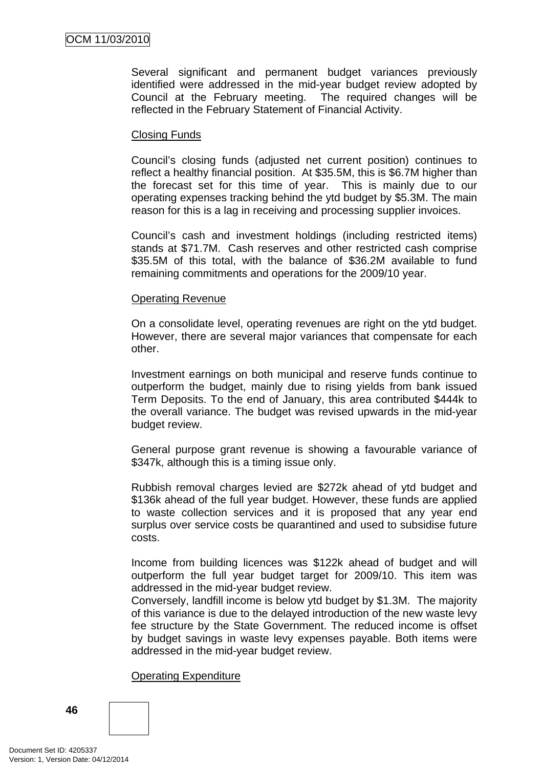Several significant and permanent budget variances previously identified were addressed in the mid-year budget review adopted by Council at the February meeting. The required changes will be reflected in the February Statement of Financial Activity.

Closing Funds

Council's closing funds (adjusted net current position) continues to reflect a healthy financial position. At $35.5M, this is $6.7M higher than the forecast set for this time of year. This is mainly due to our operating expenses tracking behind the ytd budget by $5.3M. The main reason for this is a lag in receiving and processing supplier invoices.

Council's cash and investment holdings (including restricted items) stands at $71.7M. Cash reserves and other restricted cash comprise $35.5M of this total, with the balance of $36.2M available to fund remaining commitments and operations for the 2009/10 year.

Operating Revenue

On a consolidate level, operating revenues are right on the ytd budget. However, there are several major variances that compensate for each other.

Investment earnings on both municipal and reserve funds continue to outperform the budget, mainly due to rising yields from bank issued Term Deposits. To the end of January, this area contributed $444k to the overall variance. The budget was revised upwards in the mid-year budget review.

General purpose grant revenue is showing a favourable variance of $347k, although this is a timing issue only.

Rubbish removal charges levied are $272k ahead of ytd budget and $136k ahead of the full year budget. However, these funds are applied to waste collection services and it is proposed that any year end surplus over service costs be quarantined and used to subsidise future costs.

Income from building licences was $122k ahead of budget and will outperform the full year budget target for 2009/10. This item was addressed in the mid-year budget review.

Conversely, landfill income is below ytd budget by $1.3M. The majority of this variance is due to the delayed introduction of the new waste levy fee structure by the State Government. The reduced income is offset by budget savings in waste levy expenses payable. Both items were addressed in the mid-year budget review.

Operating Expenditure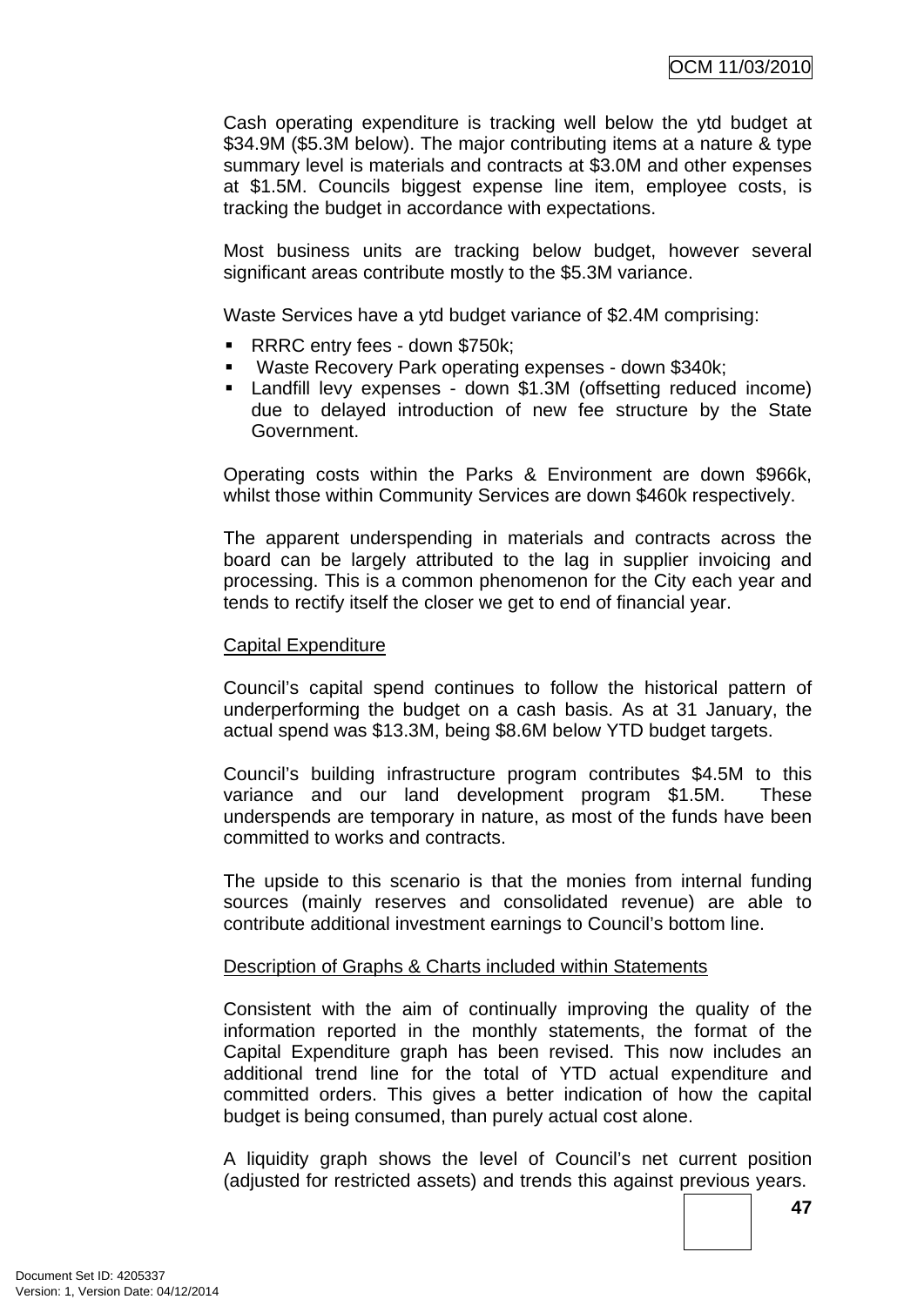Cash operating expenditure is tracking well below the ytd budget at $34.9M ($5.3M below). The major contributing items at a nature & type summary level is materials and contracts at $3.0M and other expenses at $1.5M. Councils biggest expense line item, employee costs, is tracking the budget in accordance with expectations.

Most business units are tracking below budget, however several significant areas contribute mostly to the $5.3M variance.

Waste Services have a ytd budget variance of $2.4M comprising:

- RRRC entry fees - down $750k;
- Waste Recovery Park operating expenses - down $340k;
- Landfill levy expenses - down $1.3M (offsetting reduced income) due to delayed introduction of new fee structure by the State Government.

Operating costs within the Parks & Environment are down $966k, whilst those within Community Services are down $460k respectively.

The apparent underspending in materials and contracts across the board can be largely attributed to the lag in supplier invoicing and processing. This is a common phenomenon for the City each year and tends to rectify itself the closer we get to end of financial year.

<u>Capital Expenditure</u>

Council's capital spend continues to follow the historical pattern of underperforming the budget on a cash basis. As at 31 January, the actual spend was $13.3M, being $8.6M below YTD budget targets.

Council's building infrastructure program contributes $4.5M to this variance and our land development program $1.5M. These underspends are temporary in nature, as most of the funds have been committed to works and contracts.

The upside to this scenario is that the monies from internal funding sources (mainly reserves and consolidated revenue) are able to contribute additional investment earnings to Council's bottom line.

<u>Description of Graphs & Charts included within Statements</u>

Consistent with the aim of continually improving the quality of the information reported in the monthly statements, the format of the Capital Expenditure graph has been revised. This now includes an additional trend line for the total of YTD actual expenditure and committed orders. This gives a better indication of how the capital budget is being consumed, than purely actual cost alone.

A liquidity graph shows the level of Council's net current position (adjusted for restricted assets) and trends this against previous years.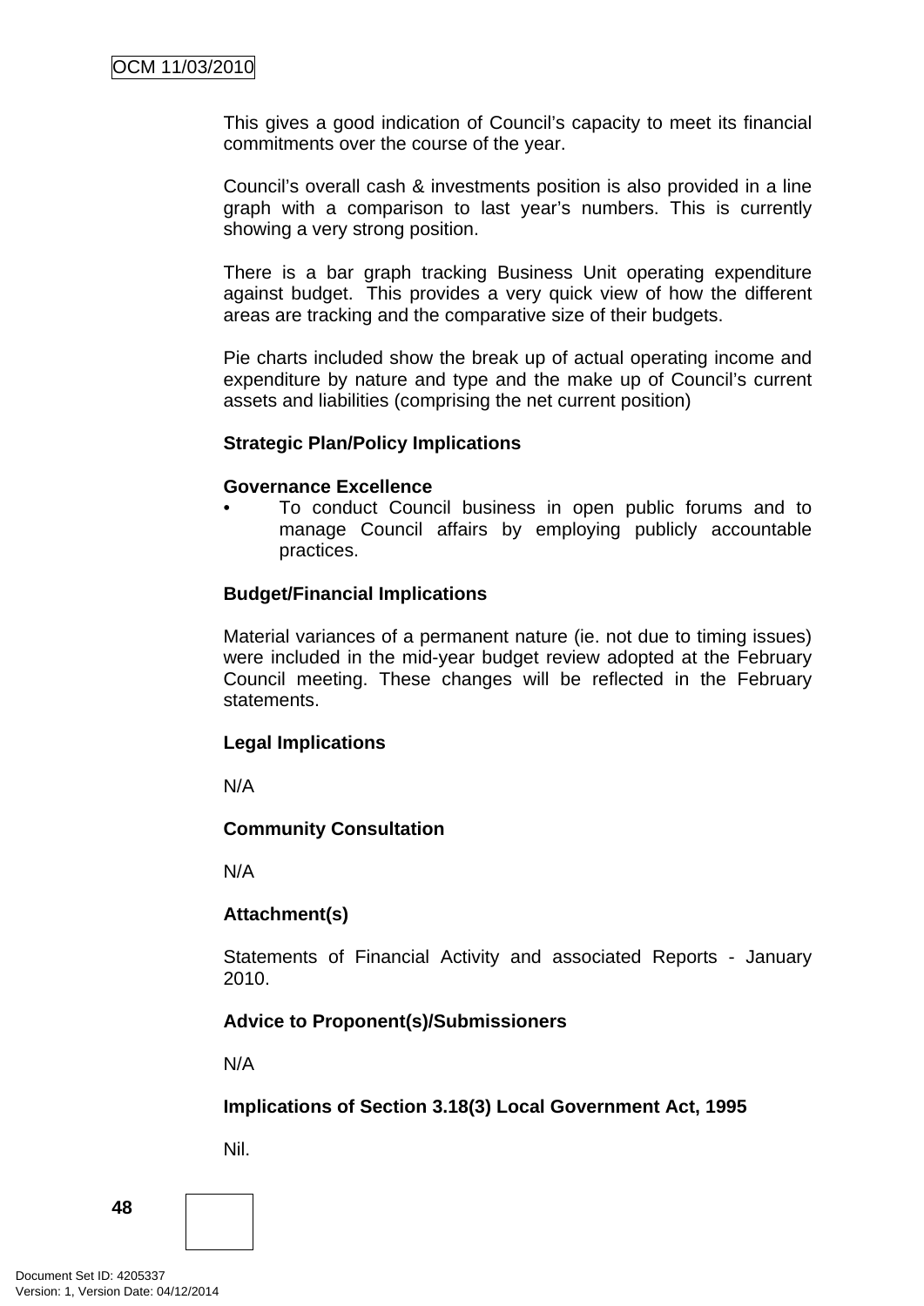This gives a good indication of Council's capacity to meet its financial commitments over the course of the year.

Council's overall cash & investments position is also provided in a line graph with a comparison to last year's numbers. This is currently showing a very strong position.

There is a bar graph tracking Business Unit operating expenditure against budget. This provides a very quick view of how the different areas are tracking and the comparative size of their budgets.

Pie charts included show the break up of actual operating income and expenditure by nature and type and the make up of Council's current assets and liabilities (comprising the net current position)

**Strategic Plan/Policy Implications**

**Governance Excellence**

- To conduct Council business in open public forums and to manage Council affairs by employing publicly accountable practices.

**Budget/Financial Implications**

Material variances of a permanent nature (ie. not due to timing issues) were included in the mid-year budget review adopted at the February Council meeting. These changes will be reflected in the February statements.

**Legal Implications**

N/A

**Community Consultation**

N/A

**Attachment(s)**

Statements of Financial Activity and associated Reports - January 2010.

**Advice to Proponent(s)/Submissioners**

N/A

**Implications of Section 3.18(3) Local Government Act, 1995**

Nil.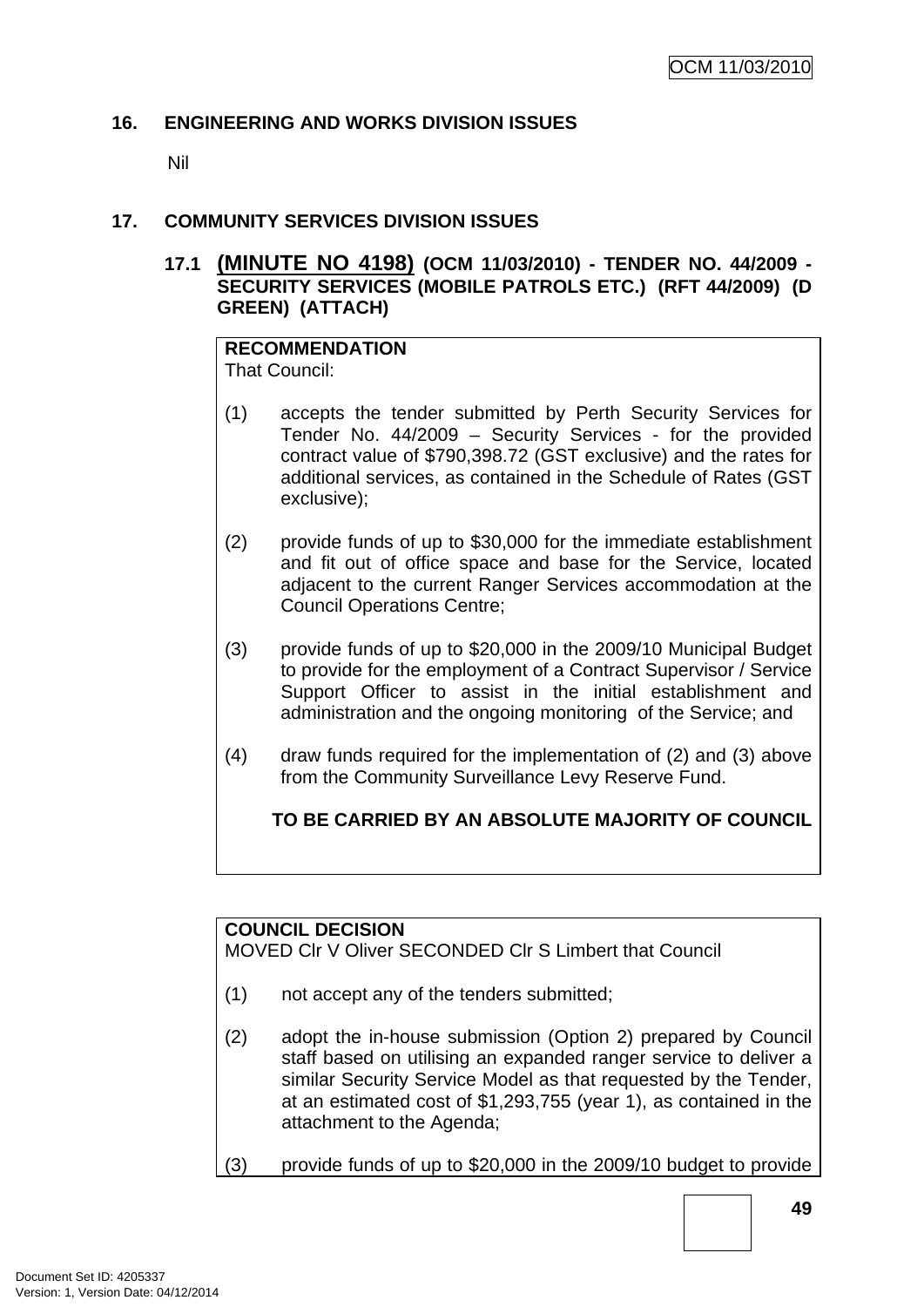## 16. ENGINEERING AND WORKS DIVISION ISSUES

Nil

## 17. COMMUNITY SERVICES DIVISION ISSUES

### 17.1 (MINUTE NO 4198) (OCM 11/03/2010) - TENDER NO. 44/2009 - SECURITY SERVICES (MOBILE PATROLS ETC.) (RFT 44/2009) (D GREEN) (ATTACH)

**RECOMMENDATION**
That Council:

(1) accepts the tender submitted by Perth Security Services for Tender No. 44/2009 – Security Services - for the provided contract value of $790,398.72 (GST exclusive) and the rates for additional services, as contained in the Schedule of Rates (GST exclusive);

(2) provide funds of up to $30,000 for the immediate establishment and fit out of office space and base for the Service, located adjacent to the current Ranger Services accommodation at the Council Operations Centre;

(3) provide funds of up to $20,000 in the 2009/10 Municipal Budget to provide for the employment of a Contract Supervisor / Service Support Officer to assist in the initial establishment and administration and the ongoing monitoring of the Service; and

(4) draw funds required for the implementation of (2) and (3) above from the Community Surveillance Levy Reserve Fund.

**TO BE CARRIED BY AN ABSOLUTE MAJORITY OF COUNCIL**

**COUNCIL DECISION**
MOVED Clr V Oliver SECONDED Clr S Limbert that Council

(1) not accept any of the tenders submitted;

(2) adopt the in-house submission (Option 2) prepared by Council staff based on utilising an expanded ranger service to deliver a similar Security Service Model as that requested by the Tender, at an estimated cost of $1,293,755 (year 1), as contained in the attachment to the Agenda;

(3) provide funds of up to $20,000 in the 2009/10 budget to provide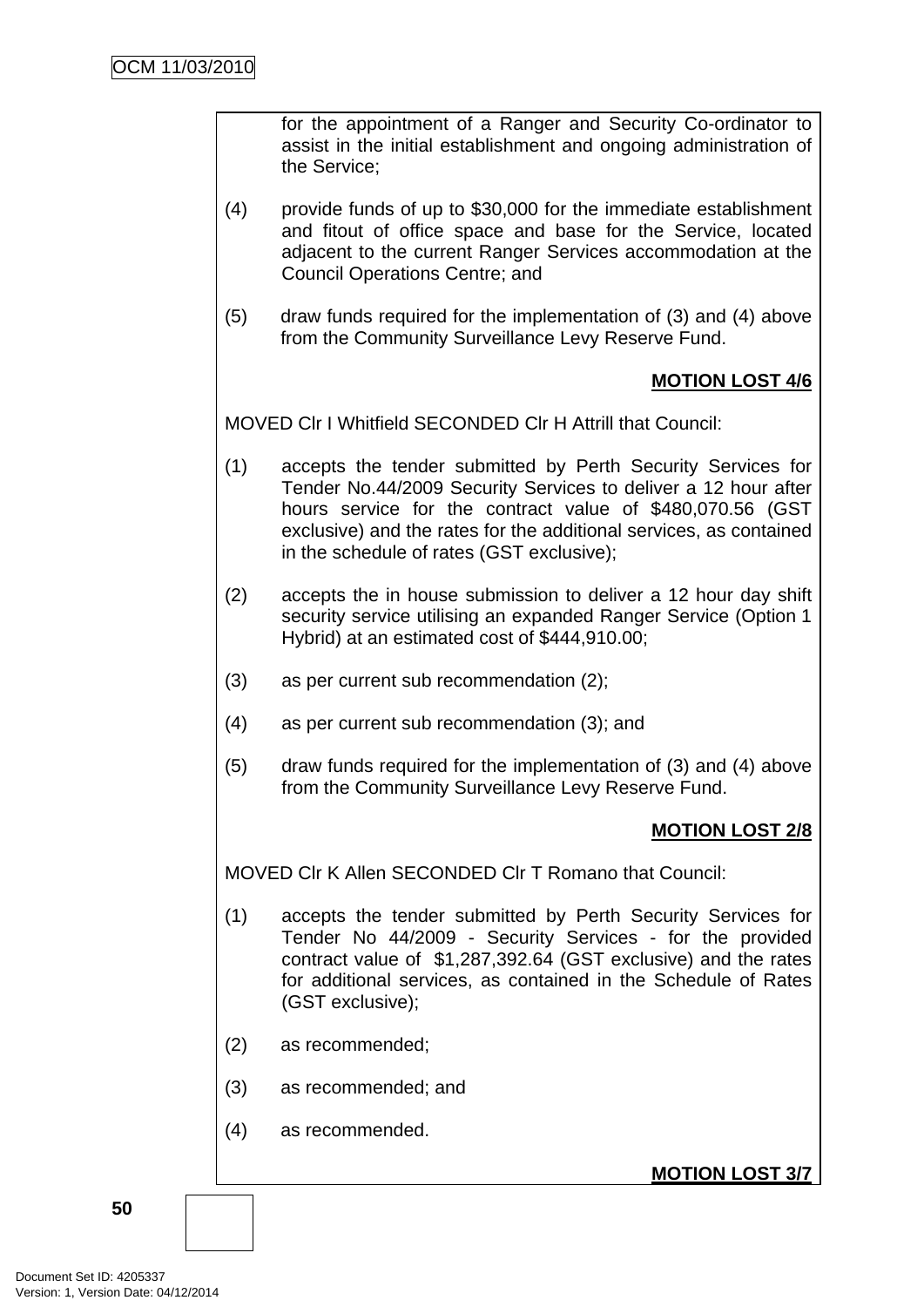for the appointment of a Ranger and Security Co-ordinator to assist in the initial establishment and ongoing administration of the Service;

(4) provide funds of up to $30,000 for the immediate establishment and fitout of office space and base for the Service, located adjacent to the current Ranger Services accommodation at the Council Operations Centre; and

(5) draw funds required for the implementation of (3) and (4) above from the Community Surveillance Levy Reserve Fund.

**MOTION LOST 4/6**

MOVED Clr I Whitfield SECONDED Clr H Attrill that Council:

(1) accepts the tender submitted by Perth Security Services for Tender No.44/2009 Security Services to deliver a 12 hour after hours service for the contract value of $480,070.56 (GST exclusive) and the rates for the additional services, as contained in the schedule of rates (GST exclusive);

(2) accepts the in house submission to deliver a 12 hour day shift security service utilising an expanded Ranger Service (Option 1 Hybrid) at an estimated cost of $444,910.00;

(3) as per current sub recommendation (2);

(4) as per current sub recommendation (3); and

(5) draw funds required for the implementation of (3) and (4) above from the Community Surveillance Levy Reserve Fund.

**MOTION LOST 2/8**

MOVED Clr K Allen SECONDED Clr T Romano that Council:

(1) accepts the tender submitted by Perth Security Services for Tender No 44/2009 - Security Services - for the provided contract value of $1,287,392.64 (GST exclusive) and the rates for additional services, as contained in the Schedule of Rates (GST exclusive);

(2) as recommended;

(3) as recommended; and

(4) as recommended.

**MOTION LOST 3/7**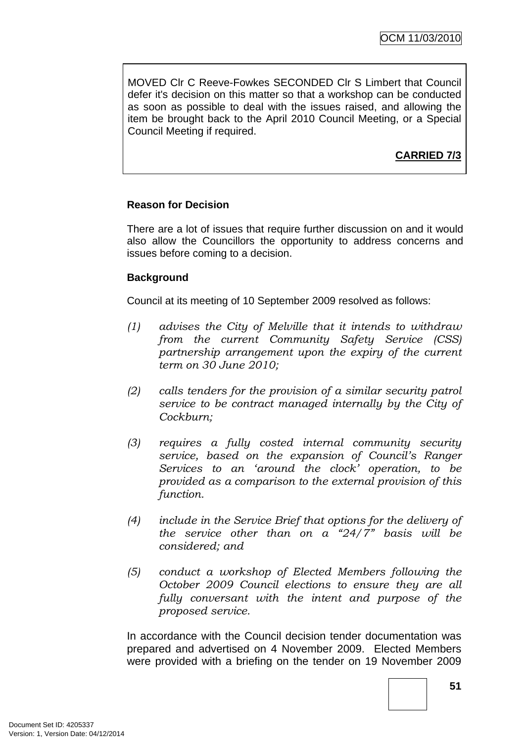MOVED Clr C Reeve-Fowkes SECONDED Clr S Limbert that Council defer it's decision on this matter so that a workshop can be conducted as soon as possible to deal with the issues raised, and allowing the item be brought back to the April 2010 Council Meeting, or a Special Council Meeting if required.

**CARRIED 7/3**

**Reason for Decision**

There are a lot of issues that require further discussion on and it would also allow the Councillors the opportunity to address concerns and issues before coming to a decision.

**Background**

Council at its meeting of 10 September 2009 resolved as follows:

*(1) advises the City of Melville that it intends to withdraw from the current Community Safety Service (CSS) partnership arrangement upon the expiry of the current term on 30 June 2010;*

*(2) calls tenders for the provision of a similar security patrol service to be contract managed internally by the City of Cockburn;*

*(3) requires a fully costed internal community security service, based on the expansion of Council's Ranger Services to an 'around the clock' operation, to be provided as a comparison to the external provision of this function.*

*(4) include in the Service Brief that options for the delivery of the service other than on a "24/7" basis will be considered; and*

*(5) conduct a workshop of Elected Members following the October 2009 Council elections to ensure they are all fully conversant with the intent and purpose of the proposed service.*

In accordance with the Council decision tender documentation was prepared and advertised on 4 November 2009. Elected Members were provided with a briefing on the tender on 19 November 2009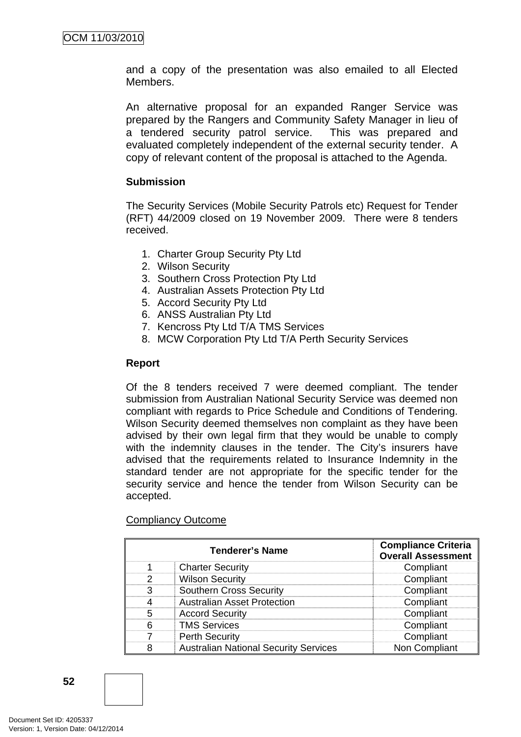and a copy of the presentation was also emailed to all Elected Members.

An alternative proposal for an expanded Ranger Service was prepared by the Rangers and Community Safety Manager in lieu of a tendered security patrol service. This was prepared and evaluated completely independent of the external security tender. A copy of relevant content of the proposal is attached to the Agenda.

**Submission**

The Security Services (Mobile Security Patrols etc) Request for Tender (RFT) 44/2009 closed on 19 November 2009. There were 8 tenders received.

1. Charter Group Security Pty Ltd
2. Wilson Security
3. Southern Cross Protection Pty Ltd
4. Australian Assets Protection Pty Ltd
5. Accord Security Pty Ltd
6. ANSS Australian Pty Ltd
7. Kencross Pty Ltd T/A TMS Services
8. MCW Corporation Pty Ltd T/A Perth Security Services

**Report**

Of the 8 tenders received 7 were deemed compliant. The tender submission from Australian National Security Service was deemed non compliant with regards to Price Schedule and Conditions of Tendering. Wilson Security deemed themselves non complaint as they have been advised by their own legal firm that they would be unable to comply with the indemnity clauses in the tender. The City's insurers have advised that the requirements related to Insurance Indemnity in the standard tender are not appropriate for the specific tender for the security service and hence the tender from Wilson Security can be accepted.

Compliancy Outcome

| Tenderer's Name | | Compliance Criteria Overall Assessment |
|---|---|---|
| 1 | Charter Security | Compliant |
| 2 | Wilson Security | Compliant |
| 3 | Southern Cross Security | Compliant |
| 4 | Australian Asset Protection | Compliant |
| 5 | Accord Security | Compliant |
| 6 | TMS Services | Compliant |
| 7 | Perth Security | Compliant |
| 8 | Australian National Security Services | Non Compliant |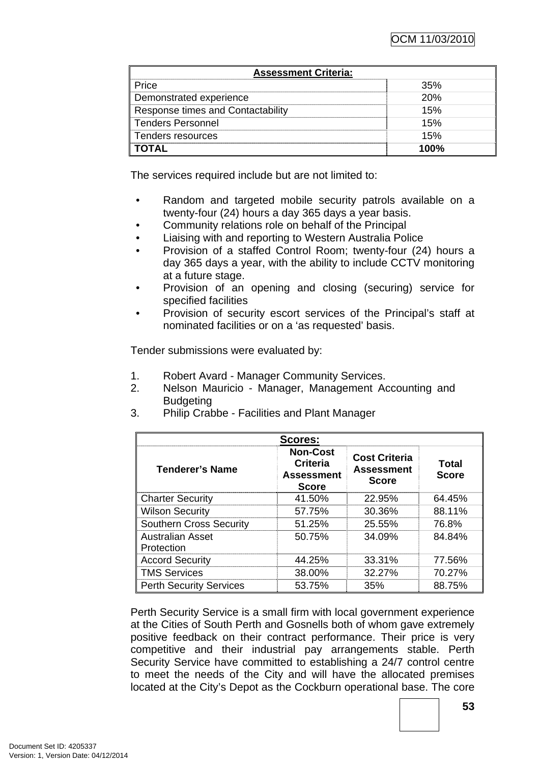| Assessment Criteria: | |
|---|---|
| Price | 35% |
| Demonstrated experience | 20% |
| Response times and Contactability | 15% |
| Tenders Personnel | 15% |
| Tenders resources | 15% |
| **TOTAL** | **100%** |

The services required include but are not limited to:

- Random and targeted mobile security patrols available on a twenty-four (24) hours a day 365 days a year basis.
- Community relations role on behalf of the Principal
- Liaising with and reporting to Western Australia Police
- Provision of a staffed Control Room; twenty-four (24) hours a day 365 days a year, with the ability to include CCTV monitoring at a future stage.
- Provision of an opening and closing (securing) service for specified facilities
- Provision of security escort services of the Principal's staff at nominated facilities or on a 'as requested' basis.

Tender submissions were evaluated by:

1. Robert Avard - Manager Community Services.
2. Nelson Mauricio - Manager, Management Accounting and Budgeting
3. Philip Crabbe - Facilities and Plant Manager

| Scores: | | | |
|---|---|---|---|
| **Tenderer's Name** | **Non-Cost Criteria Assessment Score** | **Cost Criteria Assessment Score** | **Total Score** |
| Charter Security | 41.50% | 22.95% | 64.45% |
| Wilson Security | 57.75% | 30.36% | 88.11% |
| Southern Cross Security | 51.25% | 25.55% | 76.8% |
| Australian Asset Protection | 50.75% | 34.09% | 84.84% |
| Accord Security | 44.25% | 33.31% | 77.56% |
| TMS Services | 38.00% | 32.27% | 70.27% |
| Perth Security Services | 53.75% | 35% | 88.75% |

Perth Security Service is a small firm with local government experience at the Cities of South Perth and Gosnells both of whom gave extremely positive feedback on their contract performance. Their price is very competitive and their industrial pay arrangements stable. Perth Security Service have committed to establishing a 24/7 control centre to meet the needs of the City and will have the allocated premises located at the City's Depot as the Cockburn operational base. The core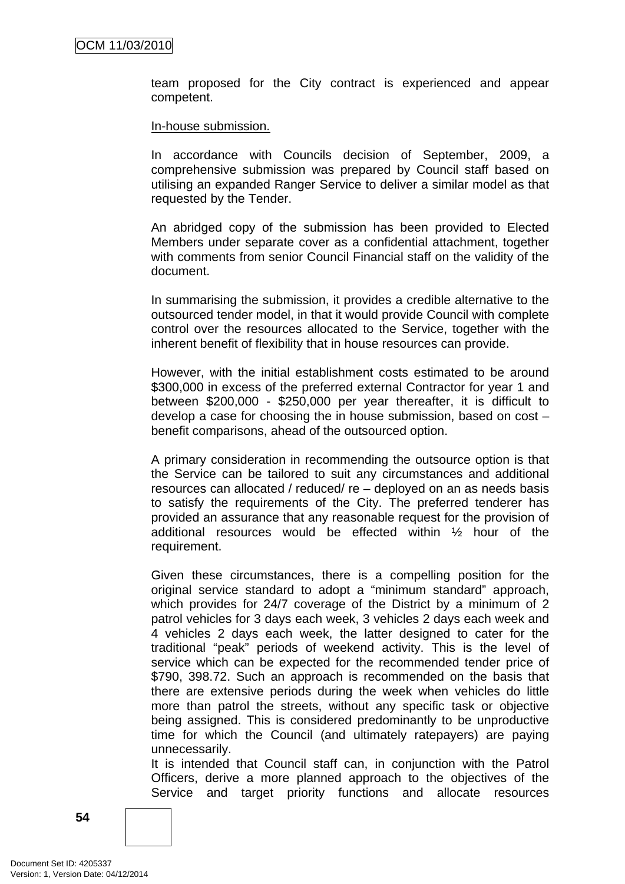team proposed for the City contract is experienced and appear competent.

In-house submission.

In accordance with Councils decision of September, 2009, a comprehensive submission was prepared by Council staff based on utilising an expanded Ranger Service to deliver a similar model as that requested by the Tender.

An abridged copy of the submission has been provided to Elected Members under separate cover as a confidential attachment, together with comments from senior Council Financial staff on the validity of the document.

In summarising the submission, it provides a credible alternative to the outsourced tender model, in that it would provide Council with complete control over the resources allocated to the Service, together with the inherent benefit of flexibility that in house resources can provide.

However, with the initial establishment costs estimated to be around $300,000 in excess of the preferred external Contractor for year 1 and between $200,000 - $250,000 per year thereafter, it is difficult to develop a case for choosing the in house submission, based on cost – benefit comparisons, ahead of the outsourced option.

A primary consideration in recommending the outsource option is that the Service can be tailored to suit any circumstances and additional resources can allocated / reduced/ re – deployed on an as needs basis to satisfy the requirements of the City. The preferred tenderer has provided an assurance that any reasonable request for the provision of additional resources would be effected within ½ hour of the requirement.

Given these circumstances, there is a compelling position for the original service standard to adopt a "minimum standard" approach, which provides for 24/7 coverage of the District by a minimum of 2 patrol vehicles for 3 days each week, 3 vehicles 2 days each week and 4 vehicles 2 days each week, the latter designed to cater for the traditional "peak" periods of weekend activity. This is the level of service which can be expected for the recommended tender price of $790, 398.72. Such an approach is recommended on the basis that there are extensive periods during the week when vehicles do little more than patrol the streets, without any specific task or objective being assigned. This is considered predominantly to be unproductive time for which the Council (and ultimately ratepayers) are paying unnecessarily.
It is intended that Council staff can, in conjunction with the Patrol Officers, derive a more planned approach to the objectives of the Service and target priority functions and allocate resources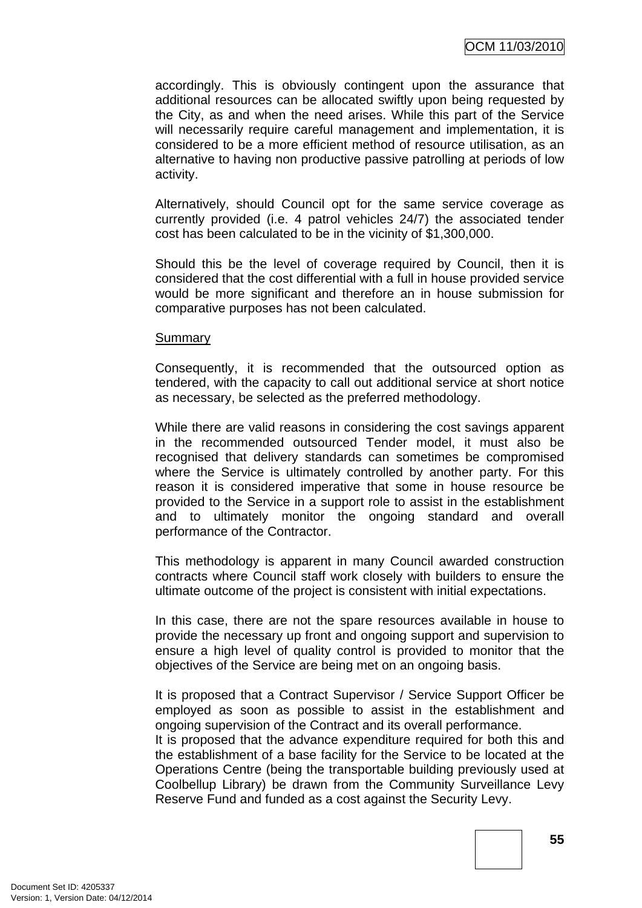accordingly. This is obviously contingent upon the assurance that additional resources can be allocated swiftly upon being requested by the City, as and when the need arises. While this part of the Service will necessarily require careful management and implementation, it is considered to be a more efficient method of resource utilisation, as an alternative to having non productive passive patrolling at periods of low activity.

Alternatively, should Council opt for the same service coverage as currently provided (i.e. 4 patrol vehicles 24/7) the associated tender cost has been calculated to be in the vicinity of $1,300,000.

Should this be the level of coverage required by Council, then it is considered that the cost differential with a full in house provided service would be more significant and therefore an in house submission for comparative purposes has not been calculated.

<u>Summary</u>

Consequently, it is recommended that the outsourced option as tendered, with the capacity to call out additional service at short notice as necessary, be selected as the preferred methodology.

While there are valid reasons in considering the cost savings apparent in the recommended outsourced Tender model, it must also be recognised that delivery standards can sometimes be compromised where the Service is ultimately controlled by another party. For this reason it is considered imperative that some in house resource be provided to the Service in a support role to assist in the establishment and to ultimately monitor the ongoing standard and overall performance of the Contractor.

This methodology is apparent in many Council awarded construction contracts where Council staff work closely with builders to ensure the ultimate outcome of the project is consistent with initial expectations.

In this case, there are not the spare resources available in house to provide the necessary up front and ongoing support and supervision to ensure a high level of quality control is provided to monitor that the objectives of the Service are being met on an ongoing basis.

It is proposed that a Contract Supervisor / Service Support Officer be employed as soon as possible to assist in the establishment and ongoing supervision of the Contract and its overall performance.

It is proposed that the advance expenditure required for both this and the establishment of a base facility for the Service to be located at the Operations Centre (being the transportable building previously used at Coolbellup Library) be drawn from the Community Surveillance Levy Reserve Fund and funded as a cost against the Security Levy.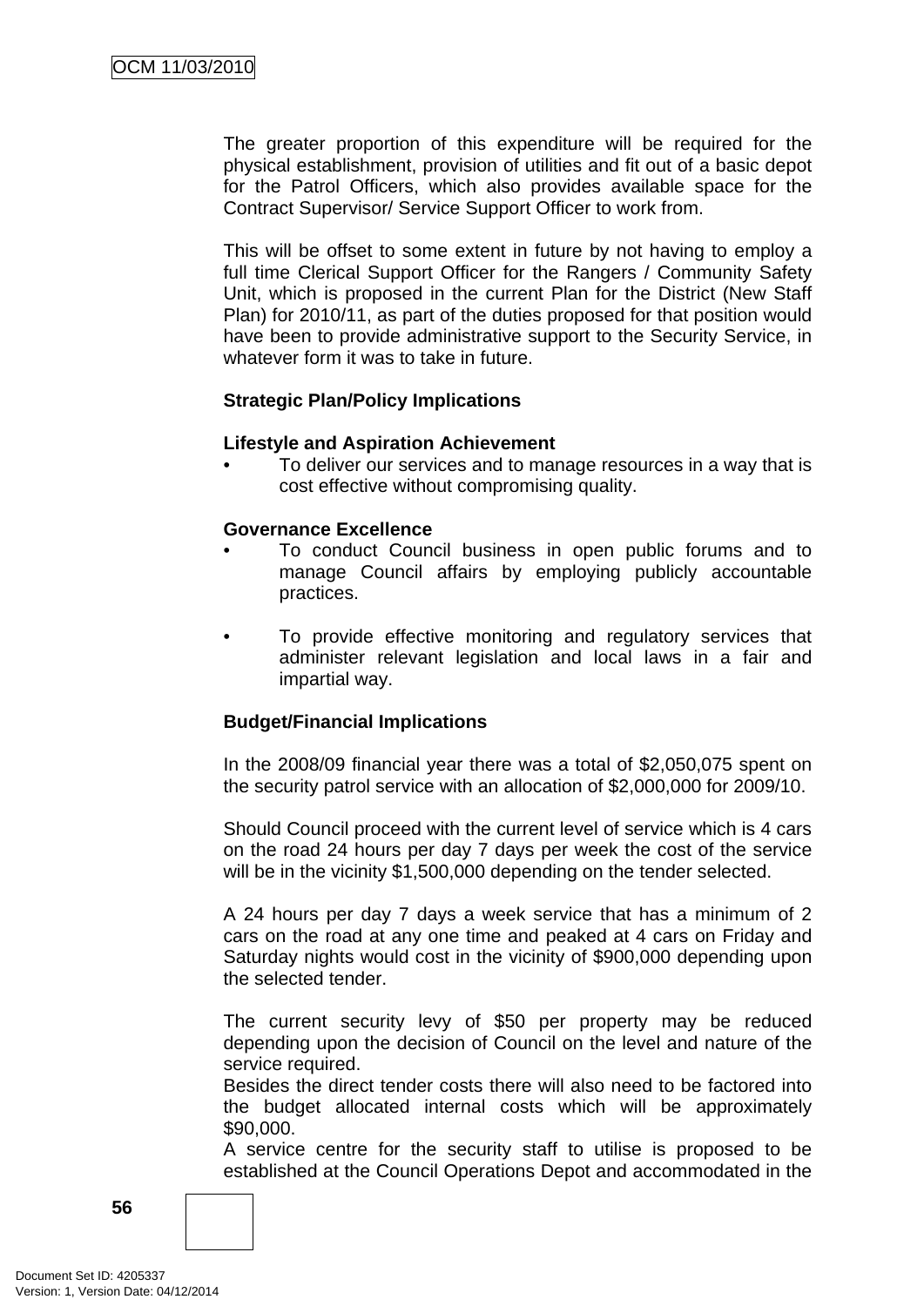The greater proportion of this expenditure will be required for the physical establishment, provision of utilities and fit out of a basic depot for the Patrol Officers, which also provides available space for the Contract Supervisor/ Service Support Officer to work from.

This will be offset to some extent in future by not having to employ a full time Clerical Support Officer for the Rangers / Community Safety Unit, which is proposed in the current Plan for the District (New Staff Plan) for 2010/11, as part of the duties proposed for that position would have been to provide administrative support to the Security Service, in whatever form it was to take in future.

**Strategic Plan/Policy Implications**

**Lifestyle and Aspiration Achievement**

- To deliver our services and to manage resources in a way that is cost effective without compromising quality.

**Governance Excellence**

- To conduct Council business in open public forums and to manage Council affairs by employing publicly accountable practices.

- To provide effective monitoring and regulatory services that administer relevant legislation and local laws in a fair and impartial way.

**Budget/Financial Implications**

In the 2008/09 financial year there was a total of $2,050,075 spent on the security patrol service with an allocation of $2,000,000 for 2009/10.

Should Council proceed with the current level of service which is 4 cars on the road 24 hours per day 7 days per week the cost of the service will be in the vicinity $1,500,000 depending on the tender selected.

A 24 hours per day 7 days a week service that has a minimum of 2 cars on the road at any one time and peaked at 4 cars on Friday and Saturday nights would cost in the vicinity of $900,000 depending upon the selected tender.

The current security levy of $50 per property may be reduced depending upon the decision of Council on the level and nature of the service required.
Besides the direct tender costs there will also need to be factored into the budget allocated internal costs which will be approximately $90,000.
A service centre for the security staff to utilise is proposed to be established at the Council Operations Depot and accommodated in the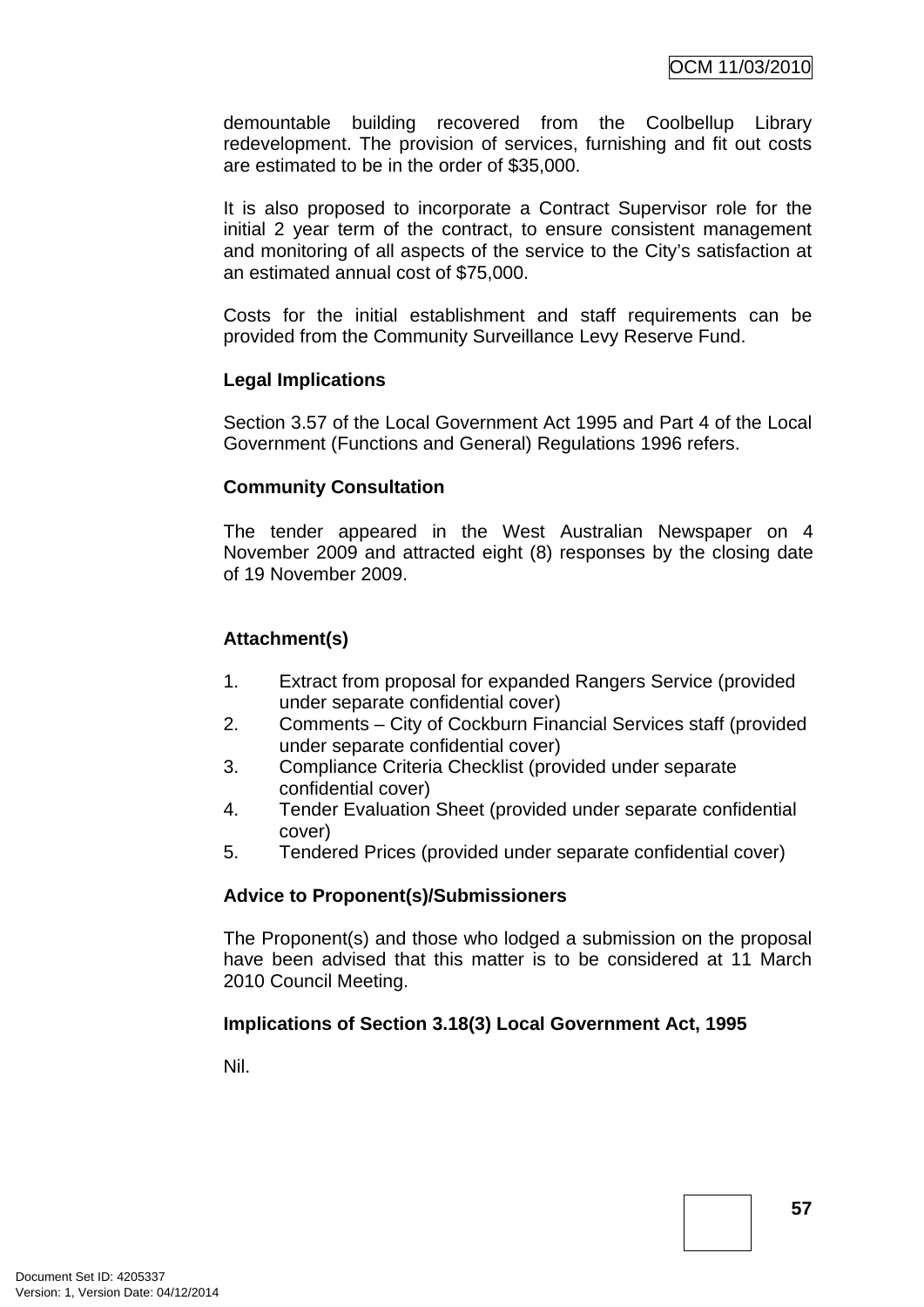demountable building recovered from the Coolbellup Library redevelopment. The provision of services, furnishing and fit out costs are estimated to be in the order of $35,000.

It is also proposed to incorporate a Contract Supervisor role for the initial 2 year term of the contract, to ensure consistent management and monitoring of all aspects of the service to the City's satisfaction at an estimated annual cost of $75,000.

Costs for the initial establishment and staff requirements can be provided from the Community Surveillance Levy Reserve Fund.

**Legal Implications**

Section 3.57 of the Local Government Act 1995 and Part 4 of the Local Government (Functions and General) Regulations 1996 refers.

**Community Consultation**

The tender appeared in the West Australian Newspaper on 4 November 2009 and attracted eight (8) responses by the closing date of 19 November 2009.

**Attachment(s)**

1. Extract from proposal for expanded Rangers Service (provided under separate confidential cover)
2. Comments – City of Cockburn Financial Services staff (provided under separate confidential cover)
3. Compliance Criteria Checklist (provided under separate confidential cover)
4. Tender Evaluation Sheet (provided under separate confidential cover)
5. Tendered Prices (provided under separate confidential cover)

**Advice to Proponent(s)/Submissioners**

The Proponent(s) and those who lodged a submission on the proposal have been advised that this matter is to be considered at 11 March 2010 Council Meeting.

**Implications of Section 3.18(3) Local Government Act, 1995**

Nil.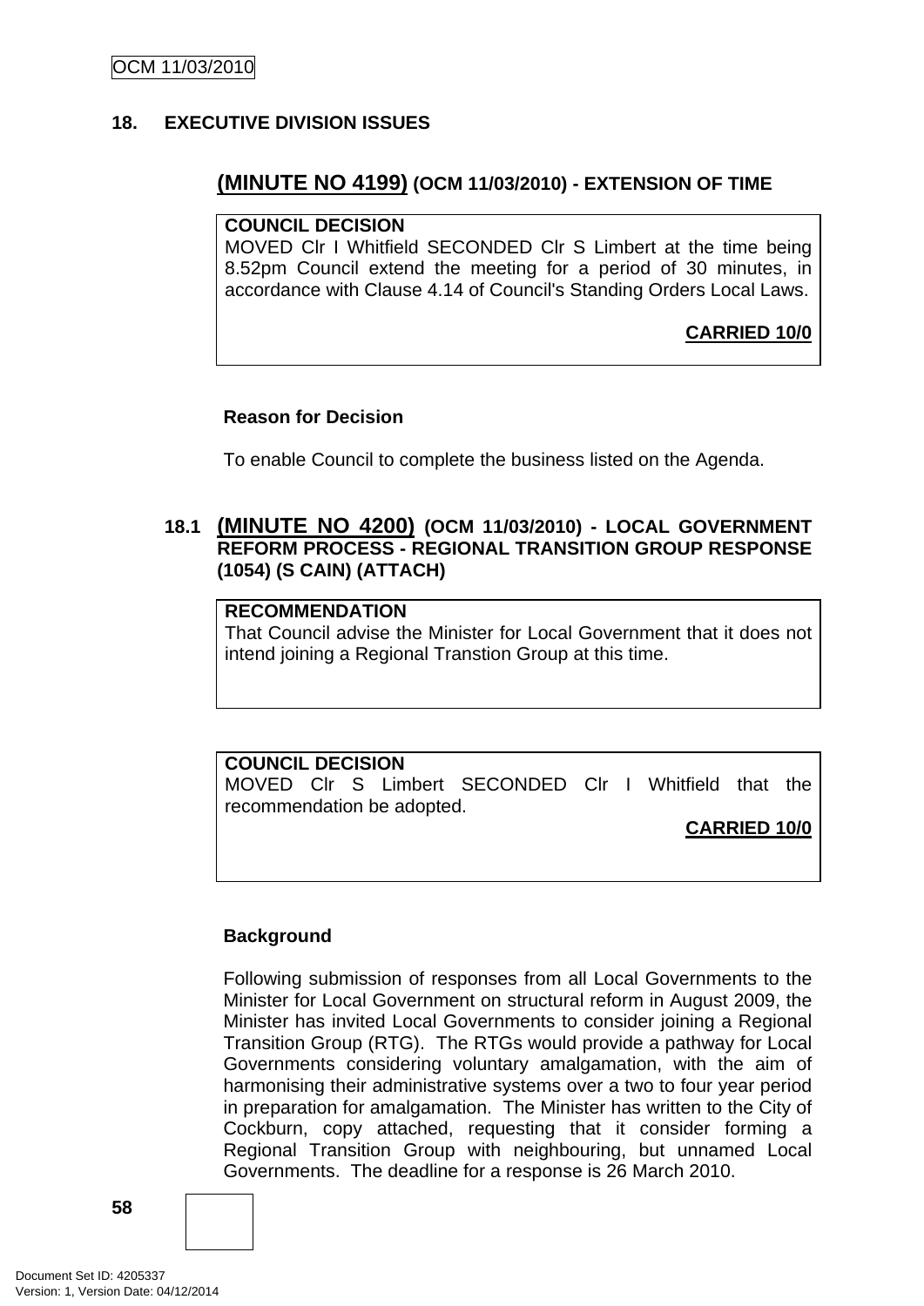## 18. EXECUTIVE DIVISION ISSUES

### (MINUTE NO 4199) (OCM 11/03/2010) - EXTENSION OF TIME

**COUNCIL DECISION**
MOVED Clr I Whitfield SECONDED Clr S Limbert at the time being 8.52pm Council extend the meeting for a period of 30 minutes, in accordance with Clause 4.14 of Council's Standing Orders Local Laws.

**CARRIED 10/0**

**Reason for Decision**

To enable Council to complete the business listed on the Agenda.

### 18.1 (MINUTE NO 4200) (OCM 11/03/2010) - LOCAL GOVERNMENT REFORM PROCESS - REGIONAL TRANSITION GROUP RESPONSE (1054) (S CAIN) (ATTACH)

**RECOMMENDATION**
That Council advise the Minister for Local Government that it does not intend joining a Regional Transtion Group at this time.

**COUNCIL DECISION**
MOVED Clr S Limbert SECONDED Clr I Whitfield that the recommendation be adopted.

**CARRIED 10/0**

**Background**

Following submission of responses from all Local Governments to the Minister for Local Government on structural reform in August 2009, the Minister has invited Local Governments to consider joining a Regional Transition Group (RTG). The RTGs would provide a pathway for Local Governments considering voluntary amalgamation, with the aim of harmonising their administrative systems over a two to four year period in preparation for amalgamation. The Minister has written to the City of Cockburn, copy attached, requesting that it consider forming a Regional Transition Group with neighbouring, but unnamed Local Governments. The deadline for a response is 26 March 2010.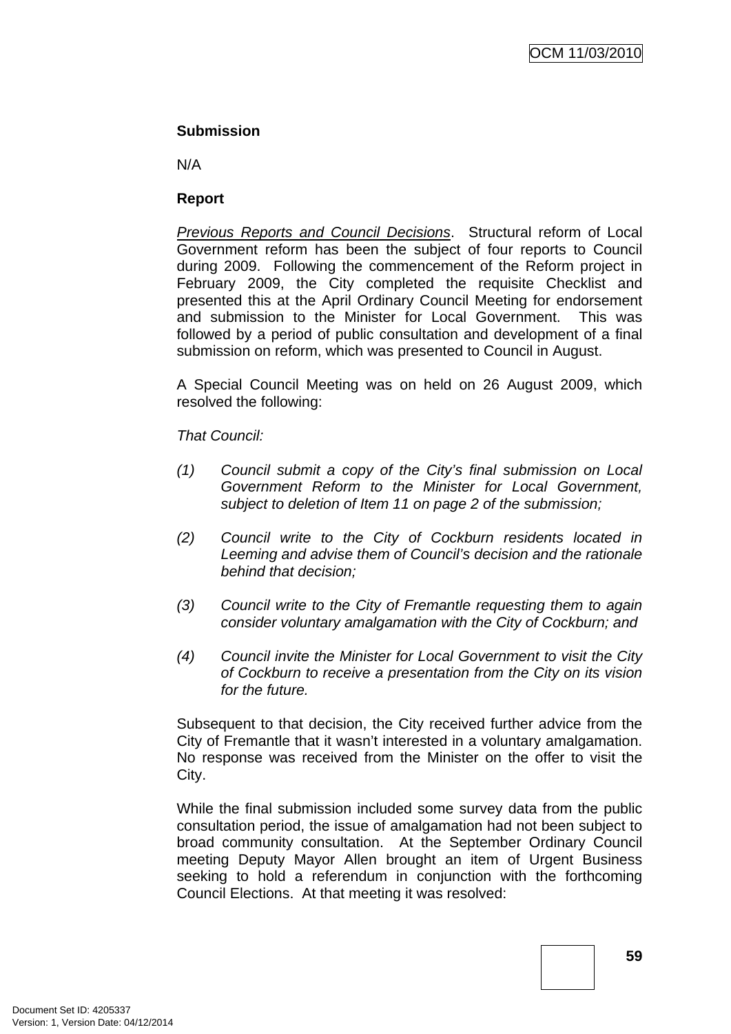**Submission**

N/A

**Report**

*Previous Reports and Council Decisions*. Structural reform of Local Government reform has been the subject of four reports to Council during 2009. Following the commencement of the Reform project in February 2009, the City completed the requisite Checklist and presented this at the April Ordinary Council Meeting for endorsement and submission to the Minister for Local Government. This was followed by a period of public consultation and development of a final submission on reform, which was presented to Council in August.

A Special Council Meeting was on held on 26 August 2009, which resolved the following:

*That Council:*

*(1) Council submit a copy of the City's final submission on Local Government Reform to the Minister for Local Government, subject to deletion of Item 11 on page 2 of the submission;*

*(2) Council write to the City of Cockburn residents located in Leeming and advise them of Council's decision and the rationale behind that decision;*

*(3) Council write to the City of Fremantle requesting them to again consider voluntary amalgamation with the City of Cockburn; and*

*(4) Council invite the Minister for Local Government to visit the City of Cockburn to receive a presentation from the City on its vision for the future.*

Subsequent to that decision, the City received further advice from the City of Fremantle that it wasn't interested in a voluntary amalgamation. No response was received from the Minister on the offer to visit the City.

While the final submission included some survey data from the public consultation period, the issue of amalgamation had not been subject to broad community consultation. At the September Ordinary Council meeting Deputy Mayor Allen brought an item of Urgent Business seeking to hold a referendum in conjunction with the forthcoming Council Elections. At that meeting it was resolved: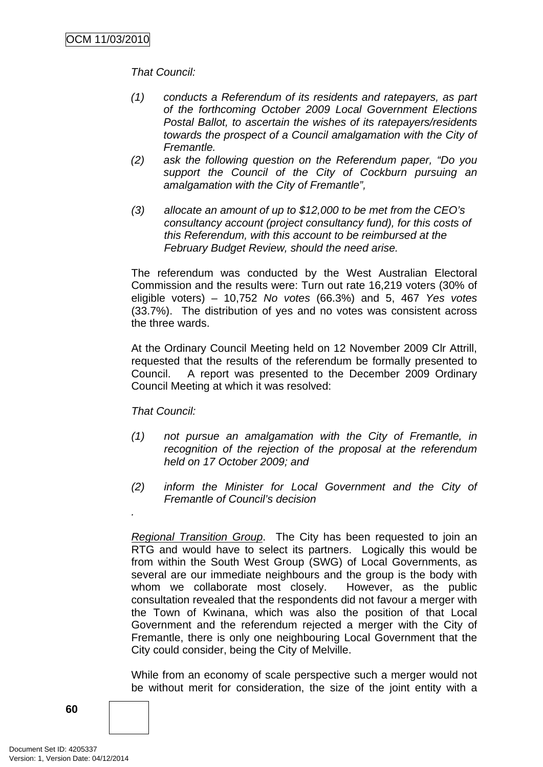*That Council:*

*(1) conducts a Referendum of its residents and ratepayers, as part of the forthcoming October 2009 Local Government Elections Postal Ballot, to ascertain the wishes of its ratepayers/residents towards the prospect of a Council amalgamation with the City of Fremantle.*

*(2) ask the following question on the Referendum paper, "Do you support the Council of the City of Cockburn pursuing an amalgamation with the City of Fremantle",*

*(3) allocate an amount of up to $12,000 to be met from the CEO's consultancy account (project consultancy fund), for this costs of this Referendum, with this account to be reimbursed at the February Budget Review, should the need arise.*

The referendum was conducted by the West Australian Electoral Commission and the results were: Turn out rate 16,219 voters (30% of eligible voters) – 10,752 *No votes* (66.3%) and 5, 467 *Yes votes* (33.7%). The distribution of yes and no votes was consistent across the three wards.

At the Ordinary Council Meeting held on 12 November 2009 Clr Attrill, requested that the results of the referendum be formally presented to Council. A report was presented to the December 2009 Ordinary Council Meeting at which it was resolved:

*That Council:*

*(1) not pursue an amalgamation with the City of Fremantle, in recognition of the rejection of the proposal at the referendum held on 17 October 2009; and*

*(2) inform the Minister for Local Government and the City of Fremantle of Council's decision*

.

Regional Transition Group. The City has been requested to join an RTG and would have to select its partners. Logically this would be from within the South West Group (SWG) of Local Governments, as several are our immediate neighbours and the group is the body with whom we collaborate most closely. However, as the public consultation revealed that the respondents did not favour a merger with the Town of Kwinana, which was also the position of that Local Government and the referendum rejected a merger with the City of Fremantle, there is only one neighbouring Local Government that the City could consider, being the City of Melville.

While from an economy of scale perspective such a merger would not be without merit for consideration, the size of the joint entity with a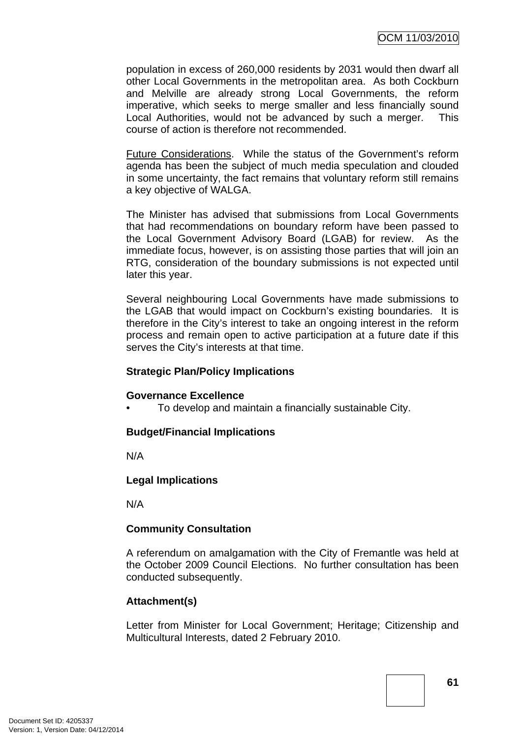population in excess of 260,000 residents by 2031 would then dwarf all other Local Governments in the metropolitan area. As both Cockburn and Melville are already strong Local Governments, the reform imperative, which seeks to merge smaller and less financially sound Local Authorities, would not be advanced by such a merger. This course of action is therefore not recommended.

Future Considerations. While the status of the Government's reform agenda has been the subject of much media speculation and clouded in some uncertainty, the fact remains that voluntary reform still remains a key objective of WALGA.

The Minister has advised that submissions from Local Governments that had recommendations on boundary reform have been passed to the Local Government Advisory Board (LGAB) for review. As the immediate focus, however, is on assisting those parties that will join an RTG, consideration of the boundary submissions is not expected until later this year.

Several neighbouring Local Governments have made submissions to the LGAB that would impact on Cockburn's existing boundaries. It is therefore in the City's interest to take an ongoing interest in the reform process and remain open to active participation at a future date if this serves the City's interests at that time.

**Strategic Plan/Policy Implications**

**Governance Excellence**

- To develop and maintain a financially sustainable City.

**Budget/Financial Implications**

N/A

**Legal Implications**

N/A

**Community Consultation**

A referendum on amalgamation with the City of Fremantle was held at the October 2009 Council Elections. No further consultation has been conducted subsequently.

**Attachment(s)**

Letter from Minister for Local Government; Heritage; Citizenship and Multicultural Interests, dated 2 February 2010.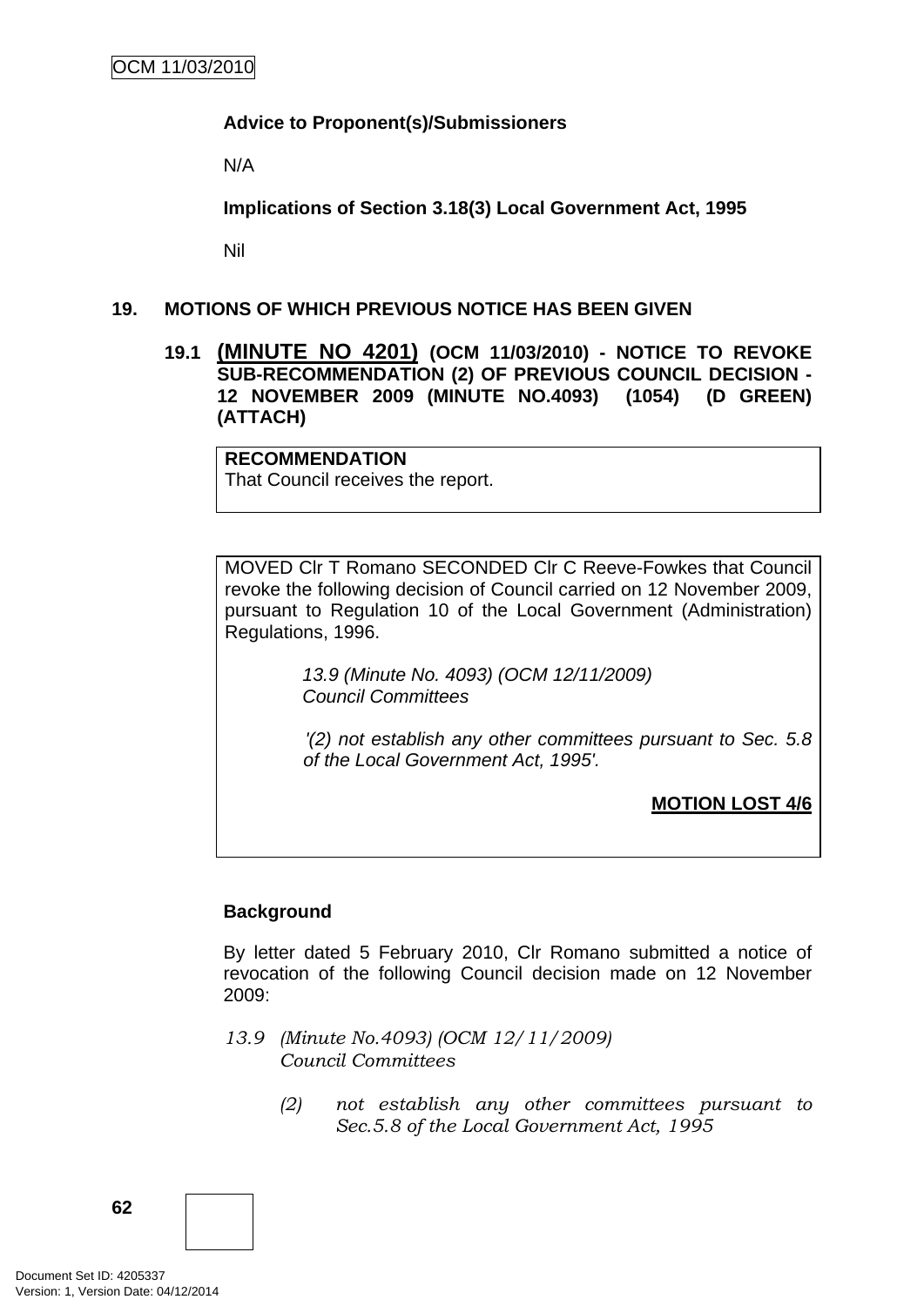**Advice to Proponent(s)/Submissioners**

N/A

**Implications of Section 3.18(3) Local Government Act, 1995**

Nil

## 19. MOTIONS OF WHICH PREVIOUS NOTICE HAS BEEN GIVEN

### 19.1 (MINUTE NO 4201) (OCM 11/03/2010) - NOTICE TO REVOKE SUB-RECOMMENDATION (2) OF PREVIOUS COUNCIL DECISION - 12 NOVEMBER 2009 (MINUTE NO.4093) (1054) (D GREEN) (ATTACH)

**RECOMMENDATION**
That Council receives the report.

MOVED Clr T Romano SECONDED Clr C Reeve-Fowkes that Council revoke the following decision of Council carried on 12 November 2009, pursuant to Regulation 10 of the Local Government (Administration) Regulations, 1996.

*13.9 (Minute No. 4093) (OCM 12/11/2009)*
*Council Committees*

*'(2) not establish any other committees pursuant to Sec. 5.8 of the Local Government Act, 1995'.*

**MOTION LOST 4/6**

**Background**

By letter dated 5 February 2010, Clr Romano submitted a notice of revocation of the following Council decision made on 12 November 2009:

*13.9 (Minute No.4093) (OCM 12/11/2009)*
*Council Committees*

*(2) not establish any other committees pursuant to Sec.5.8 of the Local Government Act, 1995*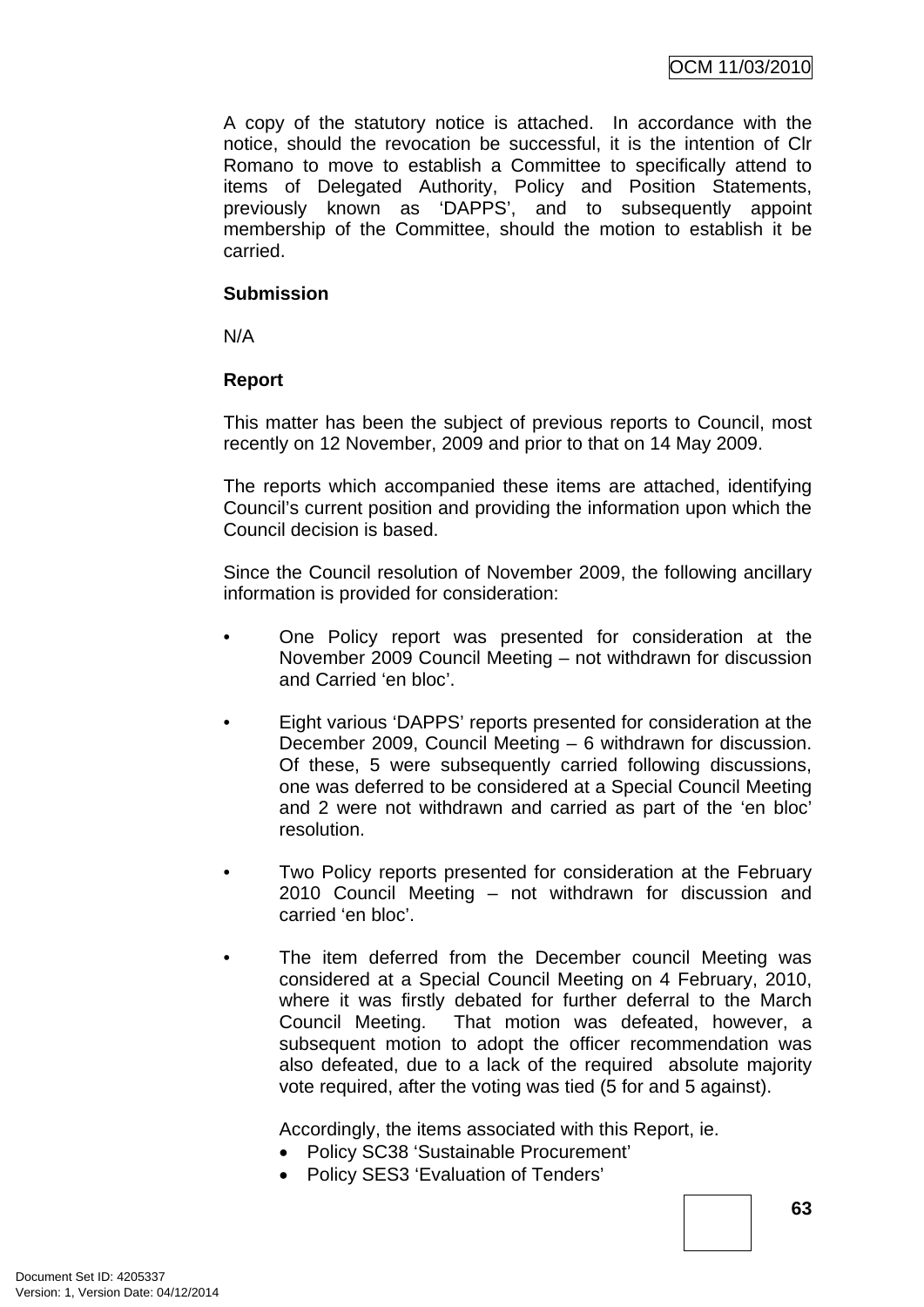A copy of the statutory notice is attached. In accordance with the notice, should the revocation be successful, it is the intention of Clr Romano to move to establish a Committee to specifically attend to items of Delegated Authority, Policy and Position Statements, previously known as 'DAPPS', and to subsequently appoint membership of the Committee, should the motion to establish it be carried.

**Submission**

N/A

**Report**

This matter has been the subject of previous reports to Council, most recently on 12 November, 2009 and prior to that on 14 May 2009.

The reports which accompanied these items are attached, identifying Council's current position and providing the information upon which the Council decision is based.

Since the Council resolution of November 2009, the following ancillary information is provided for consideration:

- One Policy report was presented for consideration at the November 2009 Council Meeting – not withdrawn for discussion and Carried 'en bloc'.

- Eight various 'DAPPS' reports presented for consideration at the December 2009, Council Meeting – 6 withdrawn for discussion. Of these, 5 were subsequently carried following discussions, one was deferred to be considered at a Special Council Meeting and 2 were not withdrawn and carried as part of the 'en bloc' resolution.

- Two Policy reports presented for consideration at the February 2010 Council Meeting – not withdrawn for discussion and carried 'en bloc'.

- The item deferred from the December council Meeting was considered at a Special Council Meeting on 4 February, 2010, where it was firstly debated for further deferral to the March Council Meeting. That motion was defeated, however, a subsequent motion to adopt the officer recommendation was also defeated, due to a lack of the required absolute majority vote required, after the voting was tied (5 for and 5 against).

  Accordingly, the items associated with this Report, ie.
  - Policy SC38 'Sustainable Procurement'
  - Policy SES3 'Evaluation of Tenders'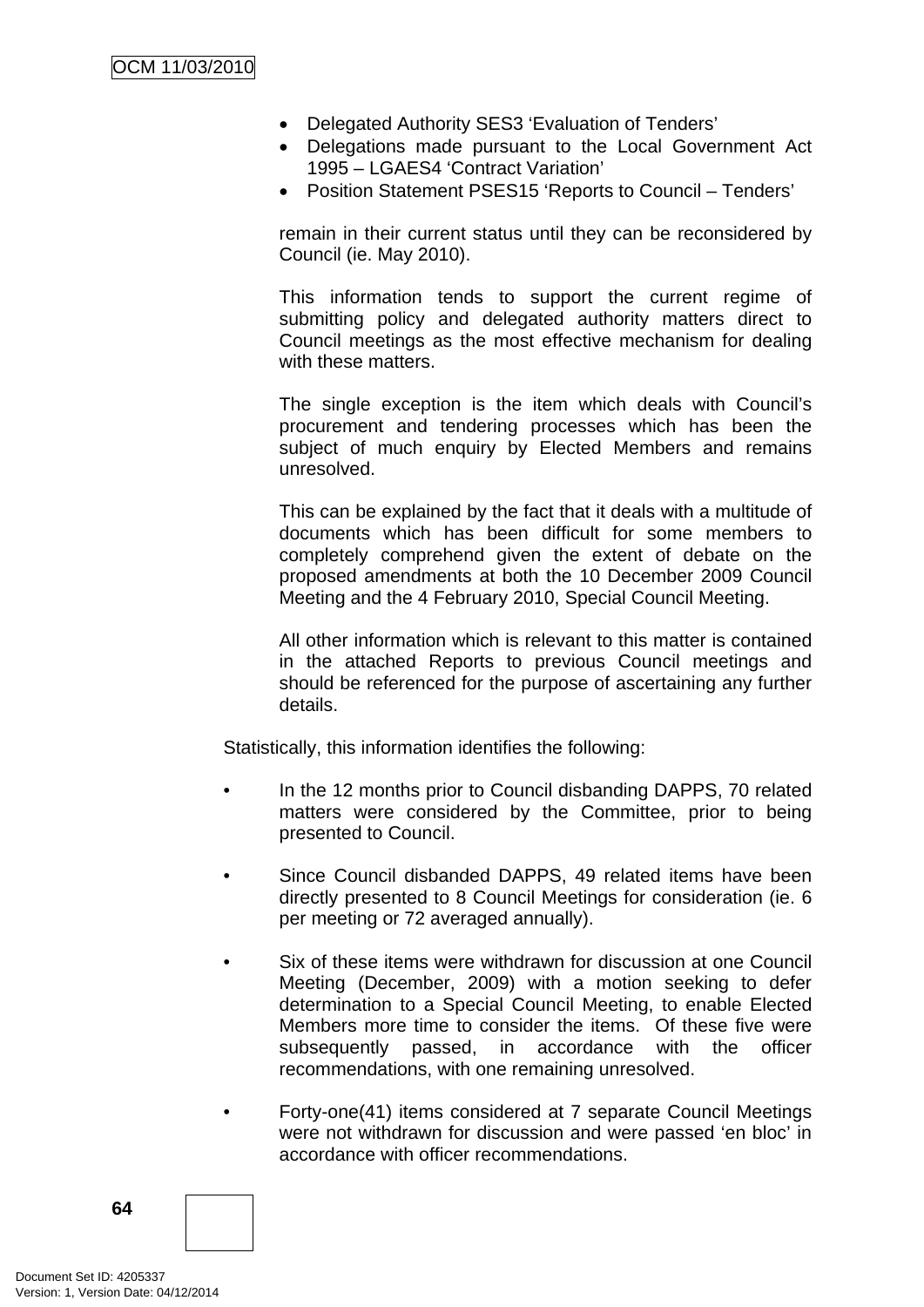- Delegated Authority SES3 'Evaluation of Tenders'
- Delegations made pursuant to the Local Government Act 1995 – LGAES4 'Contract Variation'
- Position Statement PSES15 'Reports to Council – Tenders'

remain in their current status until they can be reconsidered by Council (ie. May 2010).

This information tends to support the current regime of submitting policy and delegated authority matters direct to Council meetings as the most effective mechanism for dealing with these matters.

The single exception is the item which deals with Council's procurement and tendering processes which has been the subject of much enquiry by Elected Members and remains unresolved.

This can be explained by the fact that it deals with a multitude of documents which has been difficult for some members to completely comprehend given the extent of debate on the proposed amendments at both the 10 December 2009 Council Meeting and the 4 February 2010, Special Council Meeting.

All other information which is relevant to this matter is contained in the attached Reports to previous Council meetings and should be referenced for the purpose of ascertaining any further details.

Statistically, this information identifies the following:

- In the 12 months prior to Council disbanding DAPPS, 70 related matters were considered by the Committee, prior to being presented to Council.
- Since Council disbanded DAPPS, 49 related items have been directly presented to 8 Council Meetings for consideration (ie. 6 per meeting or 72 averaged annually).
- Six of these items were withdrawn for discussion at one Council Meeting (December, 2009) with a motion seeking to defer determination to a Special Council Meeting, to enable Elected Members more time to consider the items. Of these five were subsequently passed, in accordance with the officer recommendations, with one remaining unresolved.
- Forty-one(41) items considered at 7 separate Council Meetings were not withdrawn for discussion and were passed 'en bloc' in accordance with officer recommendations.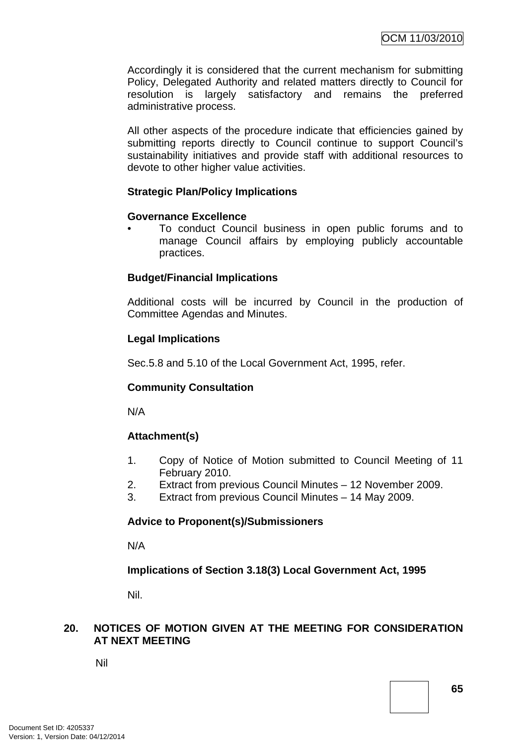Accordingly it is considered that the current mechanism for submitting Policy, Delegated Authority and related matters directly to Council for resolution is largely satisfactory and remains the preferred administrative process.

All other aspects of the procedure indicate that efficiencies gained by submitting reports directly to Council continue to support Council's sustainability initiatives and provide staff with additional resources to devote to other higher value activities.

**Strategic Plan/Policy Implications**

**Governance Excellence**

- To conduct Council business in open public forums and to manage Council affairs by employing publicly accountable practices.

**Budget/Financial Implications**

Additional costs will be incurred by Council in the production of Committee Agendas and Minutes.

**Legal Implications**

Sec.5.8 and 5.10 of the Local Government Act, 1995, refer.

**Community Consultation**

N/A

**Attachment(s)**

1. Copy of Notice of Motion submitted to Council Meeting of 11 February 2010.
2. Extract from previous Council Minutes – 12 November 2009.
3. Extract from previous Council Minutes – 14 May 2009.

**Advice to Proponent(s)/Submissioners**

N/A

**Implications of Section 3.18(3) Local Government Act, 1995**

Nil.

## 20. NOTICES OF MOTION GIVEN AT THE MEETING FOR CONSIDERATION AT NEXT MEETING

Nil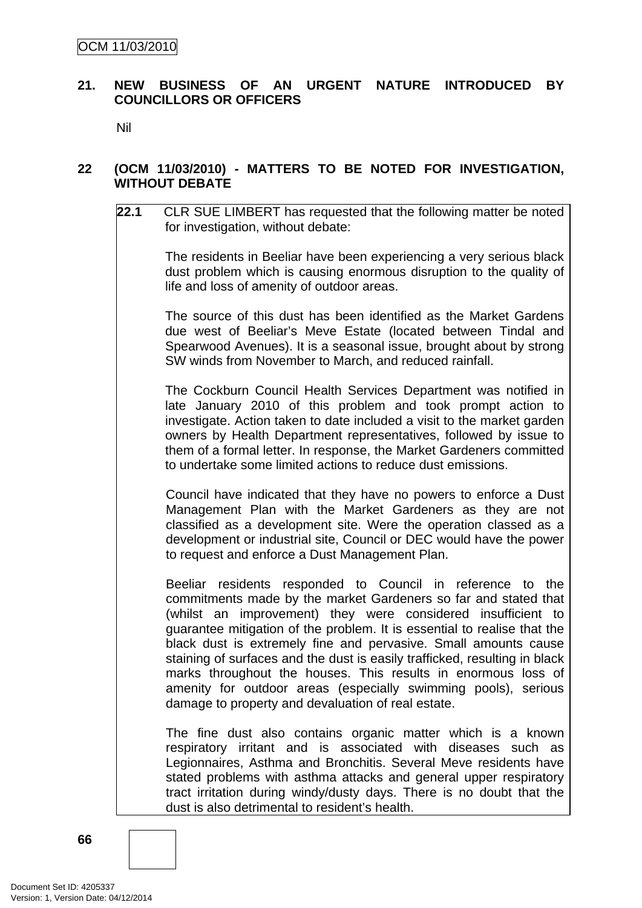## 21. NEW BUSINESS OF AN URGENT NATURE INTRODUCED BY COUNCILLORS OR OFFICERS

Nil

## 22 (OCM 11/03/2010) - MATTERS TO BE NOTED FOR INVESTIGATION, WITHOUT DEBATE

**22.1** CLR SUE LIMBERT has requested that the following matter be noted for investigation, without debate:

The residents in Beeliar have been experiencing a very serious black dust problem which is causing enormous disruption to the quality of life and loss of amenity of outdoor areas.

The source of this dust has been identified as the Market Gardens due west of Beeliar's Meve Estate (located between Tindal and Spearwood Avenues). It is a seasonal issue, brought about by strong SW winds from November to March, and reduced rainfall.

The Cockburn Council Health Services Department was notified in late January 2010 of this problem and took prompt action to investigate. Action taken to date included a visit to the market garden owners by Health Department representatives, followed by issue to them of a formal letter. In response, the Market Gardeners committed to undertake some limited actions to reduce dust emissions.

Council have indicated that they have no powers to enforce a Dust Management Plan with the Market Gardeners as they are not classified as a development site. Were the operation classed as a development or industrial site, Council or DEC would have the power to request and enforce a Dust Management Plan.

Beeliar residents responded to Council in reference to the commitments made by the market Gardeners so far and stated that (whilst an improvement) they were considered insufficient to guarantee mitigation of the problem. It is essential to realise that the black dust is extremely fine and pervasive. Small amounts cause staining of surfaces and the dust is easily trafficked, resulting in black marks throughout the houses. This results in enormous loss of amenity for outdoor areas (especially swimming pools), serious damage to property and devaluation of real estate.

The fine dust also contains organic matter which is a known respiratory irritant and is associated with diseases such as Legionnaires, Asthma and Bronchitis. Several Meve residents have stated problems with asthma attacks and general upper respiratory tract irritation during windy/dusty days. There is no doubt that the dust is also detrimental to resident's health.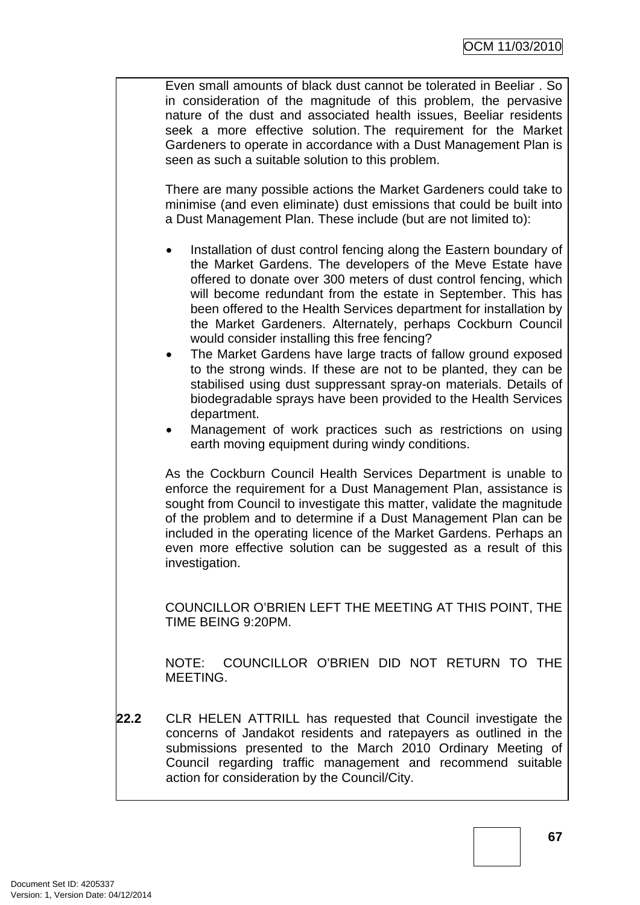Even small amounts of black dust cannot be tolerated in Beeliar . So in consideration of the magnitude of this problem, the pervasive nature of the dust and associated health issues, Beeliar residents seek a more effective solution. The requirement for the Market Gardeners to operate in accordance with a Dust Management Plan is seen as such a suitable solution to this problem.

There are many possible actions the Market Gardeners could take to minimise (and even eliminate) dust emissions that could be built into a Dust Management Plan. These include (but are not limited to):

- Installation of dust control fencing along the Eastern boundary of the Market Gardens. The developers of the Meve Estate have offered to donate over 300 meters of dust control fencing, which will become redundant from the estate in September. This has been offered to the Health Services department for installation by the Market Gardeners. Alternately, perhaps Cockburn Council would consider installing this free fencing?
- The Market Gardens have large tracts of fallow ground exposed to the strong winds. If these are not to be planted, they can be stabilised using dust suppressant spray-on materials. Details of biodegradable sprays have been provided to the Health Services department.
- Management of work practices such as restrictions on using earth moving equipment during windy conditions.

As the Cockburn Council Health Services Department is unable to enforce the requirement for a Dust Management Plan, assistance is sought from Council to investigate this matter, validate the magnitude of the problem and to determine if a Dust Management Plan can be included in the operating licence of the Market Gardens. Perhaps an even more effective solution can be suggested as a result of this investigation.

COUNCILLOR O'BRIEN LEFT THE MEETING AT THIS POINT, THE TIME BEING 9:20PM.

NOTE: COUNCILLOR O'BRIEN DID NOT RETURN TO THE MEETING.

**22.2** CLR HELEN ATTRILL has requested that Council investigate the concerns of Jandakot residents and ratepayers as outlined in the submissions presented to the March 2010 Ordinary Meeting of Council regarding traffic management and recommend suitable action for consideration by the Council/City.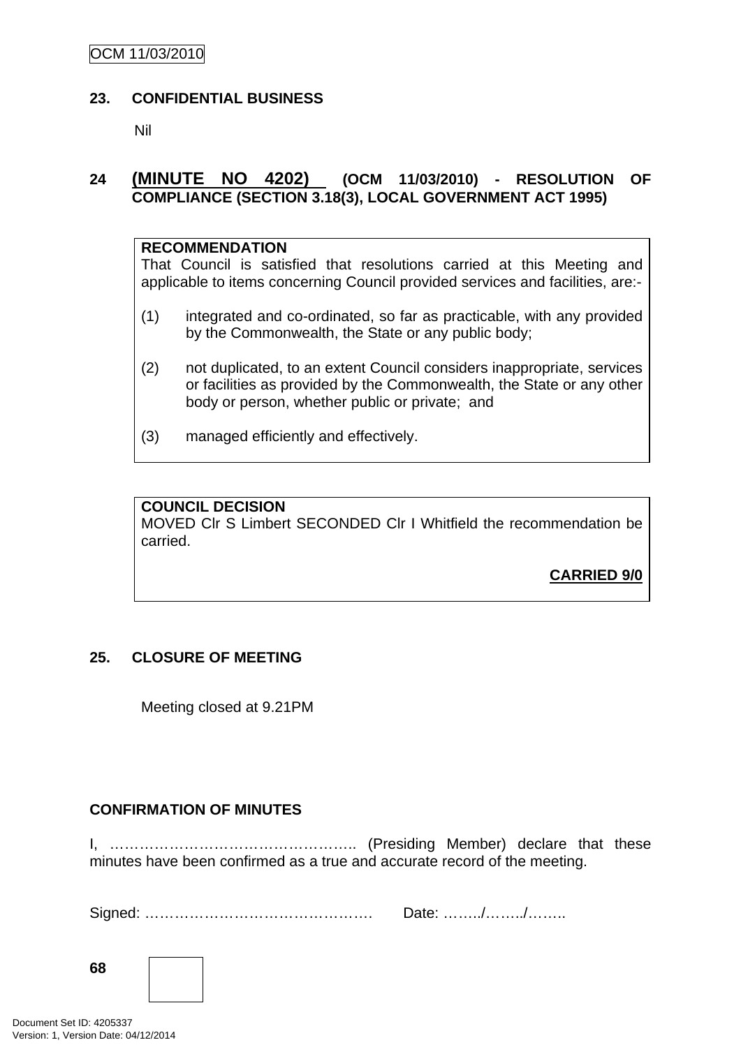## 23. CONFIDENTIAL BUSINESS

Nil

## 24 (MINUTE NO 4202) (OCM 11/03/2010) - RESOLUTION OF COMPLIANCE (SECTION 3.18(3), LOCAL GOVERNMENT ACT 1995)

**RECOMMENDATION**
That Council is satisfied that resolutions carried at this Meeting and applicable to items concerning Council provided services and facilities, are:-

(1) integrated and co-ordinated, so far as practicable, with any provided by the Commonwealth, the State or any public body;

(2) not duplicated, to an extent Council considers inappropriate, services or facilities as provided by the Commonwealth, the State or any other body or person, whether public or private; and

(3) managed efficiently and effectively.

**COUNCIL DECISION**
MOVED Clr S Limbert SECONDED Clr I Whitfield the recommendation be carried.

**CARRIED 9/0**

## 25. CLOSURE OF MEETING

Meeting closed at 9.21PM

**CONFIRMATION OF MINUTES**

I, ………………………………………….. (Presiding Member) declare that these minutes have been confirmed as a true and accurate record of the meeting.

Signed: ……………………………………… Date: ……../……../……..